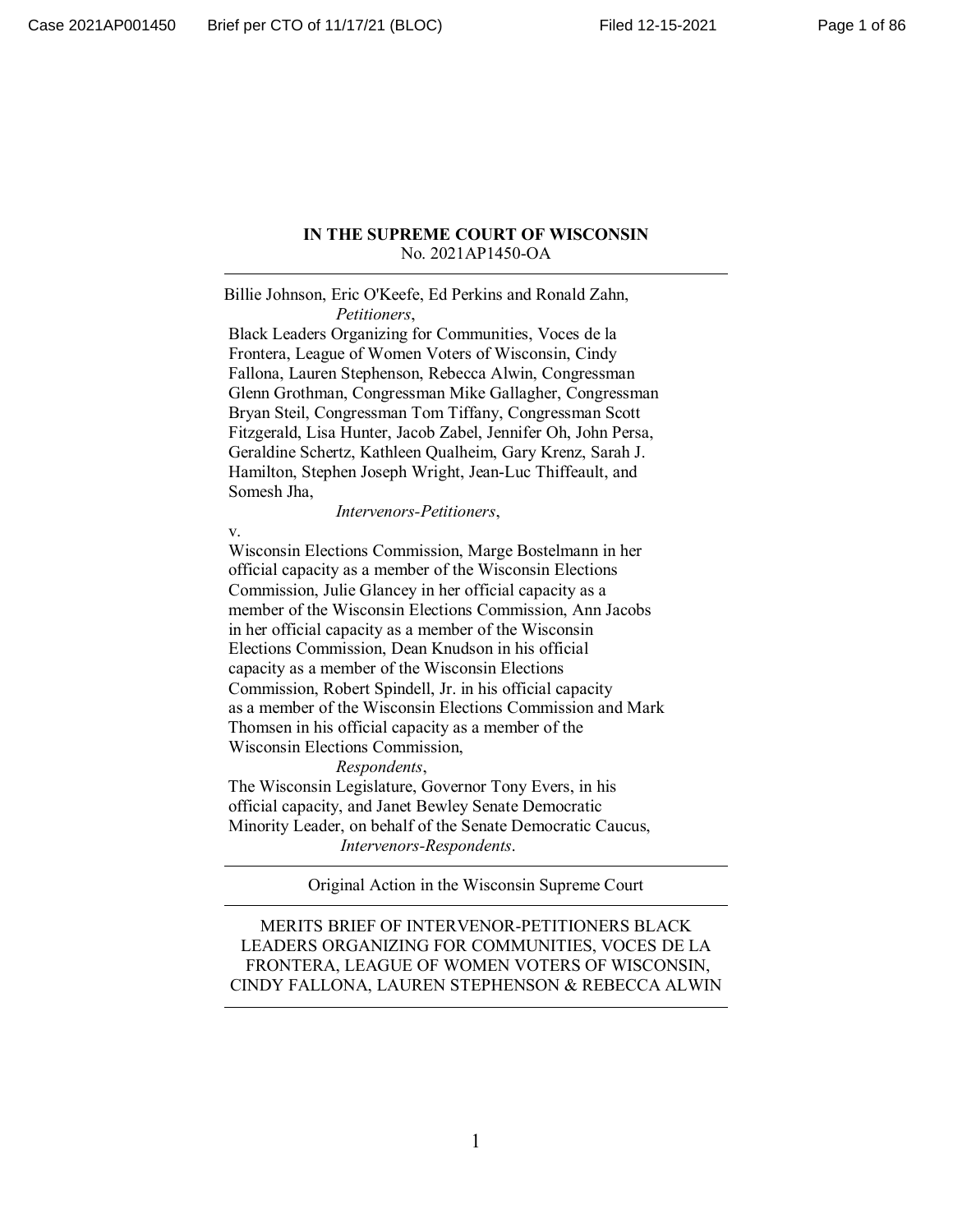**IN THE SUPREME COURT OF WISCONSIN**
No. 2021AP1450-OA

---

Billie Johnson, Eric O'Keefe, Ed Perkins and Ronald Zahn,
*Petitioners*,

Black Leaders Organizing for Communities, Voces de la Frontera, League of Women Voters of Wisconsin, Cindy Fallona, Lauren Stephenson, Rebecca Alwin, Congressman Glenn Grothman, Congressman Mike Gallagher, Congressman Bryan Steil, Congressman Tom Tiffany, Congressman Scott Fitzgerald, Lisa Hunter, Jacob Zabel, Jennifer Oh, John Persa, Geraldine Schertz, Kathleen Qualheim, Gary Krenz, Sarah J. Hamilton, Stephen Joseph Wright, Jean-Luc Thiffeault, and Somesh Jha,
*Intervenors-Petitioners*,

v.

Wisconsin Elections Commission, Marge Bostelmann in her official capacity as a member of the Wisconsin Elections Commission, Julie Glancey in her official capacity as a member of the Wisconsin Elections Commission, Ann Jacobs in her official capacity as a member of the Wisconsin Elections Commission, Dean Knudson in his official capacity as a member of the Wisconsin Elections Commission, Robert Spindell, Jr. in his official capacity as a member of the Wisconsin Elections Commission and Mark Thomsen in his official capacity as a member of the Wisconsin Elections Commission,
*Respondents*,

The Wisconsin Legislature, Governor Tony Evers, in his official capacity, and Janet Bewley Senate Democratic Minority Leader, on behalf of the Senate Democratic Caucus,
*Intervenors-Respondents*.

---

Original Action in the Wisconsin Supreme Court

---

MERITS BRIEF OF INTERVENOR-PETITIONERS BLACK LEADERS ORGANIZING FOR COMMUNITIES, VOCES DE LA FRONTERA, LEAGUE OF WOMEN VOTERS OF WISCONSIN, CINDY FALLONA, LAUREN STEPHENSON & REBECCA ALWIN

---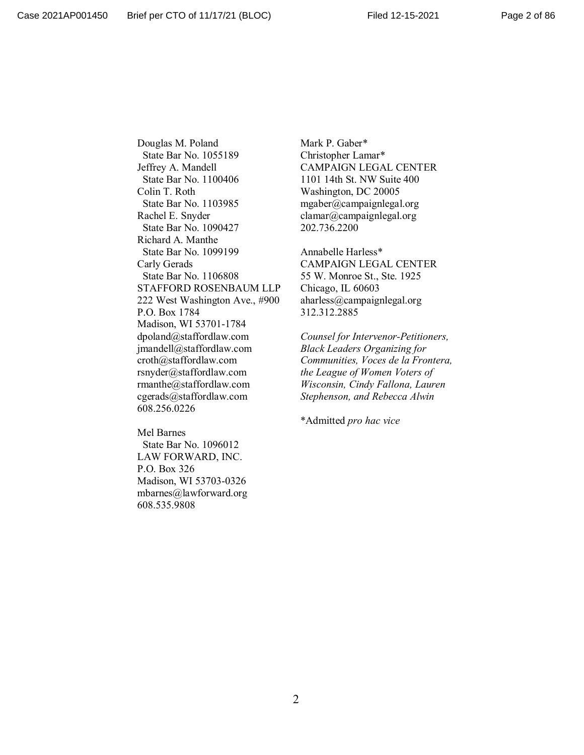Douglas M. Poland
State Bar No. 1055189
Jeffrey A. Mandell
State Bar No. 1100406
Colin T. Roth
State Bar No. 1103985
Rachel E. Snyder
State Bar No. 1090427
Richard A. Manthe
State Bar No. 1099199
Carly Gerads
State Bar No. 1106808
STAFFORD ROSENBAUM LLP
222 West Washington Ave., #900
P.O. Box 1784
Madison, WI 53701-1784
dpoland@staffordlaw.com
jmandell@staffordlaw.com
croth@staffordlaw.com
rsnyder@staffordlaw.com
rmanthe@staffordlaw.com
cgerads@staffordlaw.com
608.256.0226

Mel Barnes
State Bar No. 1096012
LAW FORWARD, INC.
P.O. Box 326
Madison, WI 53703-0326
mbarnes@lawforward.org
608.535.9808

Mark P. Gaber*
Christopher Lamar*
CAMPAIGN LEGAL CENTER
1101 14th St. NW Suite 400
Washington, DC 20005
mgaber@campaignlegal.org
clamar@campaignlegal.org
202.736.2200

Annabelle Harless*
CAMPAIGN LEGAL CENTER
55 W. Monroe St., Ste. 1925
Chicago, IL 60603
aharless@campaignlegal.org
312.312.2885

*Counsel for Intervenor-Petitioners, Black Leaders Organizing for Communities, Voces de la Frontera, the League of Women Voters of Wisconsin, Cindy Fallona, Lauren Stephenson, and Rebecca Alwin*

*Admitted *pro hac vice*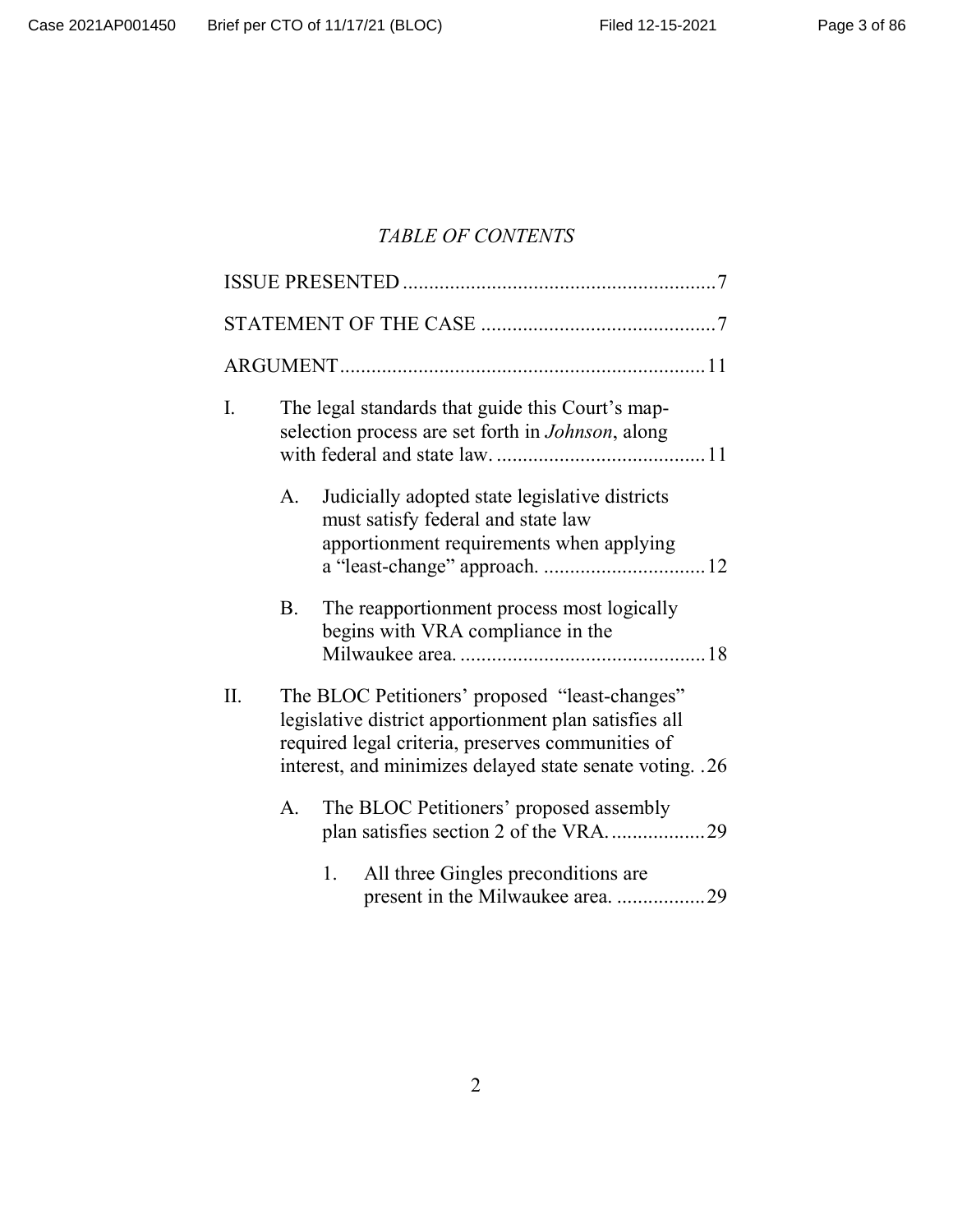*TABLE OF CONTENTS*

ISSUE PRESENTED ............................................................ 7

STATEMENT OF THE CASE ............................................. 7

ARGUMENT ...................................................................... 11

I. The legal standards that guide this Court's map-selection process are set forth in *Johnson*, along with federal and state law. ........................................ 11

    A. Judicially adopted state legislative districts must satisfy federal and state law apportionment requirements when applying a "least-change" approach. ............................... 12

    B. The reapportionment process most logically begins with VRA compliance in the Milwaukee area. ............................................... 18

II. The BLOC Petitioners' proposed "least-changes" legislative district apportionment plan satisfies all required legal criteria, preserves communities of interest, and minimizes delayed state senate voting. . 26

    A. The BLOC Petitioners' proposed assembly plan satisfies section 2 of the VRA. .................. 29

        1. All three Gingles preconditions are present in the Milwaukee area. ................. 29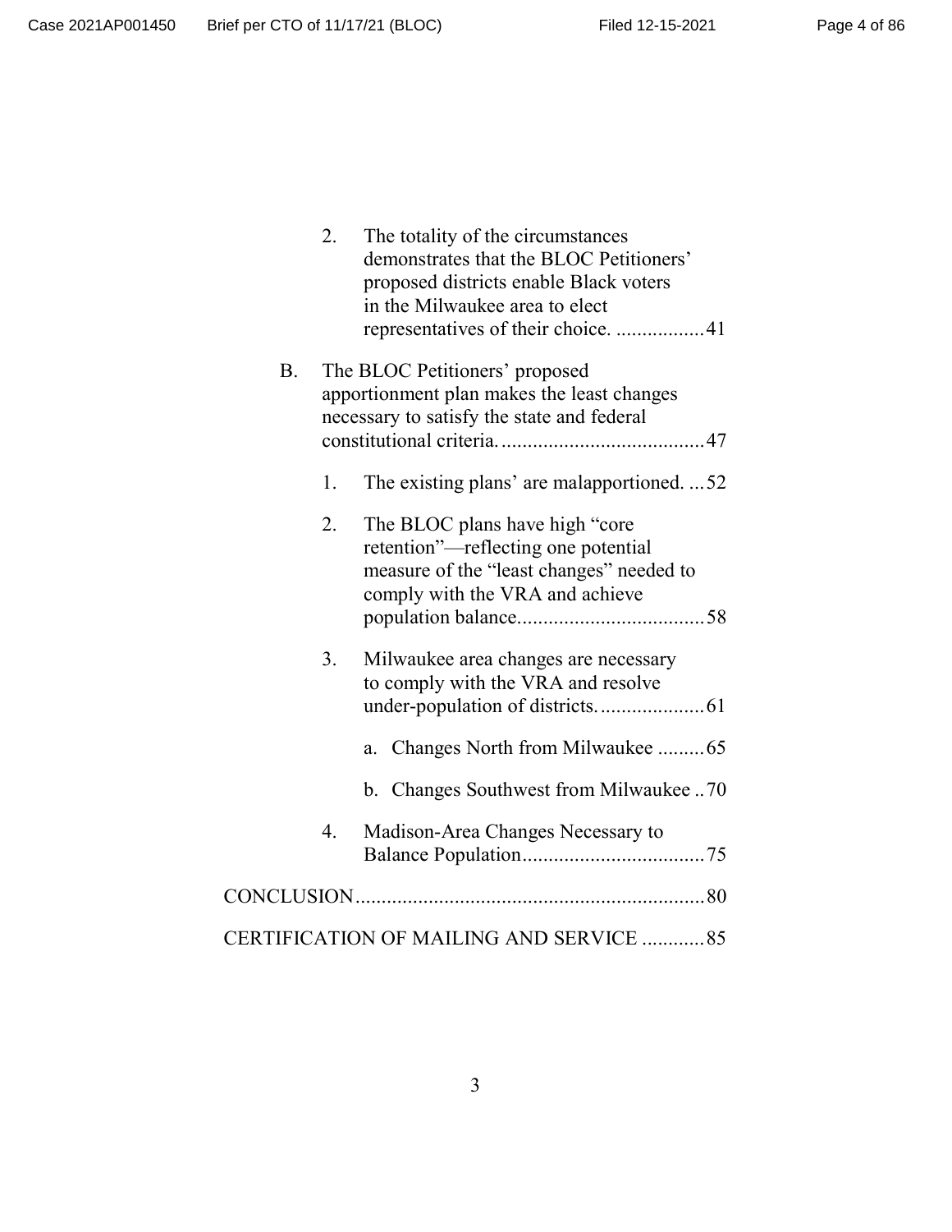2. The totality of the circumstances demonstrates that the BLOC Petitioners' proposed districts enable Black voters in the Milwaukee area to elect representatives of their choice. ................. 41

B. The BLOC Petitioners' proposed apportionment plan makes the least changes necessary to satisfy the state and federal constitutional criteria. ...................................... 47

1. The existing plans' are malapportioned. ... 52

2. The BLOC plans have high "core retention"—reflecting one potential measure of the "least changes" needed to comply with the VRA and achieve population balance. .................................. 58

3. Milwaukee area changes are necessary to comply with the VRA and resolve under-population of districts. ................... 61

a. Changes North from Milwaukee ......... 65

b. Changes Southwest from Milwaukee .. 70

4. Madison-Area Changes Necessary to Balance Population .................................. 75

CONCLUSION ................................................................ 80

CERTIFICATION OF MAILING AND SERVICE ............ 85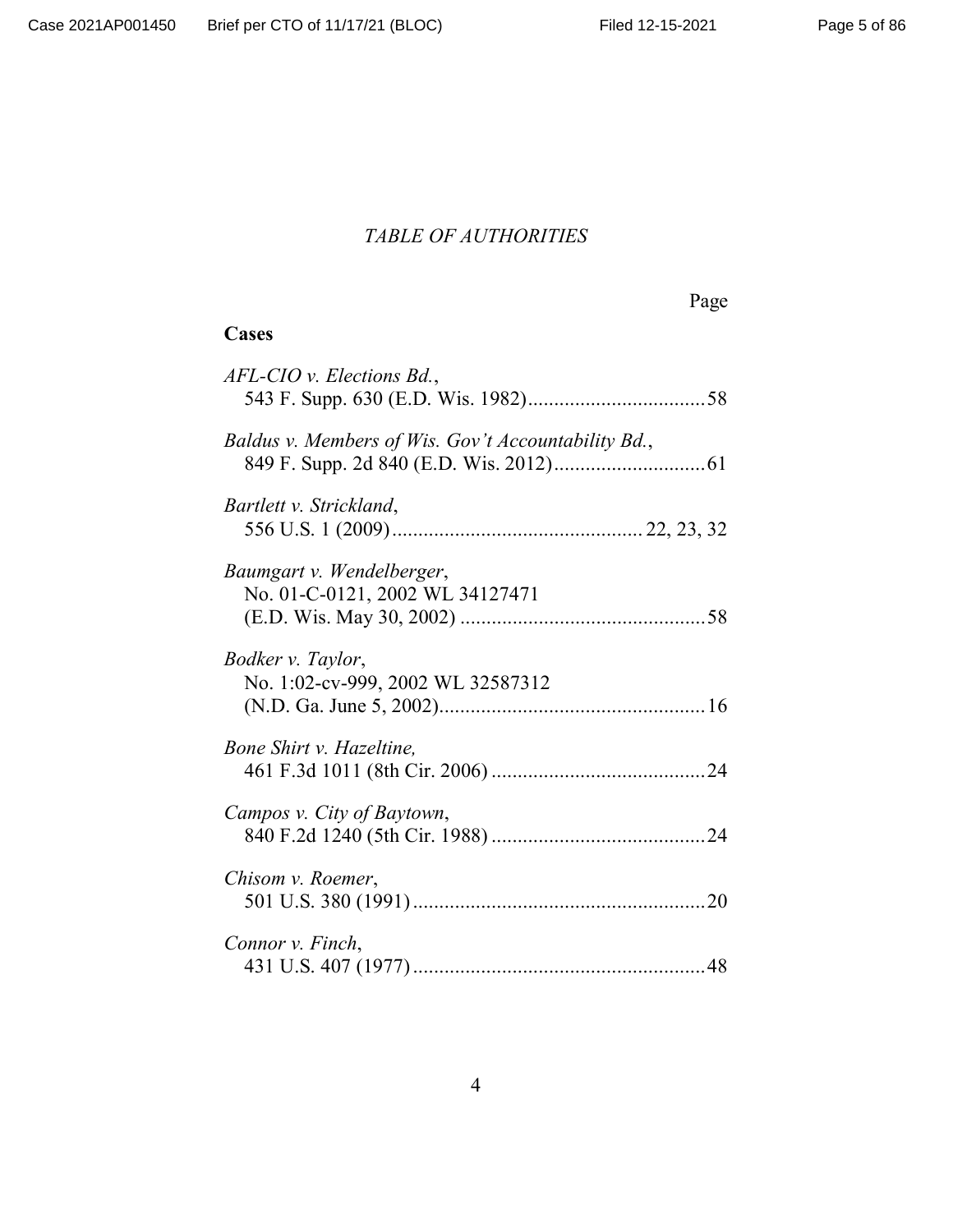*TABLE OF AUTHORITIES*

Page

**Cases**

*AFL-CIO v. Elections Bd.*,
543 F. Supp. 630 (E.D. Wis. 1982) .................................. 58

*Baldus v. Members of Wis. Gov't Accountability Bd.*,
849 F. Supp. 2d 840 (E.D. Wis. 2012) ............................ 61

*Bartlett v. Strickland*,
556 U.S. 1 (2009) ............................................... 22, 23, 32

*Baumgart v. Wendelberger*,
No. 01-C-0121, 2002 WL 34127471
(E.D. Wis. May 30, 2002) ............................................... 58

*Bodker v. Taylor*,
No. 1:02-cv-999, 2002 WL 32587312
(N.D. Ga. June 5, 2002) .................................................. 16

*Bone Shirt v. Hazeltine,*
461 F.3d 1011 (8th Cir. 2006) ......................................... 24

*Campos v. City of Baytown*,
840 F.2d 1240 (5th Cir. 1988) ......................................... 24

*Chisom v. Roemer*,
501 U.S. 380 (1991) ........................................................ 20

*Connor v. Finch*,
431 U.S. 407 (1977) ........................................................ 48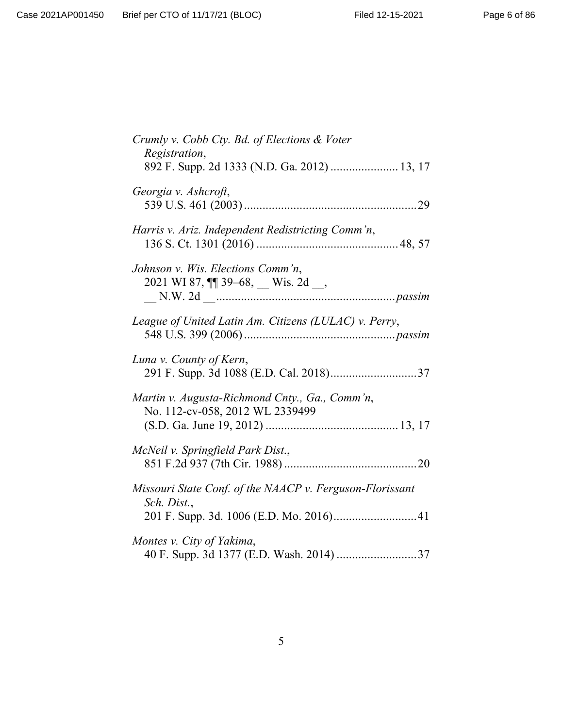*Crumly v. Cobb Cty. Bd. of Elections & Voter Registration*,
892 F. Supp. 2d 1333 (N.D. Ga. 2012) ...................... 13, 17

*Georgia v. Ashcroft*,
539 U.S. 461 (2003) ........................................................ 29

*Harris v. Ariz. Independent Redistricting Comm'n*,
136 S. Ct. 1301 (2016) .............................................. 48, 57

*Johnson v. Wis. Elections Comm'n*,
2021 WI 87, ¶¶ 39–68, __ Wis. 2d __,
__ N.W. 2d __ .......................................................... *passim*

*League of United Latin Am. Citizens (LULAC) v. Perry*,
548 U.S. 399 (2006) ................................................ *passim*

*Luna v. County of Kern*,
291 F. Supp. 3d 1088 (E.D. Cal. 2018) ............................ 37

*Martin v. Augusta-Richmond Cnty., Ga., Comm'n*,
No. 112-cv-058, 2012 WL 2339499
(S.D. Ga. June 19, 2012) ........................................... 13, 17

*McNeil v. Springfield Park Dist.*,
851 F.2d 937 (7th Cir. 1988) ........................................... 20

*Missouri State Conf. of the NAACP v. Ferguson-Florissant Sch. Dist.*,
201 F. Supp. 3d. 1006 (E.D. Mo. 2016) ........................... 41

*Montes v. City of Yakima*,
40 F. Supp. 3d 1377 (E.D. Wash. 2014) .......................... 37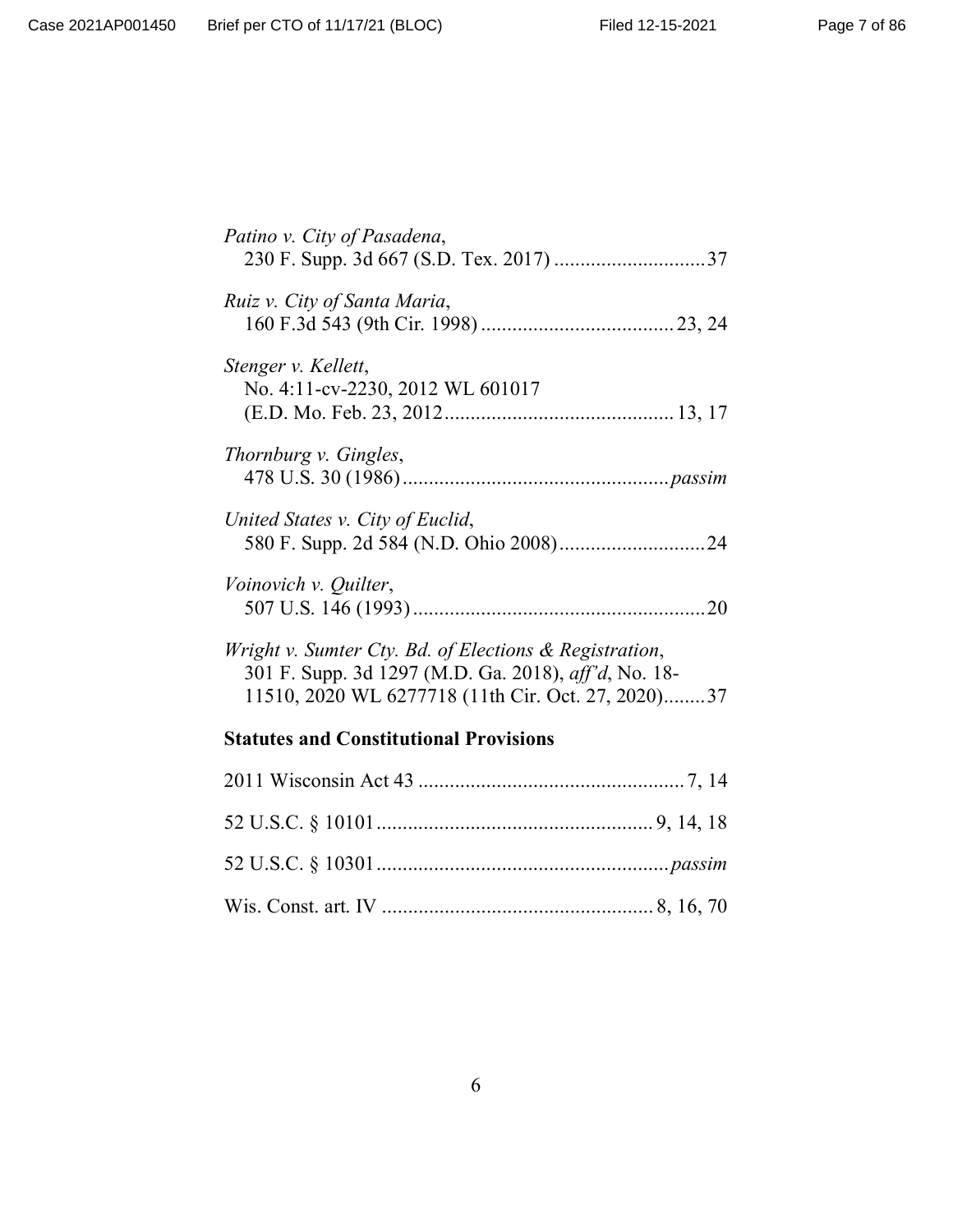*Patino v. City of Pasadena*,
230 F. Supp. 3d 667 (S.D. Tex. 2017) .............................37

*Ruiz v. City of Santa Maria*,
160 F.3d 543 (9th Cir. 1998) ..................................... 23, 24

*Stenger v. Kellett*,
No. 4:11-cv-2230, 2012 WL 601017
(E.D. Mo. Feb. 23, 2012............................................ 13, 17

*Thornburg v. Gingles*,
478 U.S. 30 (1986) ....................................................*passim*

*United States v. City of Euclid*,
580 F. Supp. 2d 584 (N.D. Ohio 2008)............................24

*Voinovich v. Quilter*,
507 U.S. 146 (1993) ........................................................20

*Wright v. Sumter Cty. Bd. of Elections & Registration*,
301 F. Supp. 3d 1297 (M.D. Ga. 2018), *aff'd*, No. 18-
11510, 2020 WL 6277718 (11th Cir. Oct. 27, 2020)........37

**Statutes and Constitutional Provisions**

2011 Wisconsin Act 43 ................................................... 7, 14

52 U.S.C. § 10101 ..................................................... 9, 14, 18

52 U.S.C. § 10301 ........................................................*passim*

Wis. Const. art. IV .................................................... 8, 16, 70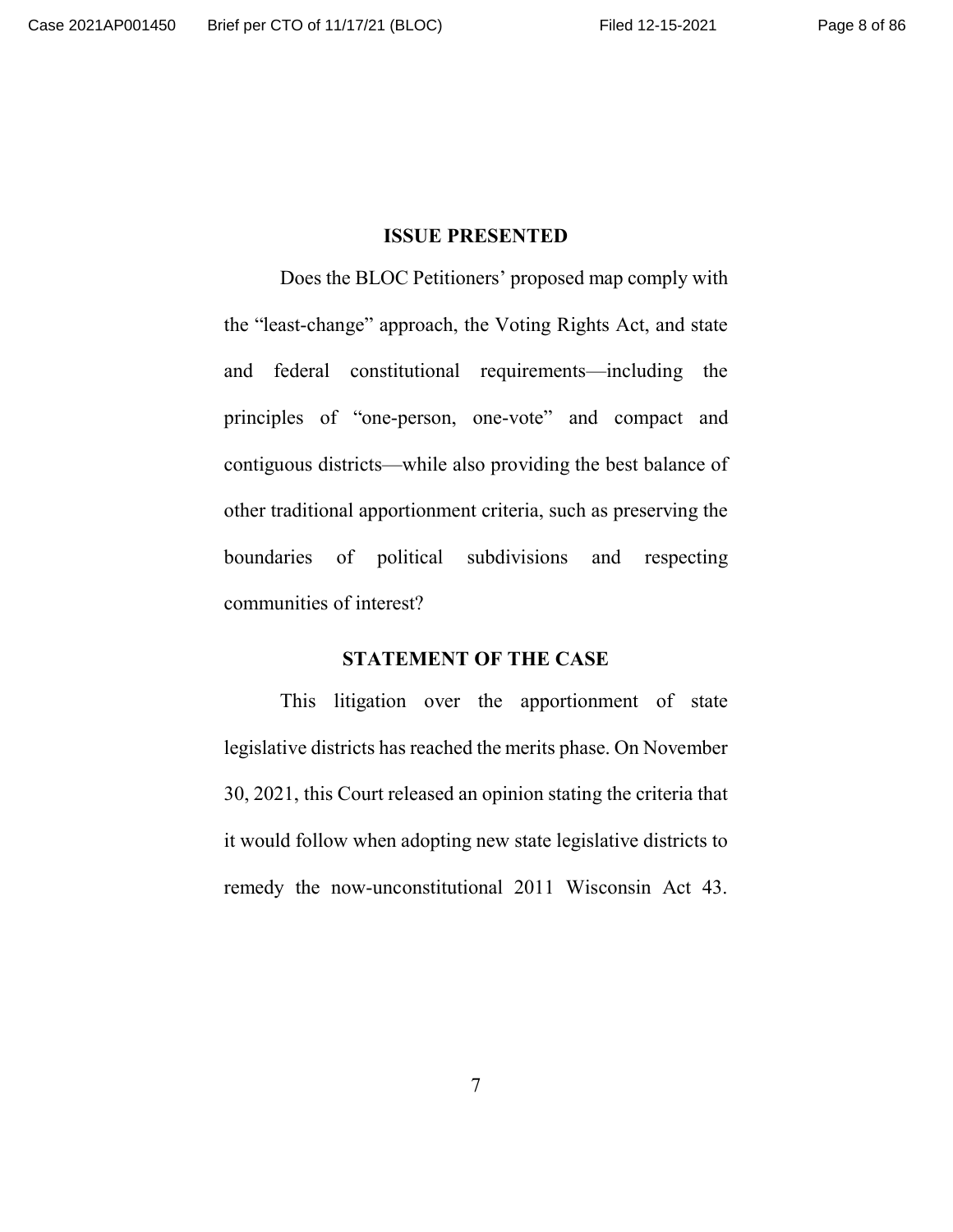## ISSUE PRESENTED

Does the BLOC Petitioners' proposed map comply with the "least-change" approach, the Voting Rights Act, and state and federal constitutional requirements—including the principles of "one-person, one-vote" and compact and contiguous districts—while also providing the best balance of other traditional apportionment criteria, such as preserving the boundaries of political subdivisions and respecting communities of interest?

## STATEMENT OF THE CASE

This litigation over the apportionment of state legislative districts has reached the merits phase. On November 30, 2021, this Court released an opinion stating the criteria that it would follow when adopting new state legislative districts to remedy the now-unconstitutional 2011 Wisconsin Act 43.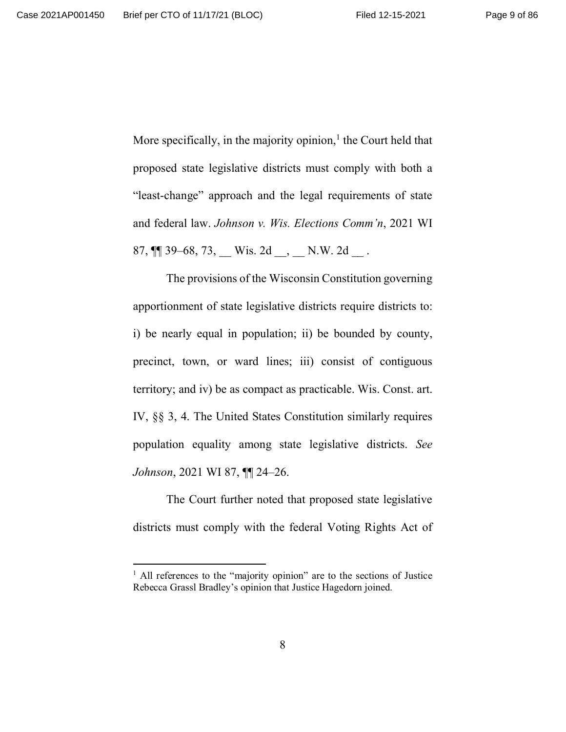More specifically, in the majority opinion,[1] the Court held that proposed state legislative districts must comply with both a "least-change" approach and the legal requirements of state and federal law. *Johnson v. Wis. Elections Comm'n*, 2021 WI 87, ¶¶ 39–68, 73, __ Wis. 2d __, __ N.W. 2d __ .

The provisions of the Wisconsin Constitution governing apportionment of state legislative districts require districts to: i) be nearly equal in population; ii) be bounded by county, precinct, town, or ward lines; iii) consist of contiguous territory; and iv) be as compact as practicable. Wis. Const. art. IV, §§ 3, 4. The United States Constitution similarly requires population equality among state legislative districts. *See Johnson*, 2021 WI 87, ¶¶ 24–26.

The Court further noted that proposed state legislative districts must comply with the federal Voting Rights Act of

---

[1] All references to the "majority opinion" are to the sections of Justice Rebecca Grassl Bradley's opinion that Justice Hagedorn joined.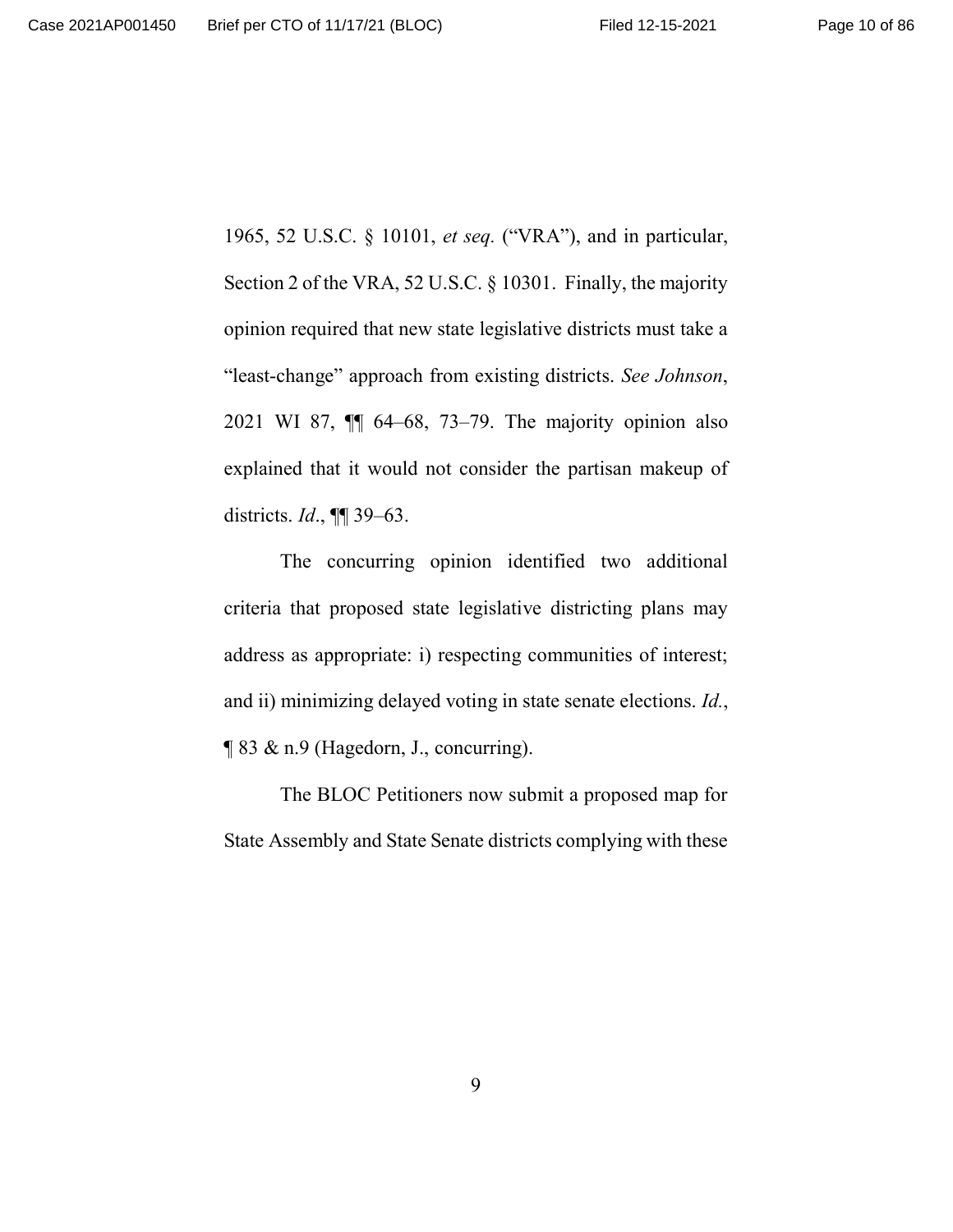1965, 52 U.S.C. § 10101, *et seq.* ("VRA"), and in particular, Section 2 of the VRA, 52 U.S.C. § 10301. Finally, the majority opinion required that new state legislative districts must take a "least-change" approach from existing districts. *See Johnson*, 2021 WI 87, ¶¶ 64–68, 73–79. The majority opinion also explained that it would not consider the partisan makeup of districts. *Id.*, ¶¶ 39–63.

The concurring opinion identified two additional criteria that proposed state legislative districting plans may address as appropriate: i) respecting communities of interest; and ii) minimizing delayed voting in state senate elections. *Id.*, ¶ 83 & n.9 (Hagedorn, J., concurring).

The BLOC Petitioners now submit a proposed map for State Assembly and State Senate districts complying with these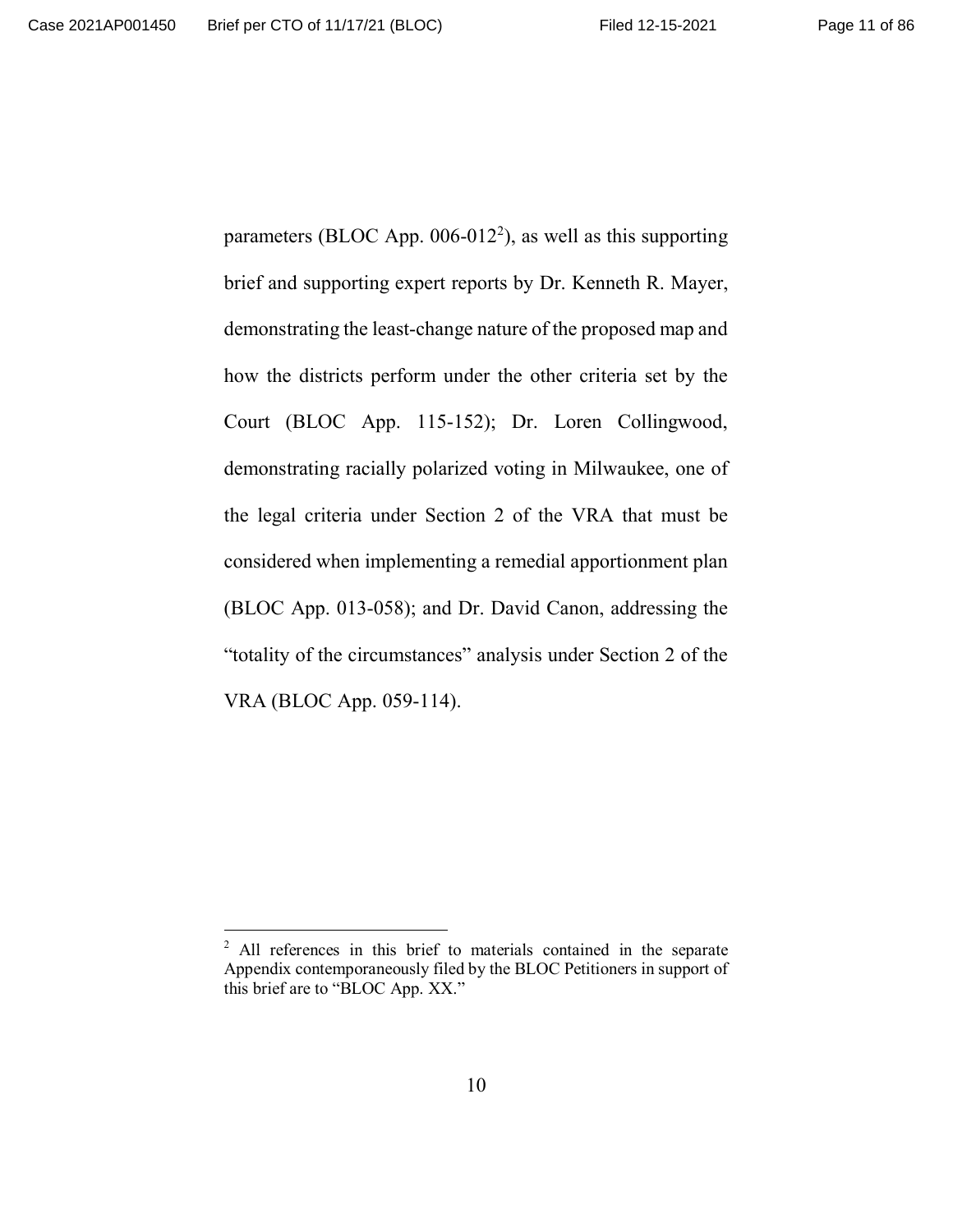parameters (BLOC App. 006-012[2]), as well as this supporting brief and supporting expert reports by Dr. Kenneth R. Mayer, demonstrating the least-change nature of the proposed map and how the districts perform under the other criteria set by the Court (BLOC App. 115-152); Dr. Loren Collingwood, demonstrating racially polarized voting in Milwaukee, one of the legal criteria under Section 2 of the VRA that must be considered when implementing a remedial apportionment plan (BLOC App. 013-058); and Dr. David Canon, addressing the "totality of the circumstances" analysis under Section 2 of the VRA (BLOC App. 059-114).

[2] All references in this brief to materials contained in the separate Appendix contemporaneously filed by the BLOC Petitioners in support of this brief are to "BLOC App. XX."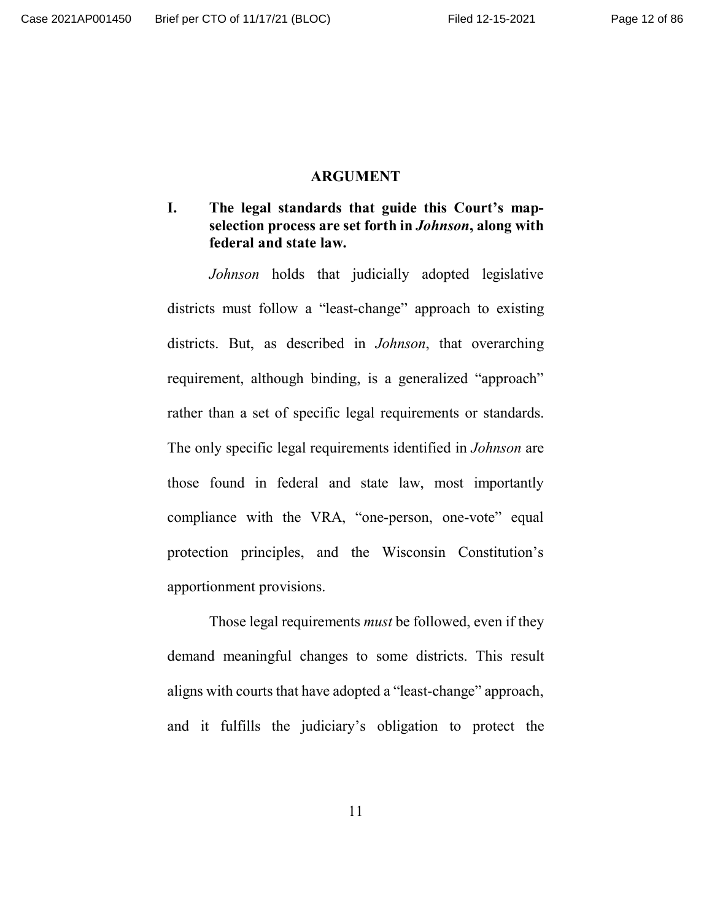# ARGUMENT

## I. The legal standards that guide this Court's map-selection process are set forth in *Johnson*, along with federal and state law.

*Johnson* holds that judicially adopted legislative districts must follow a "least-change" approach to existing districts. But, as described in *Johnson*, that overarching requirement, although binding, is a generalized "approach" rather than a set of specific legal requirements or standards. The only specific legal requirements identified in *Johnson* are those found in federal and state law, most importantly compliance with the VRA, "one-person, one-vote" equal protection principles, and the Wisconsin Constitution's apportionment provisions.

Those legal requirements *must* be followed, even if they demand meaningful changes to some districts. This result aligns with courts that have adopted a "least-change" approach, and it fulfills the judiciary's obligation to protect the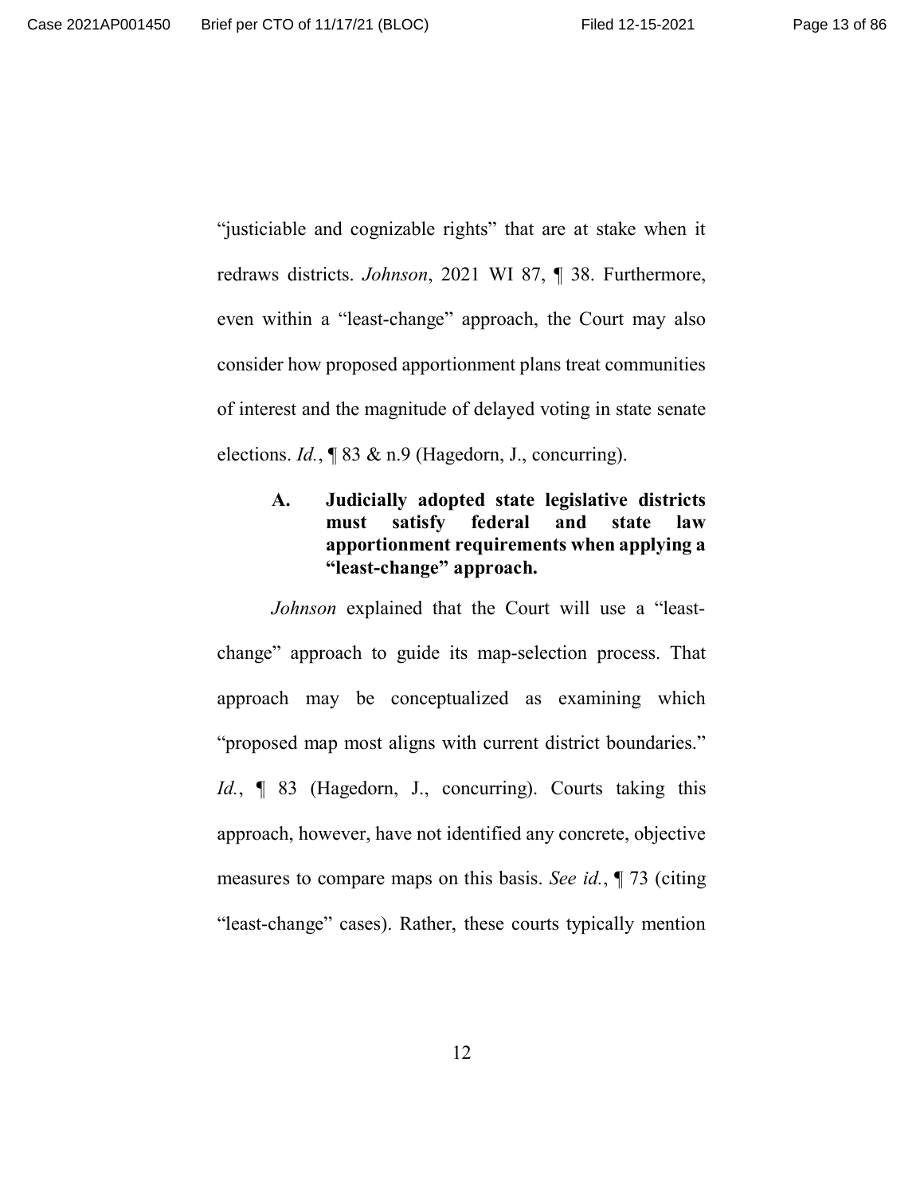"justiciable and cognizable rights" that are at stake when it redraws districts. *Johnson*, 2021 WI 87, ¶ 38. Furthermore, even within a "least-change" approach, the Court may also consider how proposed apportionment plans treat communities of interest and the magnitude of delayed voting in state senate elections. *Id.*, ¶ 83 & n.9 (Hagedorn, J., concurring).

### A. Judicially adopted state legislative districts must satisfy federal and state law apportionment requirements when applying a "least-change" approach.

*Johnson* explained that the Court will use a "least-change" approach to guide its map-selection process. That approach may be conceptualized as examining which "proposed map most aligns with current district boundaries." *Id.*, ¶ 83 (Hagedorn, J., concurring). Courts taking this approach, however, have not identified any concrete, objective measures to compare maps on this basis. *See id.*, ¶ 73 (citing "least-change" cases). Rather, these courts typically mention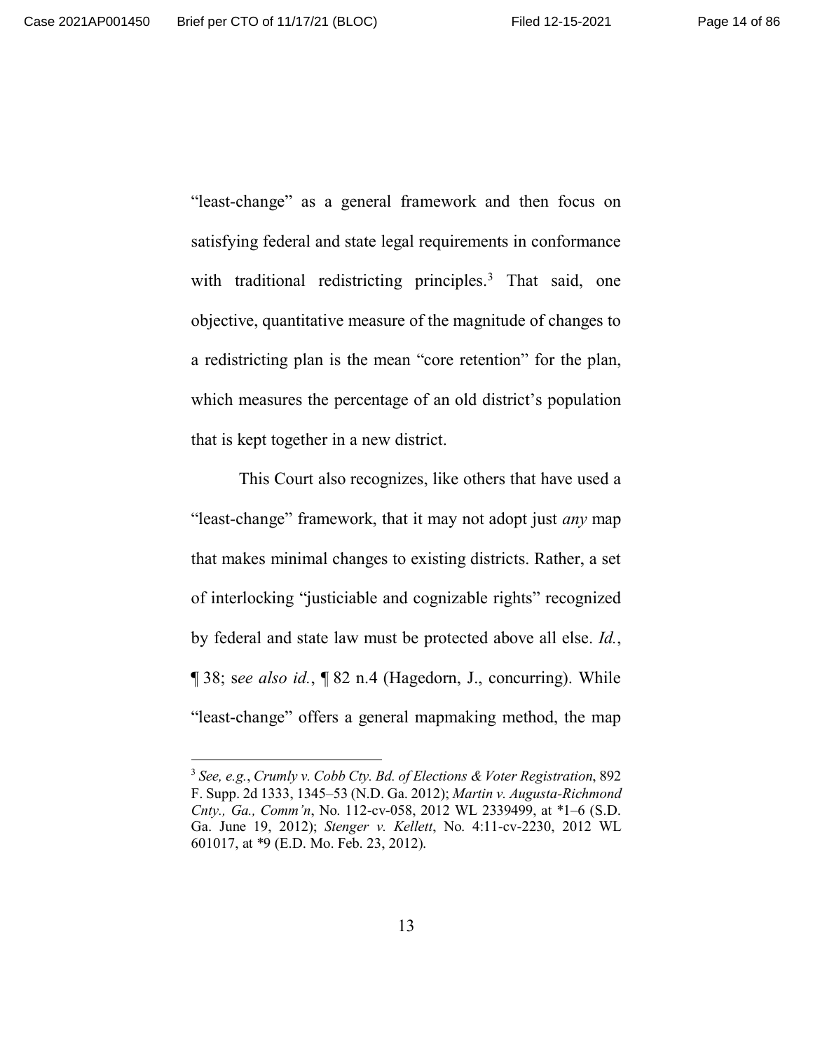"least-change" as a general framework and then focus on satisfying federal and state legal requirements in conformance with traditional redistricting principles.[3] That said, one objective, quantitative measure of the magnitude of changes to a redistricting plan is the mean "core retention" for the plan, which measures the percentage of an old district's population that is kept together in a new district.

This Court also recognizes, like others that have used a "least-change" framework, that it may not adopt just *any* map that makes minimal changes to existing districts. Rather, a set of interlocking "justiciable and cognizable rights" recognized by federal and state law must be protected above all else. *Id.*, ¶ 38; s*ee also id.*, ¶ 82 n.4 (Hagedorn, J., concurring). While "least-change" offers a general mapmaking method, the map

---

[3] *See, e.g.*, *Crumly v. Cobb Cty. Bd. of Elections & Voter Registration*, 892 F. Supp. 2d 1333, 1345–53 (N.D. Ga. 2012); *Martin v. Augusta-Richmond Cnty., Ga., Comm'n*, No. 112-cv-058, 2012 WL 2339499, at *1–6 (S.D. Ga. June 19, 2012); *Stenger v. Kellett*, No. 4:11-cv-2230, 2012 WL 601017, at *9 (E.D. Mo. Feb. 23, 2012).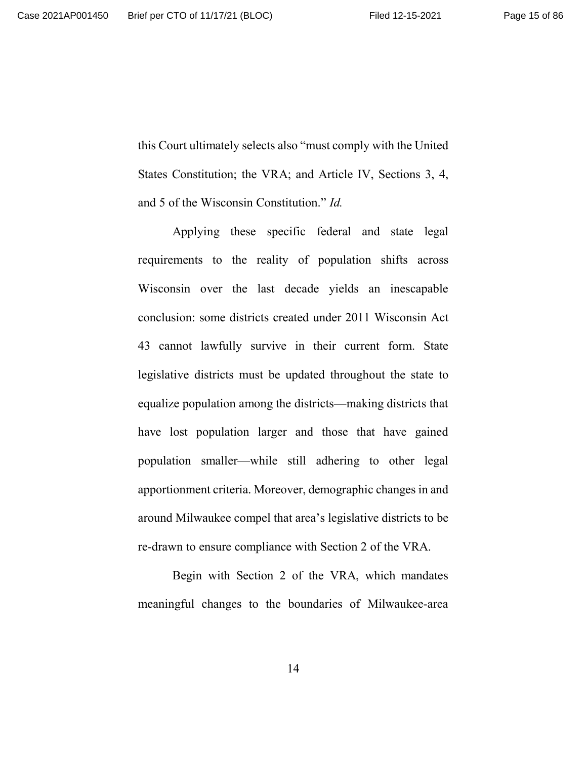this Court ultimately selects also "must comply with the United States Constitution; the VRA; and Article IV, Sections 3, 4, and 5 of the Wisconsin Constitution." *Id.*

Applying these specific federal and state legal requirements to the reality of population shifts across Wisconsin over the last decade yields an inescapable conclusion: some districts created under 2011 Wisconsin Act 43 cannot lawfully survive in their current form. State legislative districts must be updated throughout the state to equalize population among the districts—making districts that have lost population larger and those that have gained population smaller—while still adhering to other legal apportionment criteria. Moreover, demographic changes in and around Milwaukee compel that area's legislative districts to be re-drawn to ensure compliance with Section 2 of the VRA.

Begin with Section 2 of the VRA, which mandates meaningful changes to the boundaries of Milwaukee-area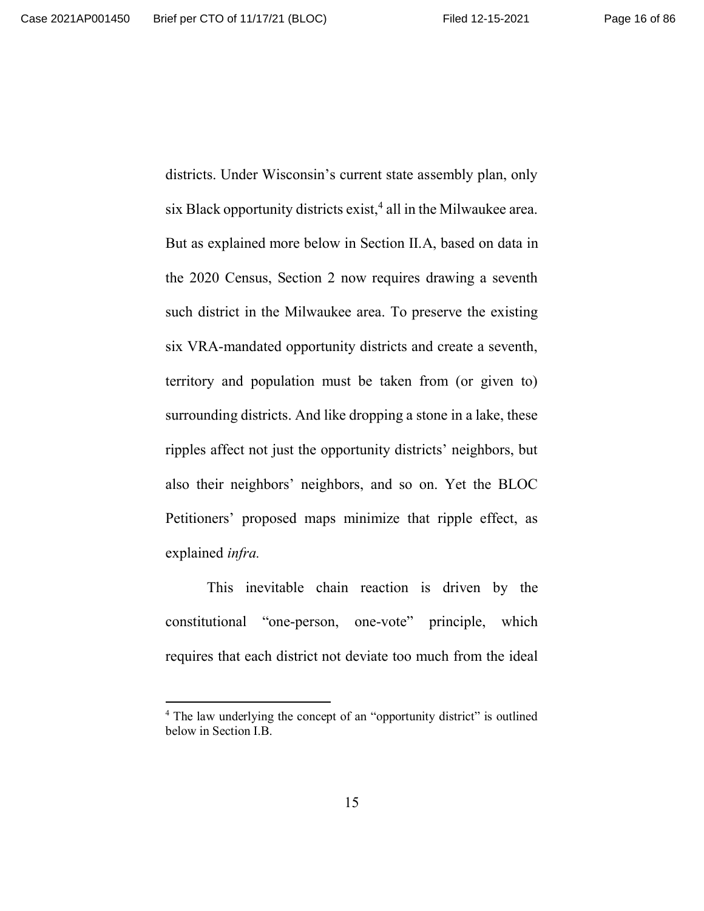districts. Under Wisconsin's current state assembly plan, only six Black opportunity districts exist,[4] all in the Milwaukee area. But as explained more below in Section II.A, based on data in the 2020 Census, Section 2 now requires drawing a seventh such district in the Milwaukee area. To preserve the existing six VRA-mandated opportunity districts and create a seventh, territory and population must be taken from (or given to) surrounding districts. And like dropping a stone in a lake, these ripples affect not just the opportunity districts' neighbors, but also their neighbors' neighbors, and so on. Yet the BLOC Petitioners' proposed maps minimize that ripple effect, as explained *infra.*

This inevitable chain reaction is driven by the constitutional "one-person, one-vote" principle, which requires that each district not deviate too much from the ideal

[4] The law underlying the concept of an "opportunity district" is outlined below in Section I.B.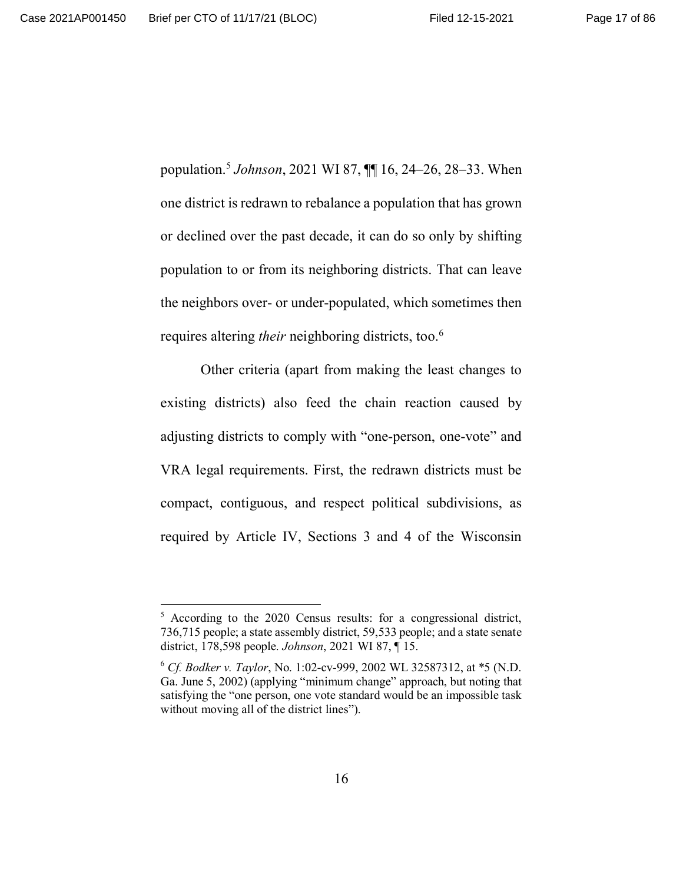population.[5] *Johnson*, 2021 WI 87, ¶¶ 16, 24–26, 28–33. When one district is redrawn to rebalance a population that has grown or declined over the past decade, it can do so only by shifting population to or from its neighboring districts. That can leave the neighbors over- or under-populated, which sometimes then requires altering *their* neighboring districts, too.[6]

Other criteria (apart from making the least changes to existing districts) also feed the chain reaction caused by adjusting districts to comply with "one-person, one-vote" and VRA legal requirements. First, the redrawn districts must be compact, contiguous, and respect political subdivisions, as required by Article IV, Sections 3 and 4 of the Wisconsin

---

[5] According to the 2020 Census results: for a congressional district, 736,715 people; a state assembly district, 59,533 people; and a state senate district, 178,598 people. *Johnson*, 2021 WI 87, ¶ 15.

[6] *Cf. Bodker v. Taylor*, No. 1:02-cv-999, 2002 WL 32587312, at *5 (N.D. Ga. June 5, 2002) (applying "minimum change" approach, but noting that satisfying the "one person, one vote standard would be an impossible task without moving all of the district lines").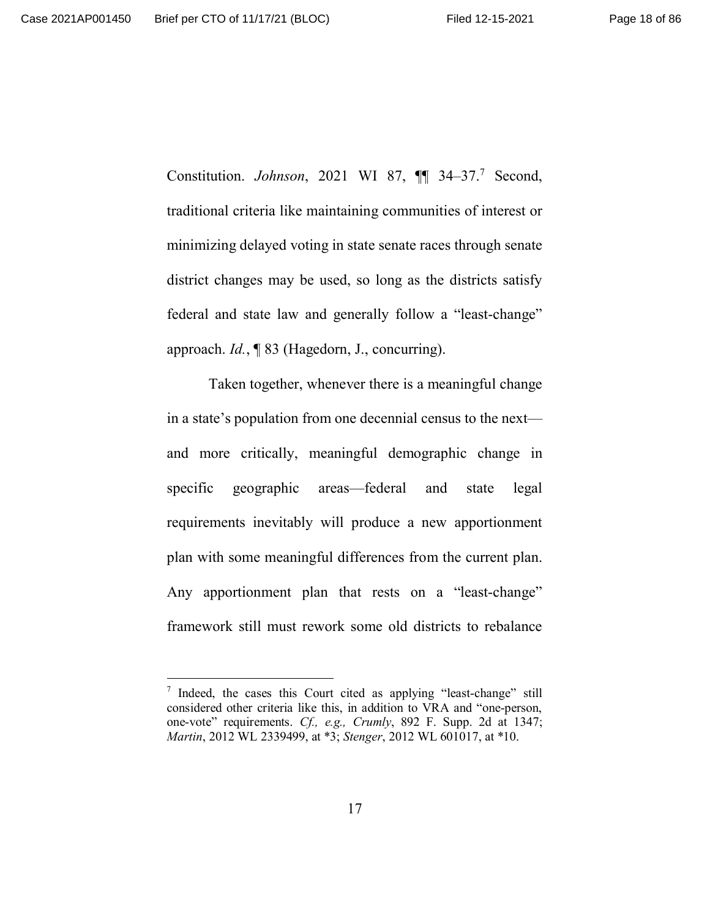Constitution. *Johnson*, 2021 WI 87, ¶¶ 34–37.[7] Second, traditional criteria like maintaining communities of interest or minimizing delayed voting in state senate races through senate district changes may be used, so long as the districts satisfy federal and state law and generally follow a "least-change" approach. *Id.*, ¶ 83 (Hagedorn, J., concurring).

Taken together, whenever there is a meaningful change in a state's population from one decennial census to the next—and more critically, meaningful demographic change in specific geographic areas—federal and state legal requirements inevitably will produce a new apportionment plan with some meaningful differences from the current plan. Any apportionment plan that rests on a "least-change" framework still must rework some old districts to rebalance

---

[7] Indeed, the cases this Court cited as applying "least-change" still considered other criteria like this, in addition to VRA and "one-person, one-vote" requirements. *Cf., e.g., Crumly*, 892 F. Supp. 2d at 1347; *Martin*, 2012 WL 2339499, at *3; *Stenger*, 2012 WL 601017, at *10.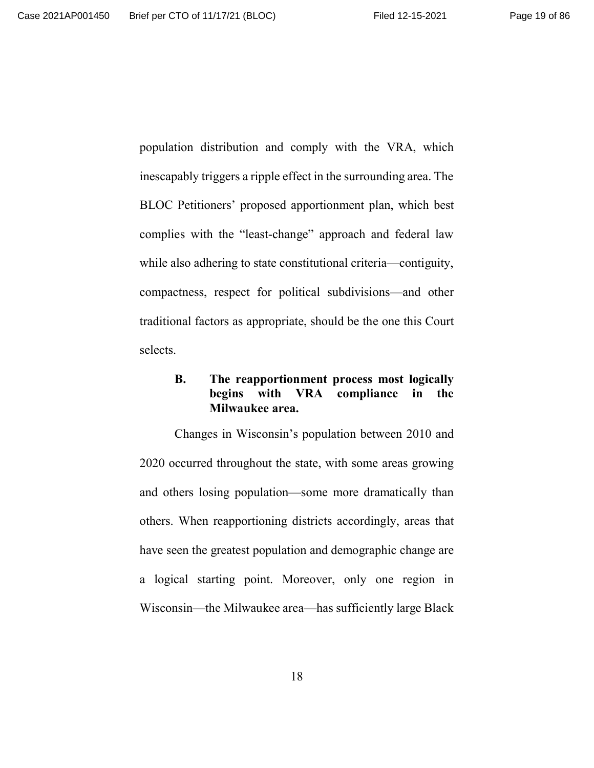population distribution and comply with the VRA, which inescapably triggers a ripple effect in the surrounding area. The BLOC Petitioners' proposed apportionment plan, which best complies with the "least-change" approach and federal law while also adhering to state constitutional criteria—contiguity, compactness, respect for political subdivisions—and other traditional factors as appropriate, should be the one this Court selects.

### B. The reapportionment process most logically begins with VRA compliance in the Milwaukee area.

Changes in Wisconsin's population between 2010 and 2020 occurred throughout the state, with some areas growing and others losing population—some more dramatically than others. When reapportioning districts accordingly, areas that have seen the greatest population and demographic change are a logical starting point. Moreover, only one region in Wisconsin—the Milwaukee area—has sufficiently large Black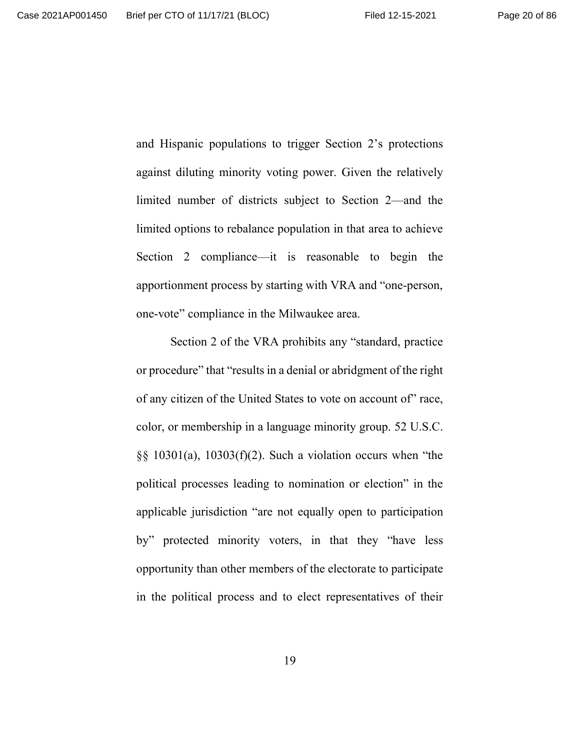and Hispanic populations to trigger Section 2's protections against diluting minority voting power. Given the relatively limited number of districts subject to Section 2—and the limited options to rebalance population in that area to achieve Section 2 compliance—it is reasonable to begin the apportionment process by starting with VRA and "one-person, one-vote" compliance in the Milwaukee area.

Section 2 of the VRA prohibits any "standard, practice or procedure" that "results in a denial or abridgment of the right of any citizen of the United States to vote on account of" race, color, or membership in a language minority group. 52 U.S.C. §§ 10301(a), 10303(f)(2). Such a violation occurs when "the political processes leading to nomination or election" in the applicable jurisdiction "are not equally open to participation by" protected minority voters, in that they "have less opportunity than other members of the electorate to participate in the political process and to elect representatives of their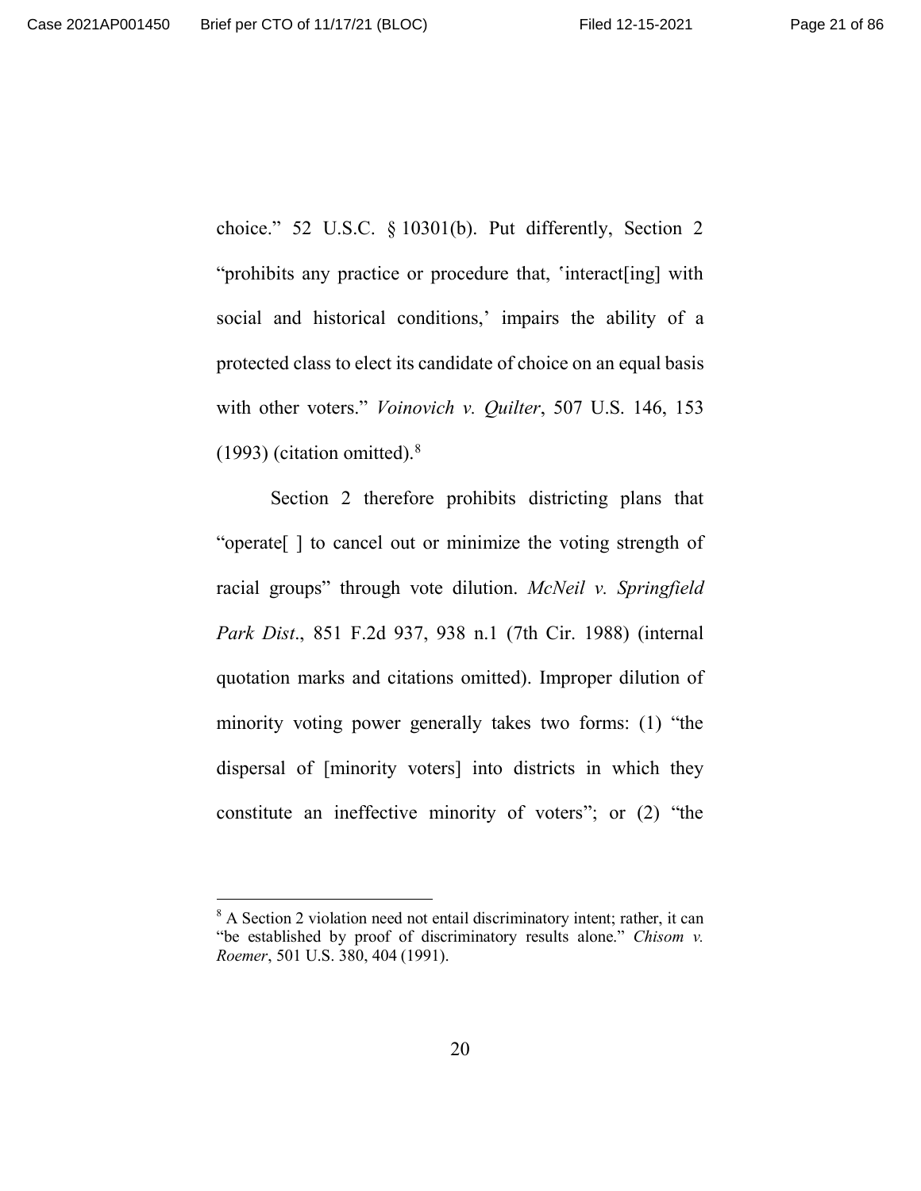choice." 52 U.S.C. § 10301(b). Put differently, Section 2 "prohibits any practice or procedure that, 'interact[ing] with social and historical conditions,' impairs the ability of a protected class to elect its candidate of choice on an equal basis with other voters." *Voinovich v. Quilter*, 507 U.S. 146, 153 (1993) (citation omitted).[8]

Section 2 therefore prohibits districting plans that "operate[ ] to cancel out or minimize the voting strength of racial groups" through vote dilution. *McNeil v. Springfield Park Dist*., 851 F.2d 937, 938 n.1 (7th Cir. 1988) (internal quotation marks and citations omitted). Improper dilution of minority voting power generally takes two forms: (1) "the dispersal of [minority voters] into districts in which they constitute an ineffective minority of voters"; or (2) "the

---

[8] A Section 2 violation need not entail discriminatory intent; rather, it can "be established by proof of discriminatory results alone." *Chisom v. Roemer*, 501 U.S. 380, 404 (1991).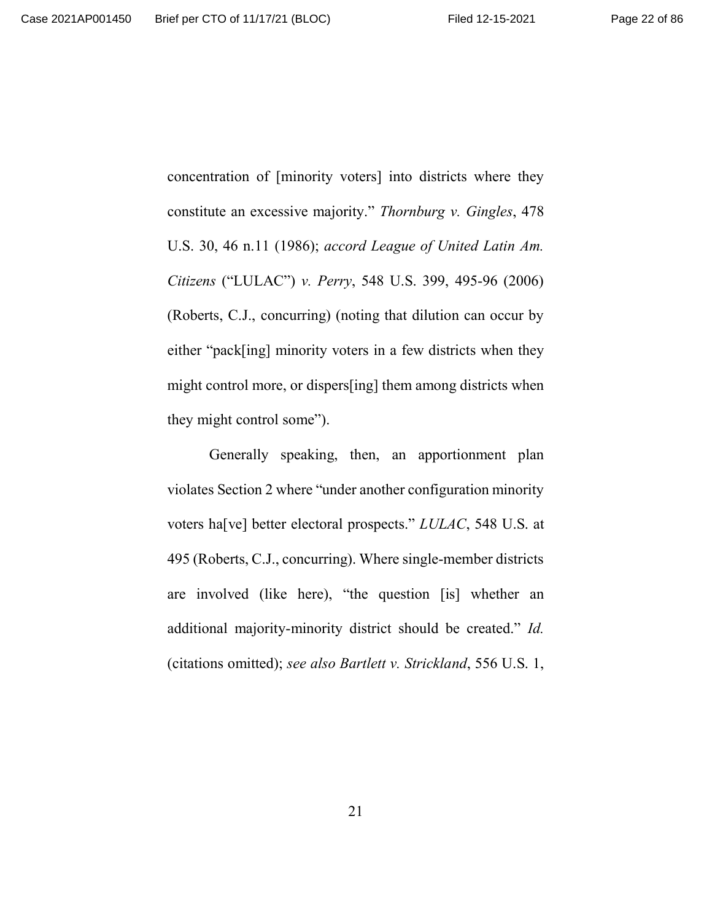concentration of [minority voters] into districts where they constitute an excessive majority." *Thornburg v. Gingles*, 478 U.S. 30, 46 n.11 (1986); *accord League of United Latin Am. Citizens* ("LULAC") *v. Perry*, 548 U.S. 399, 495-96 (2006) (Roberts, C.J., concurring) (noting that dilution can occur by either "pack[ing] minority voters in a few districts when they might control more, or dispers[ing] them among districts when they might control some").

Generally speaking, then, an apportionment plan violates Section 2 where "under another configuration minority voters ha[ve] better electoral prospects." *LULAC*, 548 U.S. at 495 (Roberts, C.J., concurring). Where single-member districts are involved (like here), "the question [is] whether an additional majority-minority district should be created." *Id.* (citations omitted); *see also Bartlett v. Strickland*, 556 U.S. 1,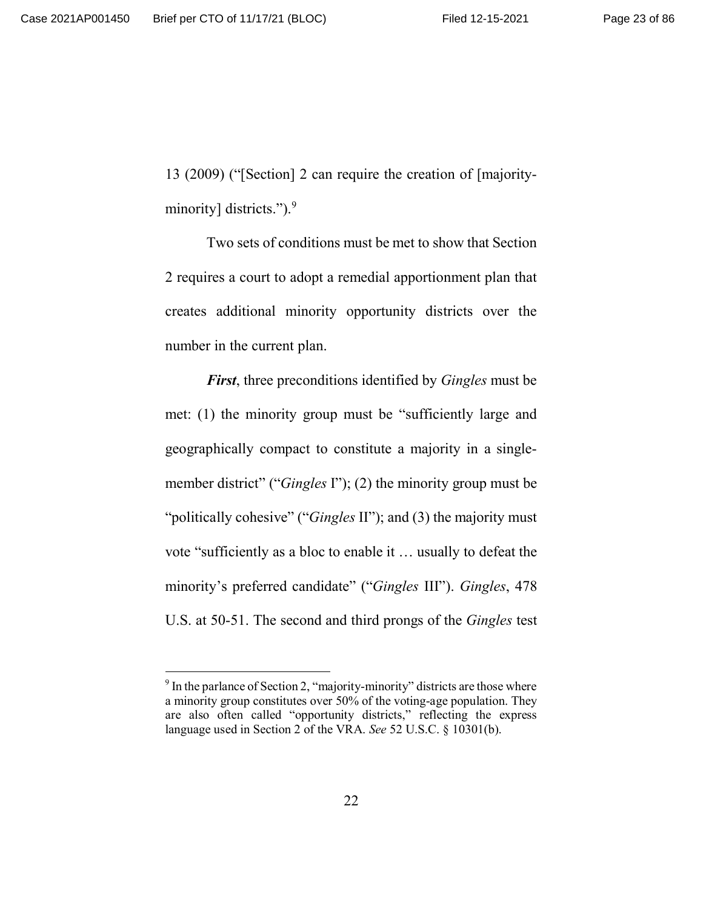13 (2009) ("[Section] 2 can require the creation of [majority-minority] districts.").[9]

Two sets of conditions must be met to show that Section 2 requires a court to adopt a remedial apportionment plan that creates additional minority opportunity districts over the number in the current plan.

***First***, three preconditions identified by *Gingles* must be met: (1) the minority group must be "sufficiently large and geographically compact to constitute a majority in a single-member district" ("*Gingles* I"); (2) the minority group must be "politically cohesive" ("*Gingles* II"); and (3) the majority must vote "sufficiently as a bloc to enable it … usually to defeat the minority's preferred candidate" ("*Gingles* III"). *Gingles*, 478 U.S. at 50-51. The second and third prongs of the *Gingles* test

[9] In the parlance of Section 2, "majority-minority" districts are those where a minority group constitutes over 50% of the voting-age population. They are also often called "opportunity districts," reflecting the express language used in Section 2 of the VRA. *See* 52 U.S.C. § 10301(b).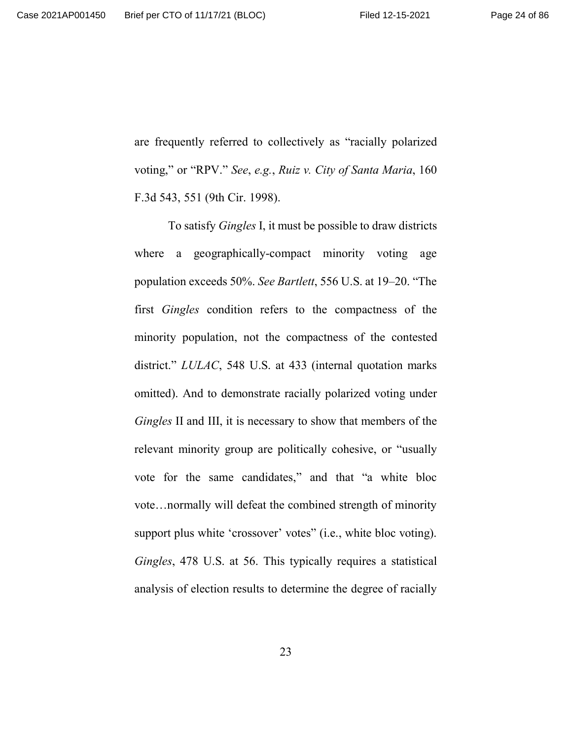are frequently referred to collectively as "racially polarized voting," or "RPV." *See*, *e.g.*, *Ruiz v. City of Santa Maria*, 160 F.3d 543, 551 (9th Cir. 1998).

To satisfy *Gingles* I, it must be possible to draw districts where a geographically-compact minority voting age population exceeds 50%. *See Bartlett*, 556 U.S. at 19–20. "The first *Gingles* condition refers to the compactness of the minority population, not the compactness of the contested district." *LULAC*, 548 U.S. at 433 (internal quotation marks omitted). And to demonstrate racially polarized voting under *Gingles* II and III, it is necessary to show that members of the relevant minority group are politically cohesive, or "usually vote for the same candidates," and that "a white bloc vote…normally will defeat the combined strength of minority support plus white 'crossover' votes" (i.e., white bloc voting). *Gingles*, 478 U.S. at 56. This typically requires a statistical analysis of election results to determine the degree of racially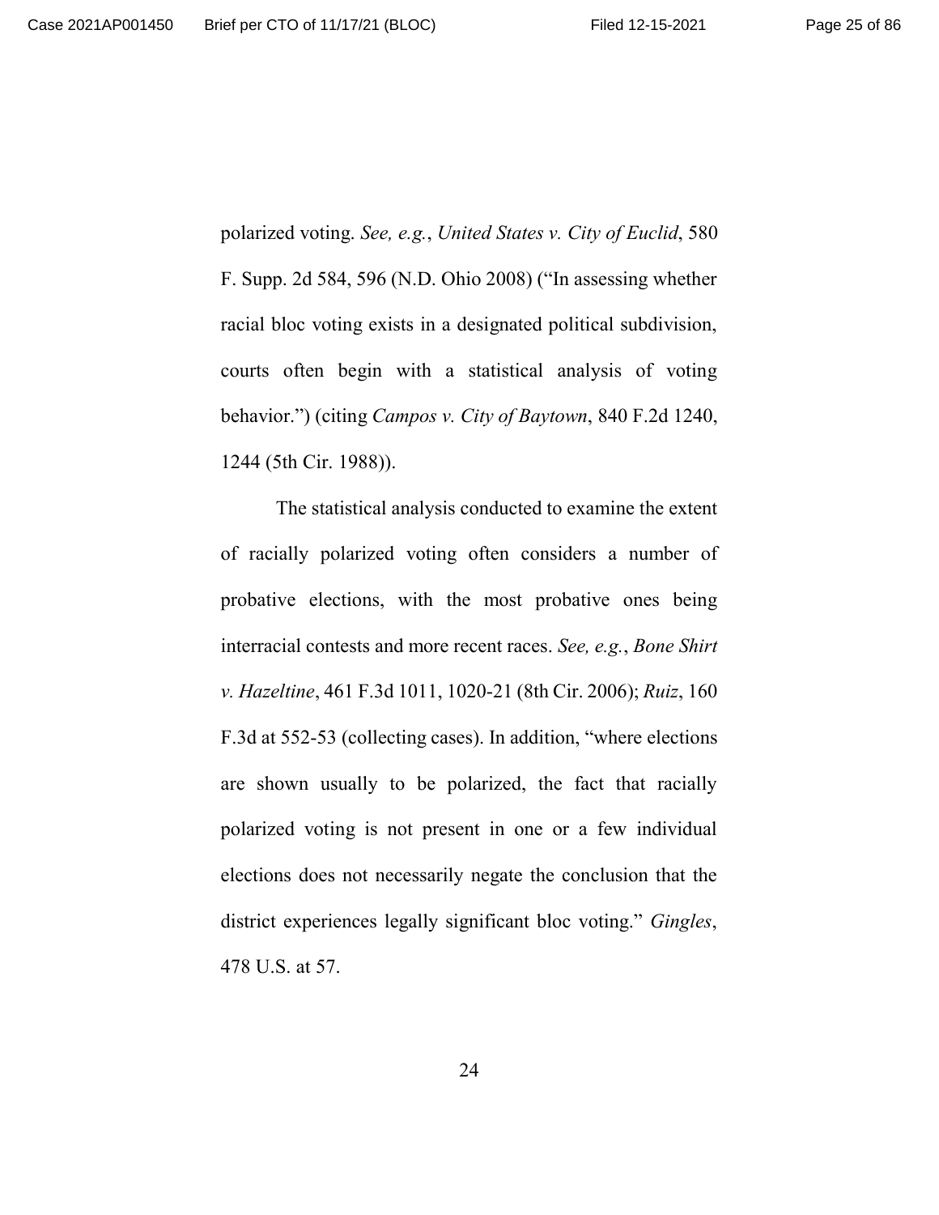polarized voting. *See, e.g.*, *United States v. City of Euclid*, 580 F. Supp. 2d 584, 596 (N.D. Ohio 2008) ("In assessing whether racial bloc voting exists in a designated political subdivision, courts often begin with a statistical analysis of voting behavior.") (citing *Campos v. City of Baytown*, 840 F.2d 1240, 1244 (5th Cir. 1988)).

The statistical analysis conducted to examine the extent of racially polarized voting often considers a number of probative elections, with the most probative ones being interracial contests and more recent races. *See, e.g.*, *Bone Shirt v. Hazeltine*, 461 F.3d 1011, 1020-21 (8th Cir. 2006); *Ruiz*, 160 F.3d at 552-53 (collecting cases). In addition, "where elections are shown usually to be polarized, the fact that racially polarized voting is not present in one or a few individual elections does not necessarily negate the conclusion that the district experiences legally significant bloc voting." *Gingles*, 478 U.S. at 57.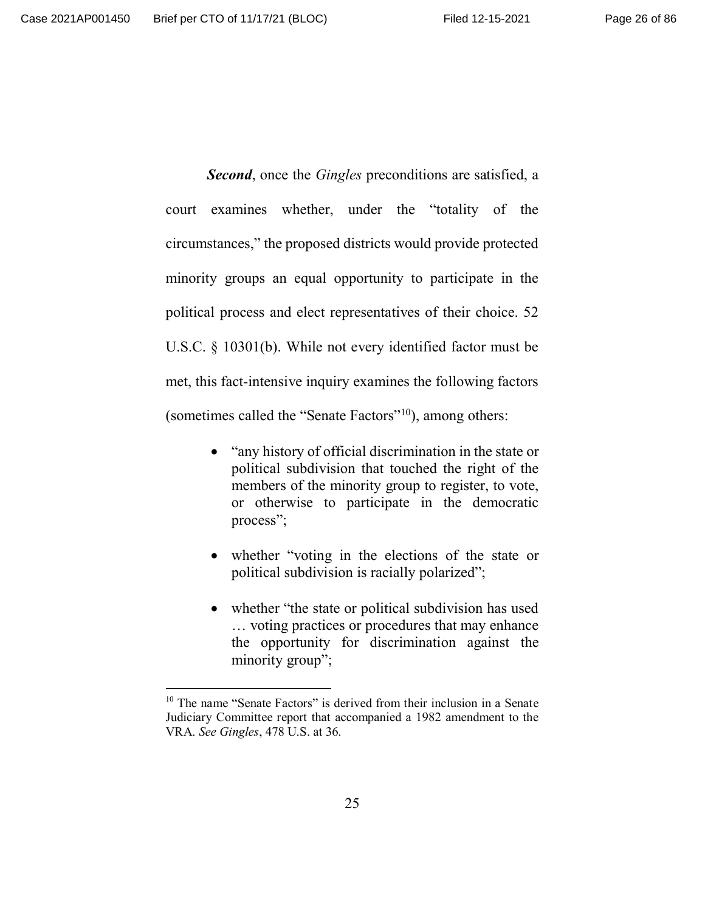***Second***, once the *Gingles* preconditions are satisfied, a court examines whether, under the "totality of the circumstances," the proposed districts would provide protected minority groups an equal opportunity to participate in the political process and elect representatives of their choice. 52 U.S.C. § 10301(b). While not every identified factor must be met, this fact-intensive inquiry examines the following factors (sometimes called the "Senate Factors"[10]), among others:

- "any history of official discrimination in the state or political subdivision that touched the right of the members of the minority group to register, to vote, or otherwise to participate in the democratic process";
- whether "voting in the elections of the state or political subdivision is racially polarized";
- whether "the state or political subdivision has used … voting practices or procedures that may enhance the opportunity for discrimination against the minority group";

---

[10] The name "Senate Factors" is derived from their inclusion in a Senate Judiciary Committee report that accompanied a 1982 amendment to the VRA. *See Gingles*, 478 U.S. at 36.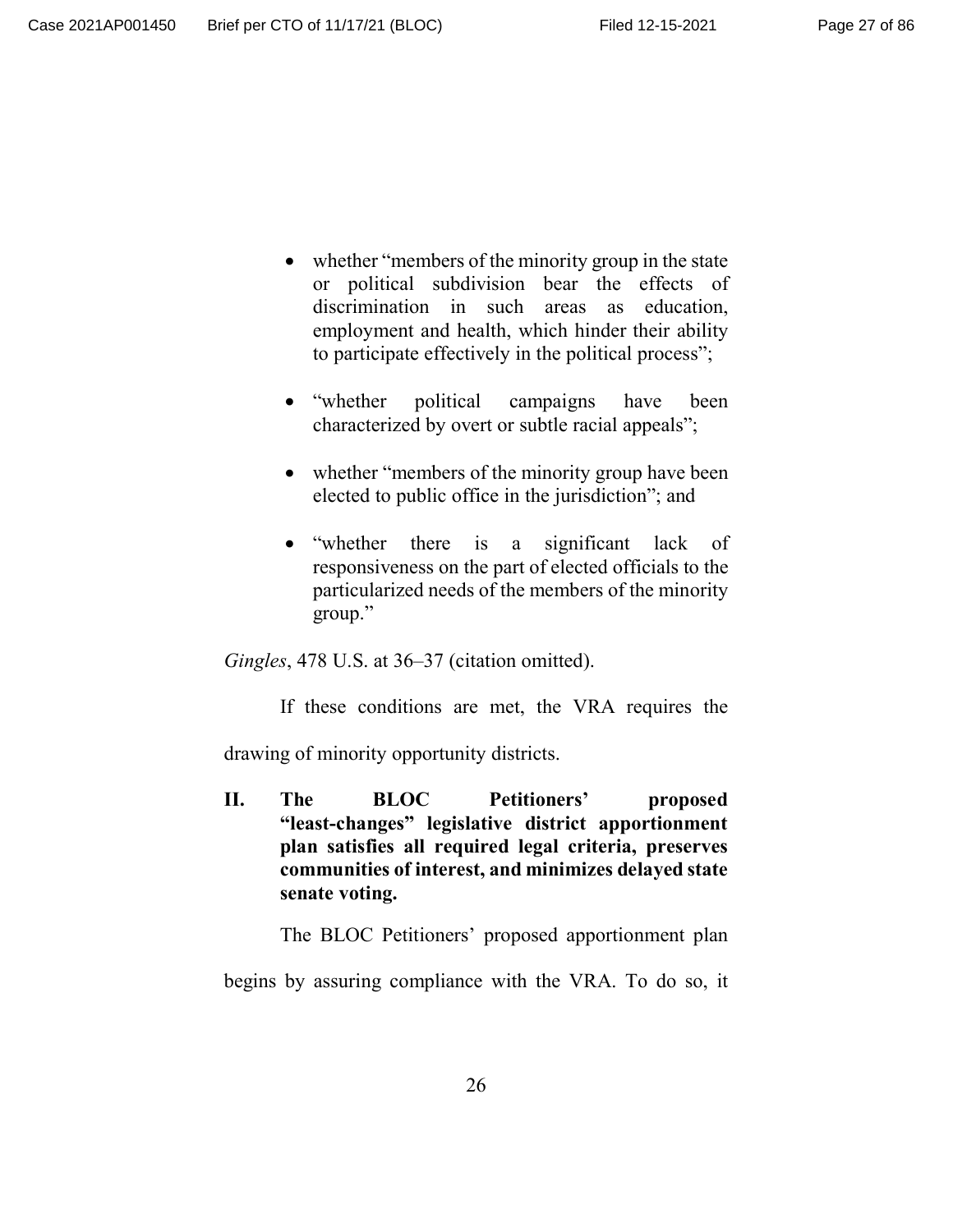- whether “members of the minority group in the state or political subdivision bear the effects of discrimination in such areas as education, employment and health, which hinder their ability to participate effectively in the political process”;

- “whether political campaigns have been characterized by overt or subtle racial appeals”;

- whether “members of the minority group have been elected to public office in the jurisdiction”; and

- “whether there is a significant lack of responsiveness on the part of elected officials to the particularized needs of the members of the minority group.”

*Gingles*, 478 U.S. at 36–37 (citation omitted).

If these conditions are met, the VRA requires the drawing of minority opportunity districts.

## II. The BLOC Petitioners’ proposed “least-changes” legislative district apportionment plan satisfies all required legal criteria, preserves communities of interest, and minimizes delayed state senate voting.

The BLOC Petitioners’ proposed apportionment plan begins by assuring compliance with the VRA. To do so, it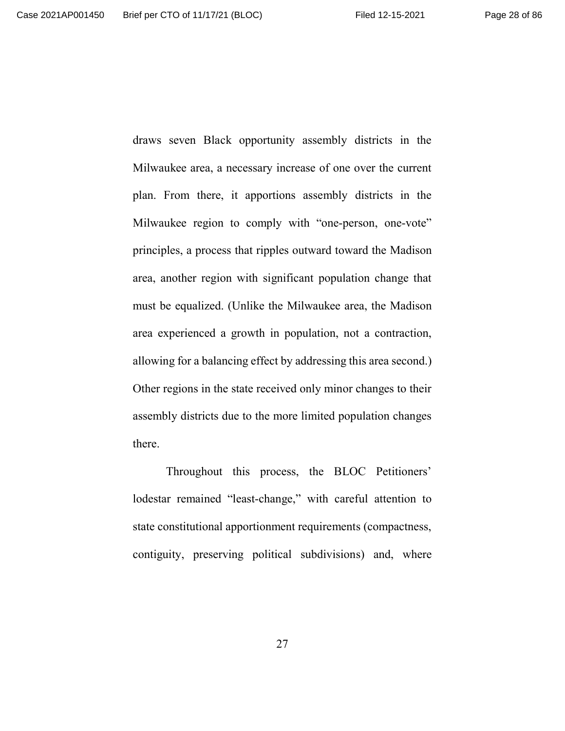draws seven Black opportunity assembly districts in the Milwaukee area, a necessary increase of one over the current plan. From there, it apportions assembly districts in the Milwaukee region to comply with "one-person, one-vote" principles, a process that ripples outward toward the Madison area, another region with significant population change that must be equalized. (Unlike the Milwaukee area, the Madison area experienced a growth in population, not a contraction, allowing for a balancing effect by addressing this area second.) Other regions in the state received only minor changes to their assembly districts due to the more limited population changes there.

Throughout this process, the BLOC Petitioners' lodestar remained "least-change," with careful attention to state constitutional apportionment requirements (compactness, contiguity, preserving political subdivisions) and, where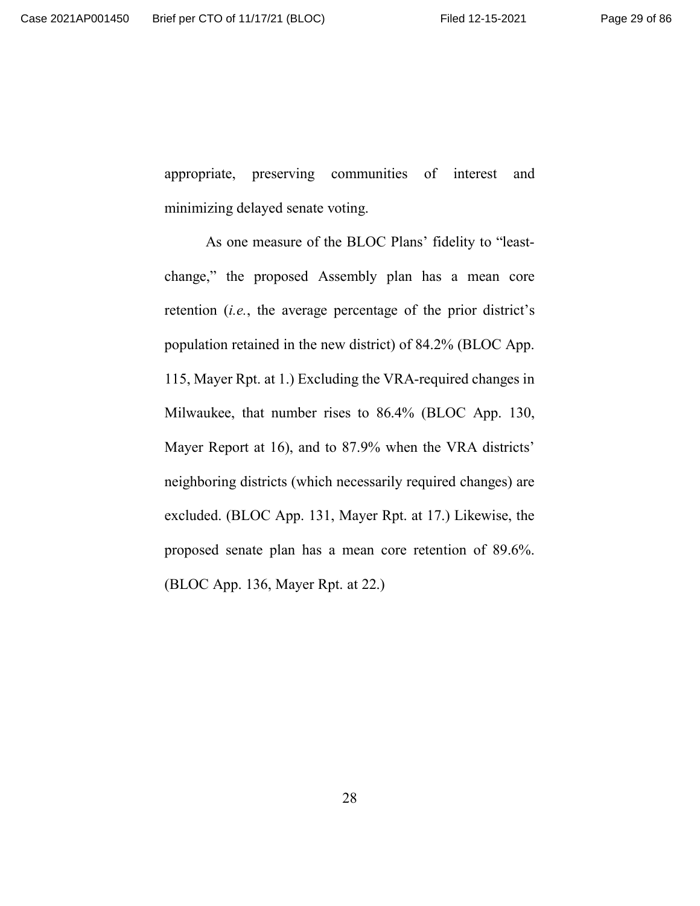appropriate, preserving communities of interest and minimizing delayed senate voting.

As one measure of the BLOC Plans' fidelity to "least-change," the proposed Assembly plan has a mean core retention (*i.e.*, the average percentage of the prior district's population retained in the new district) of 84.2% (BLOC App. 115, Mayer Rpt. at 1.) Excluding the VRA-required changes in Milwaukee, that number rises to 86.4% (BLOC App. 130, Mayer Report at 16), and to 87.9% when the VRA districts' neighboring districts (which necessarily required changes) are excluded. (BLOC App. 131, Mayer Rpt. at 17.) Likewise, the proposed senate plan has a mean core retention of 89.6%. (BLOC App. 136, Mayer Rpt. at 22.)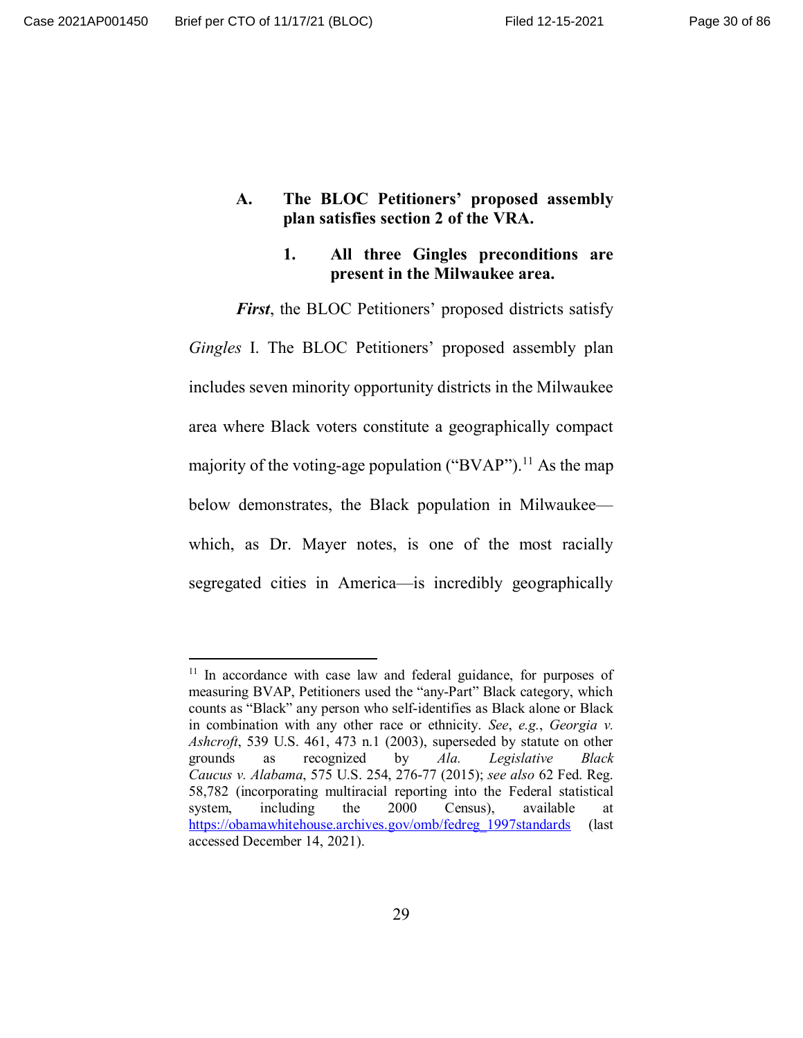### A. The BLOC Petitioners' proposed assembly plan satisfies section 2 of the VRA.

#### 1. All three Gingles preconditions are present in the Milwaukee area.

***First***, the BLOC Petitioners' proposed districts satisfy *Gingles* I. The BLOC Petitioners' proposed assembly plan includes seven minority opportunity districts in the Milwaukee area where Black voters constitute a geographically compact majority of the voting-age population ("BVAP").[11] As the map below demonstrates, the Black population in Milwaukee—which, as Dr. Mayer notes, is one of the most racially segregated cities in America—is incredibly geographically

---

[11] In accordance with case law and federal guidance, for purposes of measuring BVAP, Petitioners used the "any-Part" Black category, which counts as "Black" any person who self-identifies as Black alone or Black in combination with any other race or ethnicity. *See*, *e.g.*, *Georgia v. Ashcroft*, 539 U.S. 461, 473 n.1 (2003), superseded by statute on other grounds as recognized by *Ala. Legislative Black Caucus v. Alabama*, 575 U.S. 254, 276-77 (2015); *see also* 62 Fed. Reg. 58,782 (incorporating multiracial reporting into the Federal statistical system, including the 2000 Census), available at https://obamawhitehouse.archives.gov/omb/fedreg_1997standards (last accessed December 14, 2021).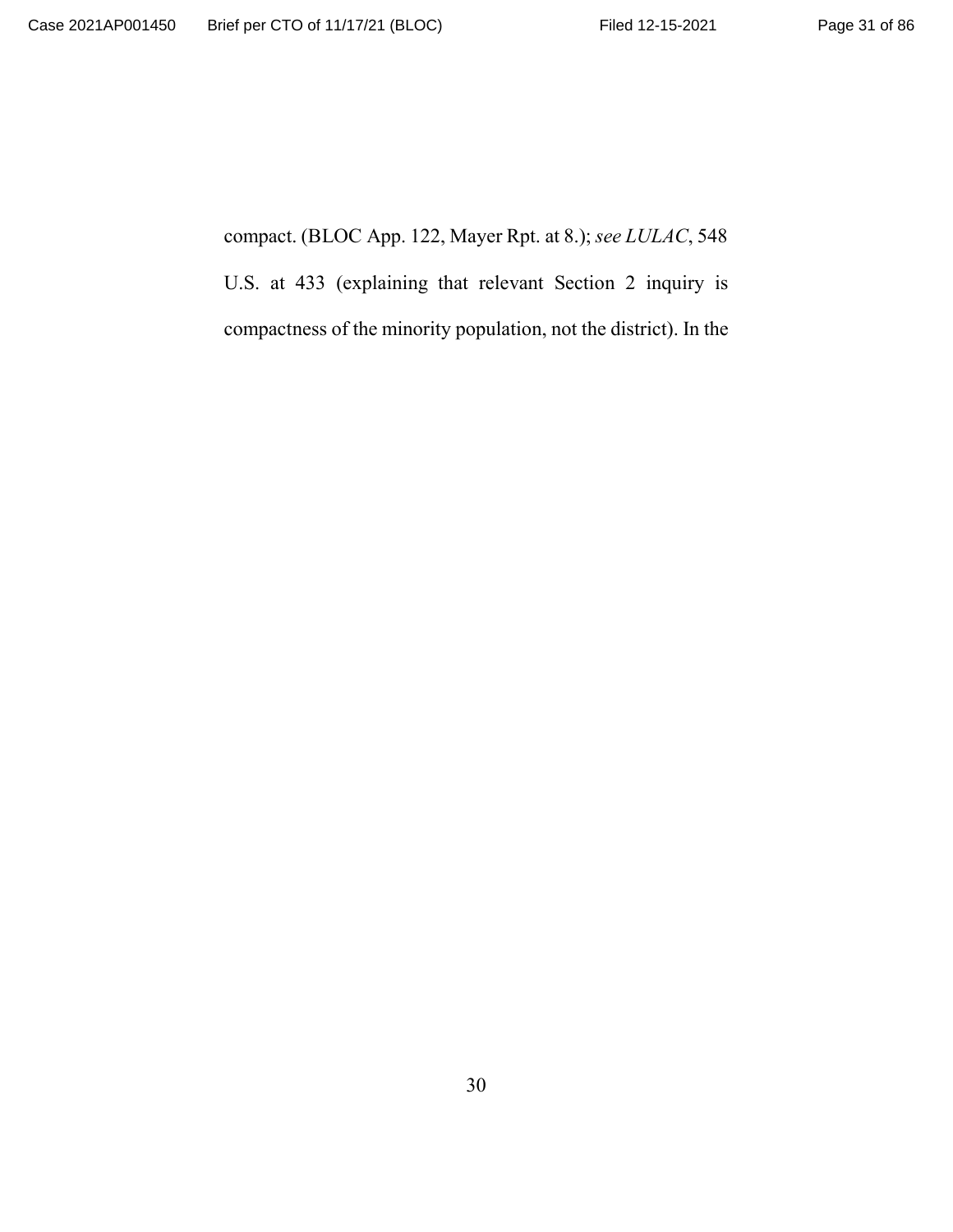compact. (BLOC App. 122, Mayer Rpt. at 8.); *see LULAC*, 548 U.S. at 433 (explaining that relevant Section 2 inquiry is compactness of the minority population, not the district). In the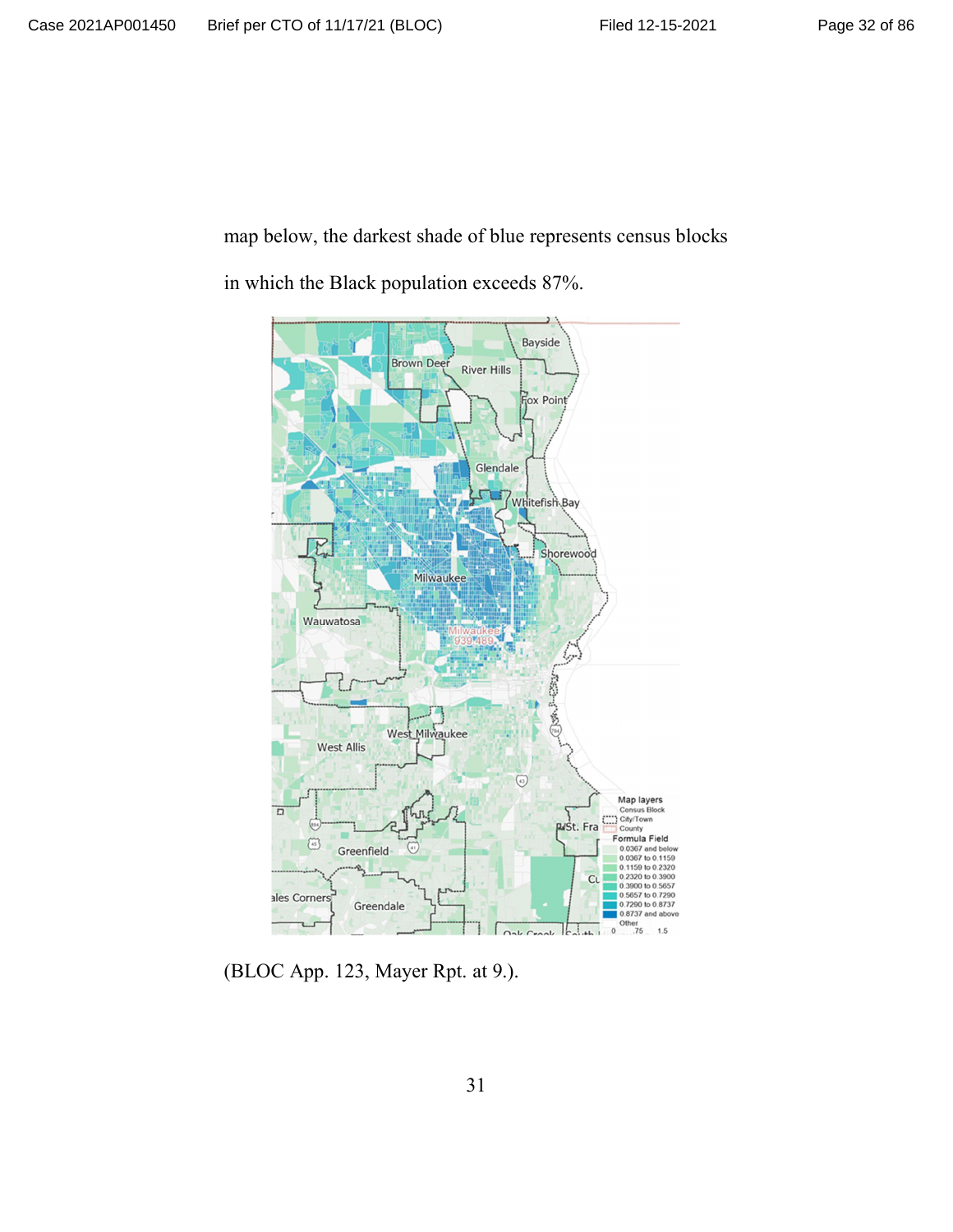map below, the darkest shade of blue represents census blocks in which the Black population exceeds 87%.

(BLOC App. 123, Mayer Rpt. at 9.).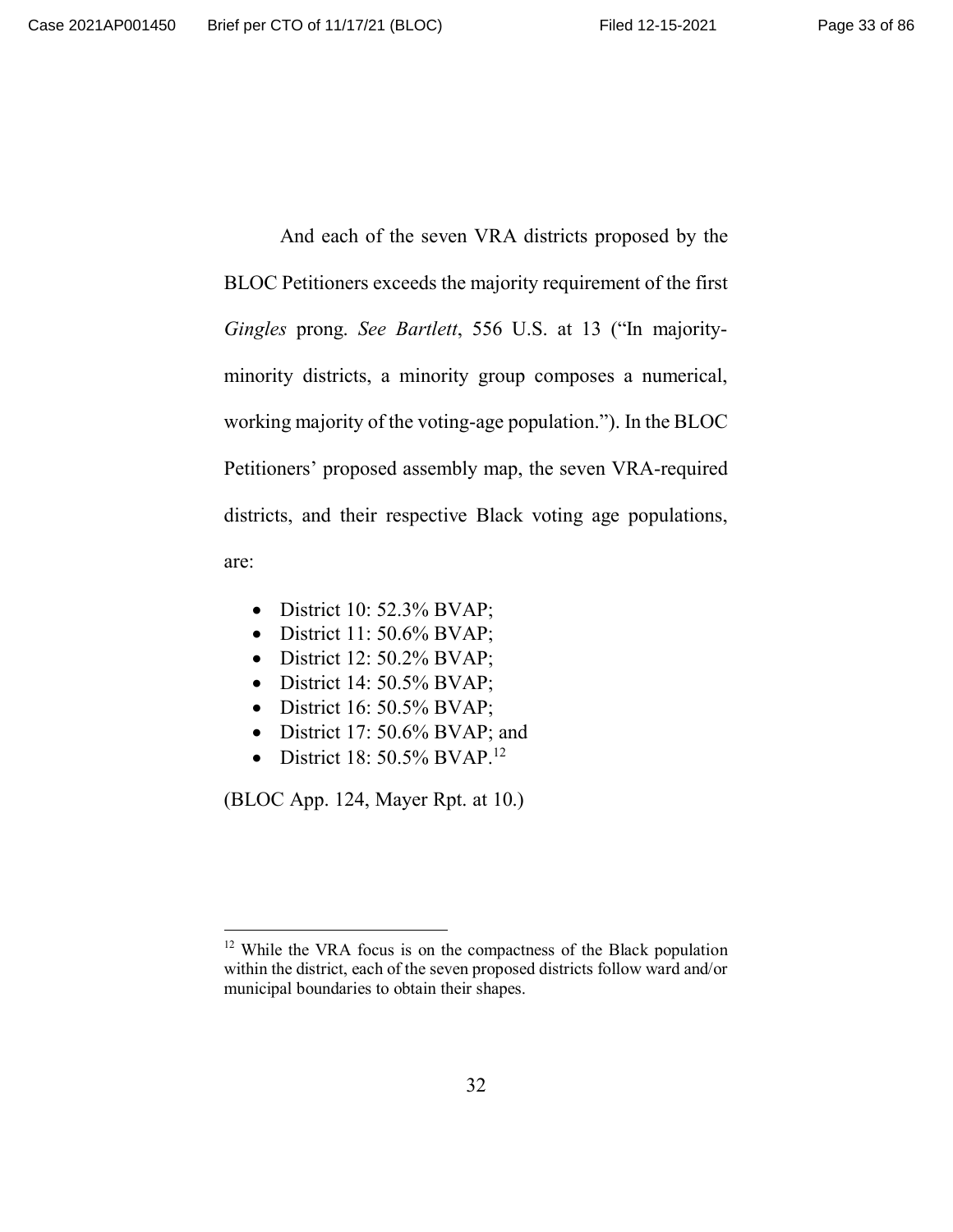And each of the seven VRA districts proposed by the BLOC Petitioners exceeds the majority requirement of the first *Gingles* prong. *See Bartlett*, 556 U.S. at 13 ("In majority-minority districts, a minority group composes a numerical, working majority of the voting-age population."). In the BLOC Petitioners' proposed assembly map, the seven VRA-required districts, and their respective Black voting age populations, are:

- District 10: 52.3% BVAP;
- District 11: 50.6% BVAP;
- District 12: 50.2% BVAP;
- District 14: 50.5% BVAP;
- District 16: 50.5% BVAP;
- District 17: 50.6% BVAP; and
- District 18: 50.5% BVAP.[12]

(BLOC App. 124, Mayer Rpt. at 10.)

---

[12] While the VRA focus is on the compactness of the Black population within the district, each of the seven proposed districts follow ward and/or municipal boundaries to obtain their shapes.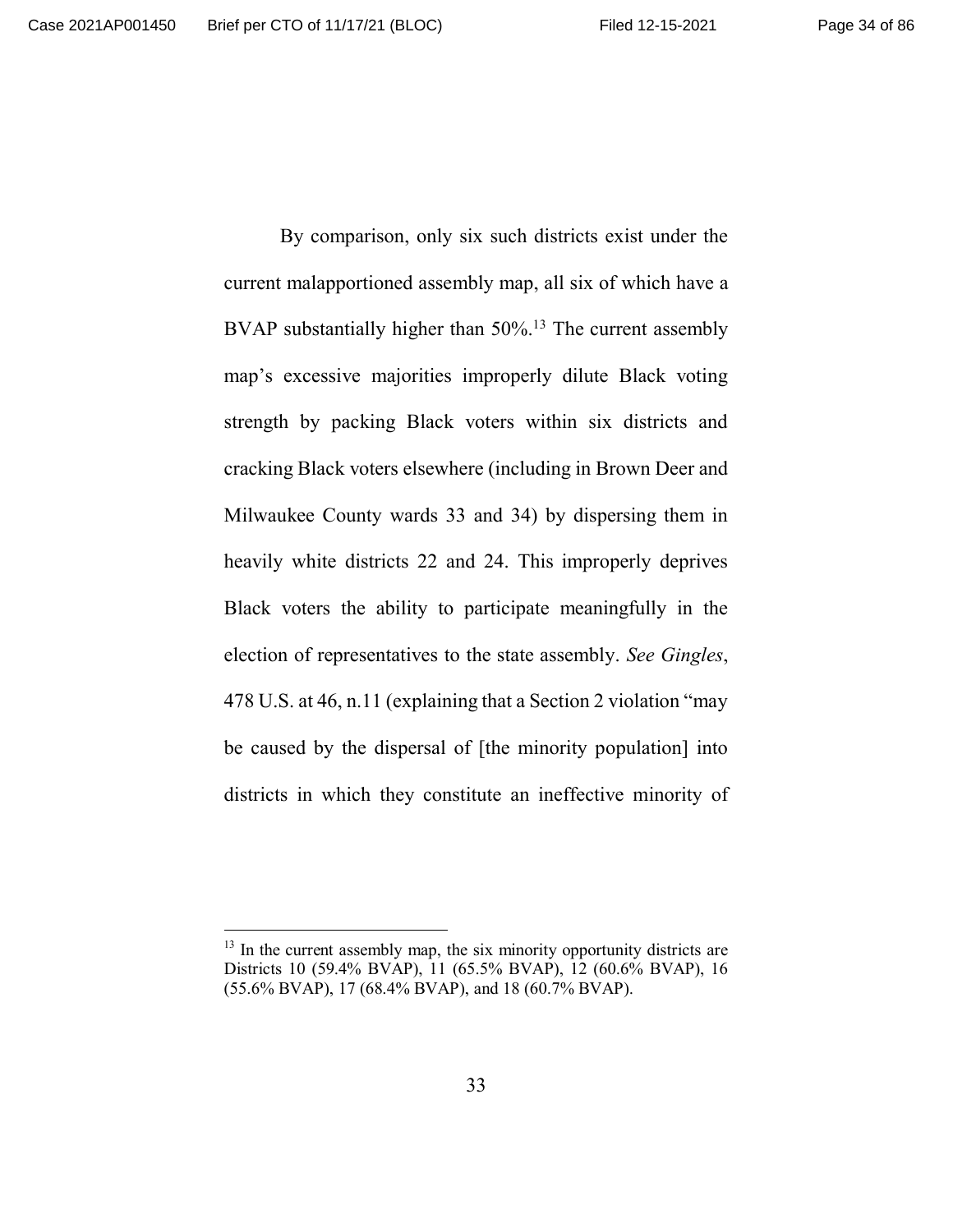By comparison, only six such districts exist under the current malapportioned assembly map, all six of which have a BVAP substantially higher than 50%.[13] The current assembly map's excessive majorities improperly dilute Black voting strength by packing Black voters within six districts and cracking Black voters elsewhere (including in Brown Deer and Milwaukee County wards 33 and 34) by dispersing them in heavily white districts 22 and 24. This improperly deprives Black voters the ability to participate meaningfully in the election of representatives to the state assembly. *See Gingles*, 478 U.S. at 46, n.11 (explaining that a Section 2 violation "may be caused by the dispersal of [the minority population] into districts in which they constitute an ineffective minority of

---

[13] In the current assembly map, the six minority opportunity districts are Districts 10 (59.4% BVAP), 11 (65.5% BVAP), 12 (60.6% BVAP), 16 (55.6% BVAP), 17 (68.4% BVAP), and 18 (60.7% BVAP).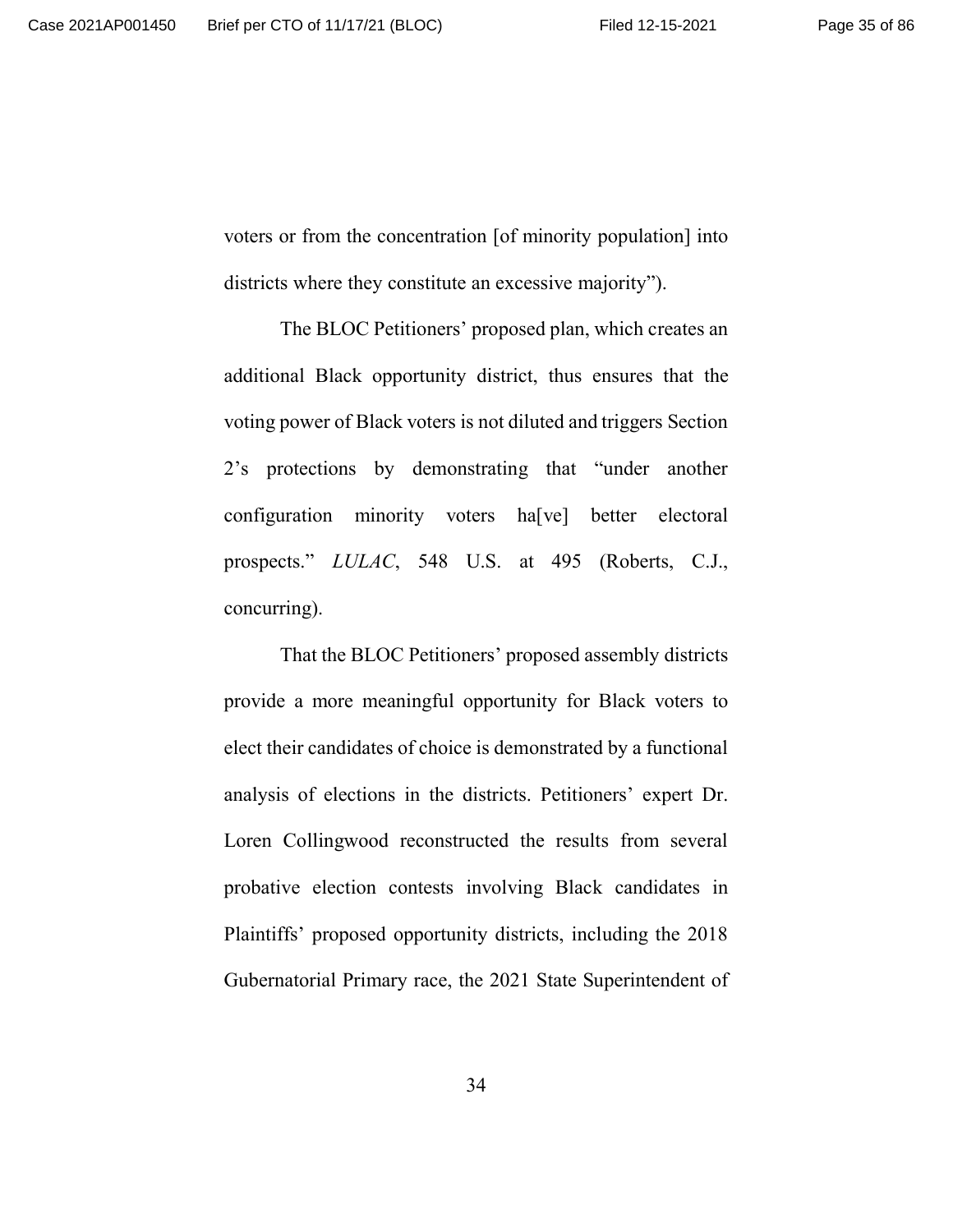voters or from the concentration [of minority population] into districts where they constitute an excessive majority").

The BLOC Petitioners' proposed plan, which creates an additional Black opportunity district, thus ensures that the voting power of Black voters is not diluted and triggers Section 2's protections by demonstrating that "under another configuration minority voters ha[ve] better electoral prospects." *LULAC*, 548 U.S. at 495 (Roberts, C.J., concurring).

That the BLOC Petitioners' proposed assembly districts provide a more meaningful opportunity for Black voters to elect their candidates of choice is demonstrated by a functional analysis of elections in the districts. Petitioners' expert Dr. Loren Collingwood reconstructed the results from several probative election contests involving Black candidates in Plaintiffs' proposed opportunity districts, including the 2018 Gubernatorial Primary race, the 2021 State Superintendent of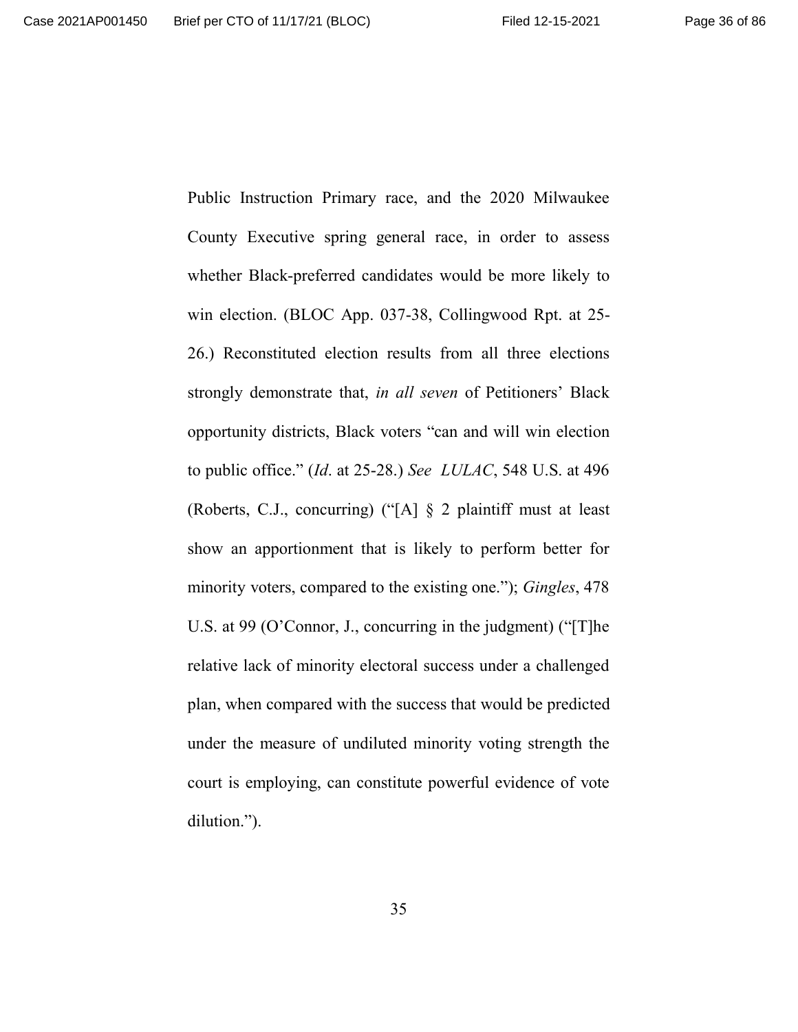Public Instruction Primary race, and the 2020 Milwaukee County Executive spring general race, in order to assess whether Black-preferred candidates would be more likely to win election. (BLOC App. 037-38, Collingwood Rpt. at 25-26.) Reconstituted election results from all three elections strongly demonstrate that, *in all seven* of Petitioners' Black opportunity districts, Black voters "can and will win election to public office." (*Id*. at 25-28.) *See LULAC*, 548 U.S. at 496 (Roberts, C.J., concurring) ("[A] § 2 plaintiff must at least show an apportionment that is likely to perform better for minority voters, compared to the existing one."); *Gingles*, 478 U.S. at 99 (O'Connor, J., concurring in the judgment) ("[T]he relative lack of minority electoral success under a challenged plan, when compared with the success that would be predicted under the measure of undiluted minority voting strength the court is employing, can constitute powerful evidence of vote dilution.").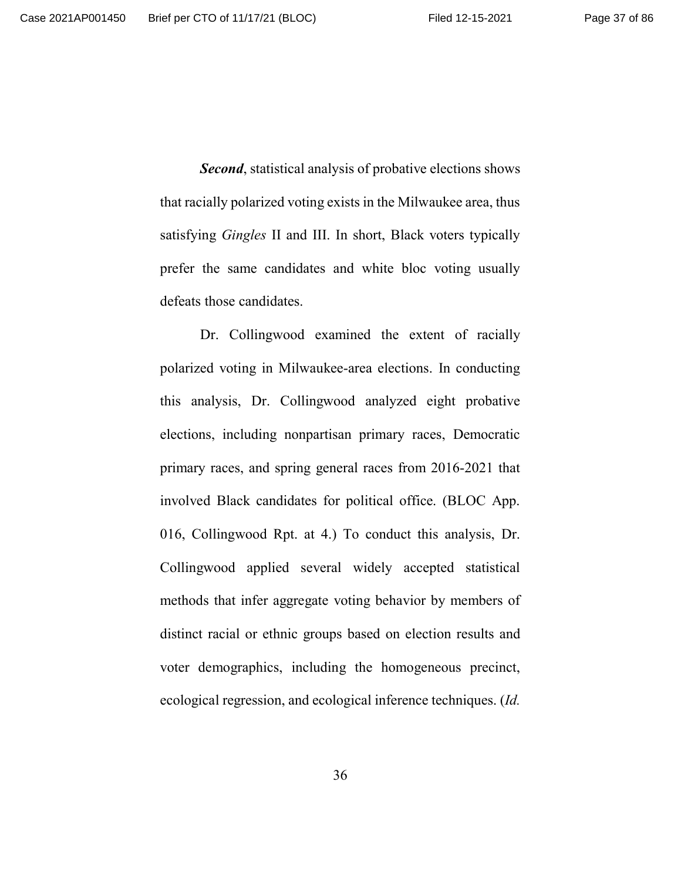***Second***, statistical analysis of probative elections shows that racially polarized voting exists in the Milwaukee area, thus satisfying *Gingles* II and III. In short, Black voters typically prefer the same candidates and white bloc voting usually defeats those candidates.

Dr. Collingwood examined the extent of racially polarized voting in Milwaukee-area elections. In conducting this analysis, Dr. Collingwood analyzed eight probative elections, including nonpartisan primary races, Democratic primary races, and spring general races from 2016-2021 that involved Black candidates for political office. (BLOC App. 016, Collingwood Rpt. at 4.) To conduct this analysis, Dr. Collingwood applied several widely accepted statistical methods that infer aggregate voting behavior by members of distinct racial or ethnic groups based on election results and voter demographics, including the homogeneous precinct, ecological regression, and ecological inference techniques. (*Id.*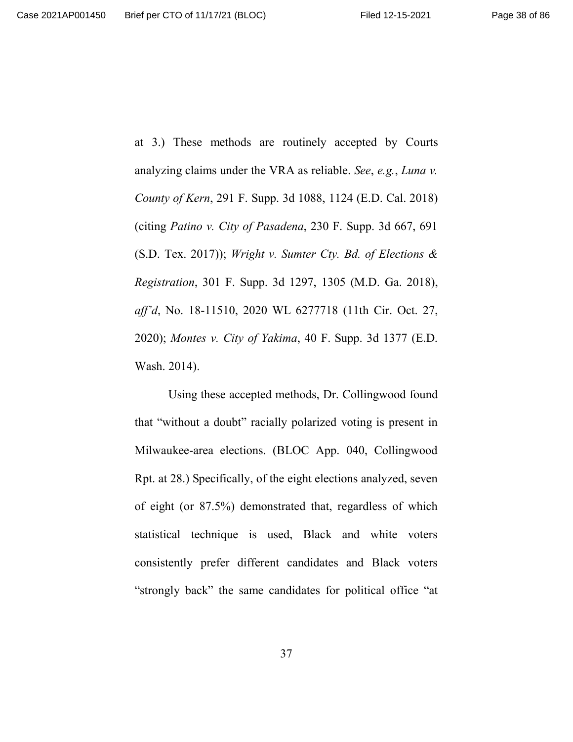at 3.) These methods are routinely accepted by Courts analyzing claims under the VRA as reliable. *See*, *e.g.*, *Luna v. County of Kern*, 291 F. Supp. 3d 1088, 1124 (E.D. Cal. 2018) (citing *Patino v. City of Pasadena*, 230 F. Supp. 3d 667, 691 (S.D. Tex. 2017)); *Wright v. Sumter Cty. Bd. of Elections & Registration*, 301 F. Supp. 3d 1297, 1305 (M.D. Ga. 2018), *aff'd*, No. 18-11510, 2020 WL 6277718 (11th Cir. Oct. 27, 2020); *Montes v. City of Yakima*, 40 F. Supp. 3d 1377 (E.D. Wash. 2014).

Using these accepted methods, Dr. Collingwood found that "without a doubt" racially polarized voting is present in Milwaukee-area elections. (BLOC App. 040, Collingwood Rpt. at 28.) Specifically, of the eight elections analyzed, seven of eight (or 87.5%) demonstrated that, regardless of which statistical technique is used, Black and white voters consistently prefer different candidates and Black voters "strongly back" the same candidates for political office "at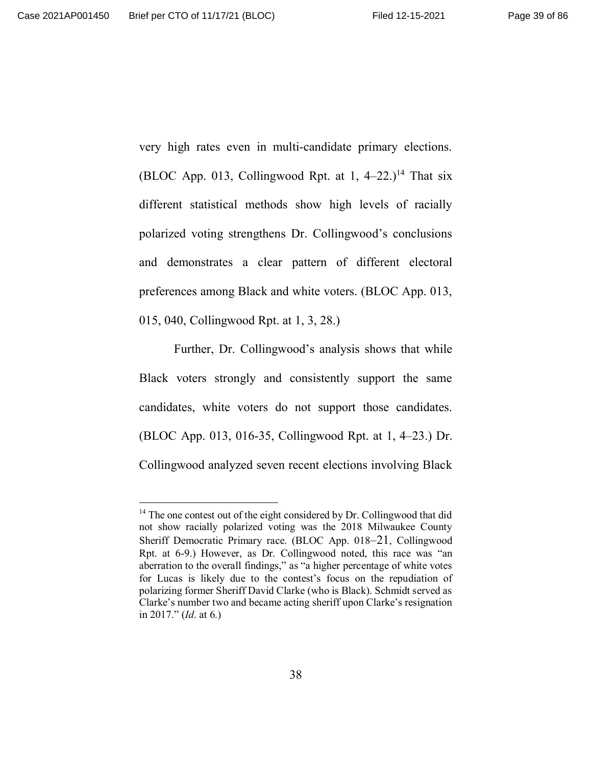very high rates even in multi-candidate primary elections. (BLOC App. 013, Collingwood Rpt. at 1, 4–22.)[14] That six different statistical methods show high levels of racially polarized voting strengthens Dr. Collingwood's conclusions and demonstrates a clear pattern of different electoral preferences among Black and white voters. (BLOC App. 013, 015, 040, Collingwood Rpt. at 1, 3, 28.)

Further, Dr. Collingwood's analysis shows that while Black voters strongly and consistently support the same candidates, white voters do not support those candidates. (BLOC App. 013, 016-35, Collingwood Rpt. at 1, 4–23.) Dr. Collingwood analyzed seven recent elections involving Black

---

[14] The one contest out of the eight considered by Dr. Collingwood that did not show racially polarized voting was the 2018 Milwaukee County Sheriff Democratic Primary race. (BLOC App. 018–21, Collingwood Rpt. at 6-9.) However, as Dr. Collingwood noted, this race was "an aberration to the overall findings," as "a higher percentage of white votes for Lucas is likely due to the contest's focus on the repudiation of polarizing former Sheriff David Clarke (who is Black). Schmidt served as Clarke's number two and became acting sheriff upon Clarke's resignation in 2017." (*Id*. at 6.)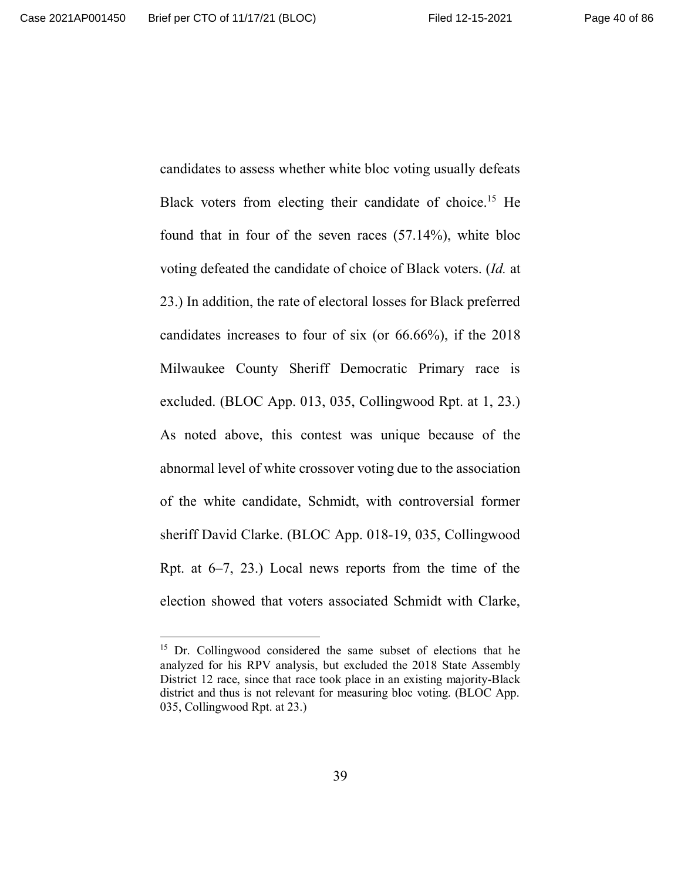candidates to assess whether white bloc voting usually defeats Black voters from electing their candidate of choice.[15] He found that in four of the seven races (57.14%), white bloc voting defeated the candidate of choice of Black voters. (*Id.* at 23.) In addition, the rate of electoral losses for Black preferred candidates increases to four of six (or 66.66%), if the 2018 Milwaukee County Sheriff Democratic Primary race is excluded. (BLOC App. 013, 035, Collingwood Rpt. at 1, 23.) As noted above, this contest was unique because of the abnormal level of white crossover voting due to the association of the white candidate, Schmidt, with controversial former sheriff David Clarke. (BLOC App. 018-19, 035, Collingwood Rpt. at 6–7, 23.) Local news reports from the time of the election showed that voters associated Schmidt with Clarke,

---

[15] Dr. Collingwood considered the same subset of elections that he analyzed for his RPV analysis, but excluded the 2018 State Assembly District 12 race, since that race took place in an existing majority-Black district and thus is not relevant for measuring bloc voting. (BLOC App. 035, Collingwood Rpt. at 23.)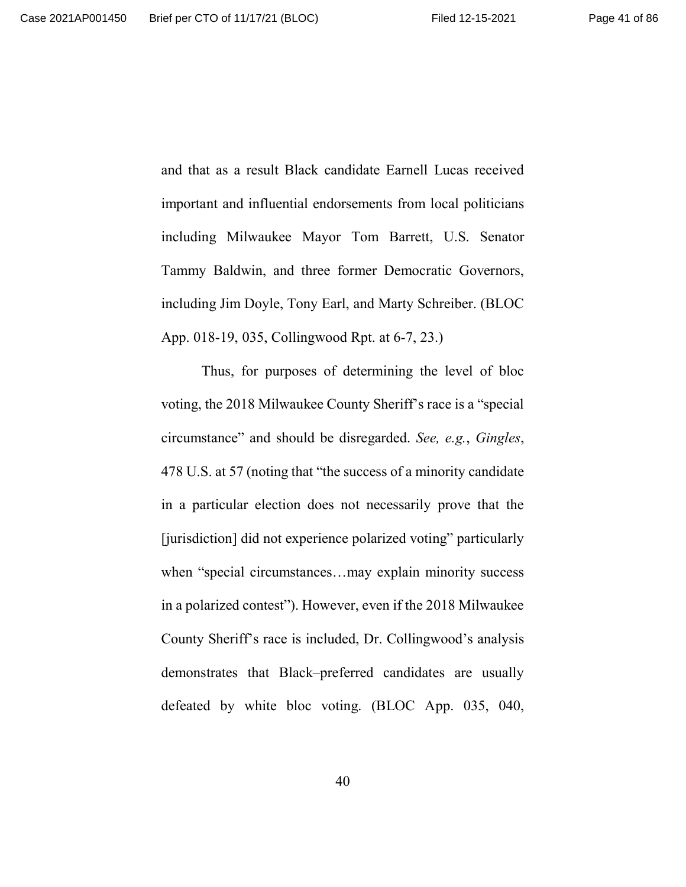and that as a result Black candidate Earnell Lucas received important and influential endorsements from local politicians including Milwaukee Mayor Tom Barrett, U.S. Senator Tammy Baldwin, and three former Democratic Governors, including Jim Doyle, Tony Earl, and Marty Schreiber. (BLOC App. 018-19, 035, Collingwood Rpt. at 6-7, 23.)

Thus, for purposes of determining the level of bloc voting, the 2018 Milwaukee County Sheriff's race is a "special circumstance" and should be disregarded. *See, e.g.*, *Gingles*, 478 U.S. at 57 (noting that "the success of a minority candidate in a particular election does not necessarily prove that the [jurisdiction] did not experience polarized voting" particularly when "special circumstances…may explain minority success in a polarized contest"). However, even if the 2018 Milwaukee County Sheriff's race is included, Dr. Collingwood's analysis demonstrates that Black–preferred candidates are usually defeated by white bloc voting. (BLOC App. 035, 040,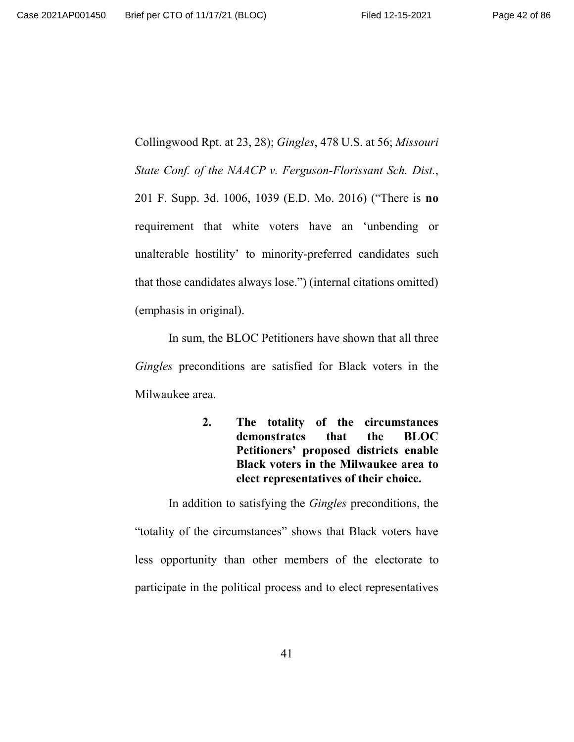Collingwood Rpt. at 23, 28); *Gingles*, 478 U.S. at 56; *Missouri State Conf. of the NAACP v. Ferguson-Florissant Sch. Dist.*, 201 F. Supp. 3d. 1006, 1039 (E.D. Mo. 2016) ("There is **no** requirement that white voters have an 'unbending or unalterable hostility' to minority-preferred candidates such that those candidates always lose.") (internal citations omitted) (emphasis in original).

In sum, the BLOC Petitioners have shown that all three *Gingles* preconditions are satisfied for Black voters in the Milwaukee area.

#### 2. The totality of the circumstances demonstrates that the BLOC Petitioners' proposed districts enable Black voters in the Milwaukee area to elect representatives of their choice.

In addition to satisfying the *Gingles* preconditions, the "totality of the circumstances" shows that Black voters have less opportunity than other members of the electorate to participate in the political process and to elect representatives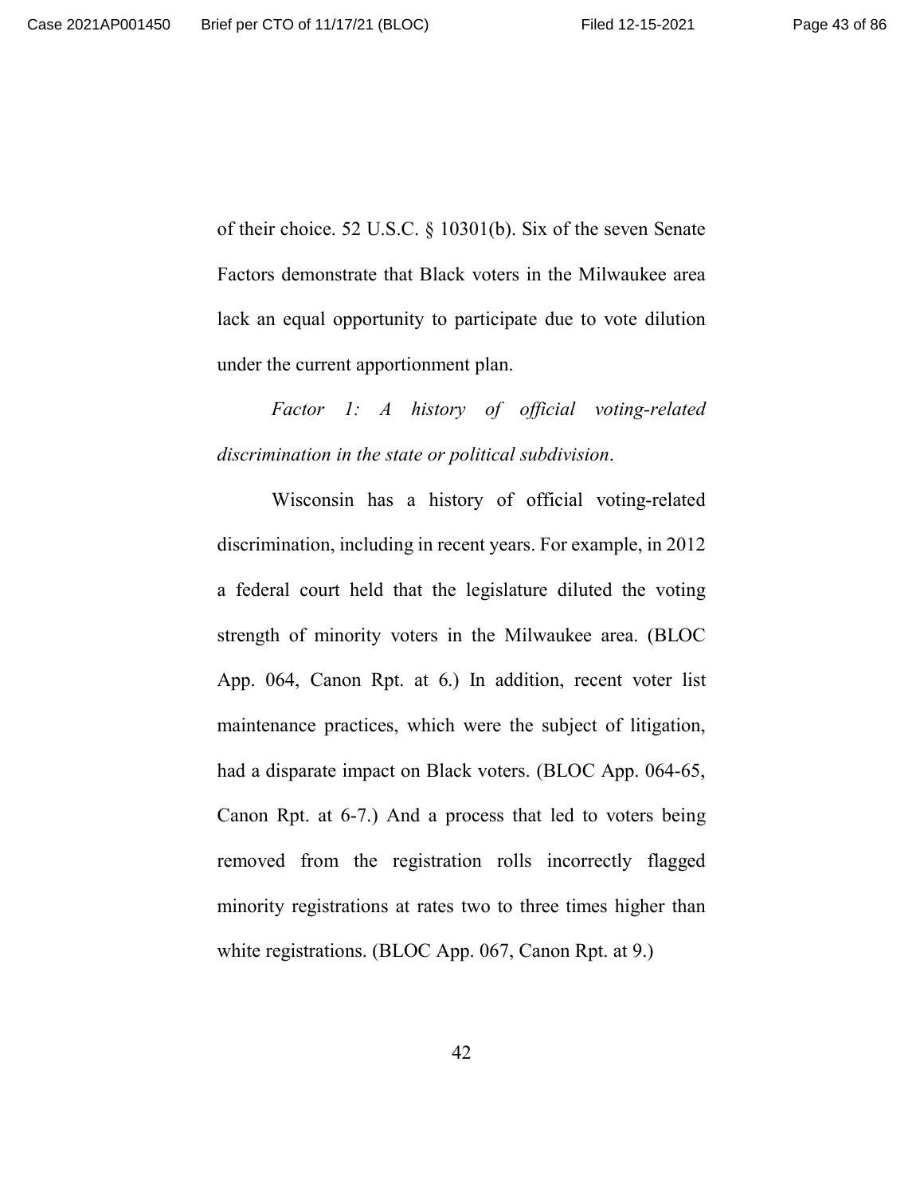of their choice. 52 U.S.C. § 10301(b). Six of the seven Senate Factors demonstrate that Black voters in the Milwaukee area lack an equal opportunity to participate due to vote dilution under the current apportionment plan.

*Factor 1: A history of official voting-related discrimination in the state or political subdivision.*

Wisconsin has a history of official voting-related discrimination, including in recent years. For example, in 2012 a federal court held that the legislature diluted the voting strength of minority voters in the Milwaukee area. (BLOC App. 064, Canon Rpt. at 6.) In addition, recent voter list maintenance practices, which were the subject of litigation, had a disparate impact on Black voters. (BLOC App. 064-65, Canon Rpt. at 6-7.) And a process that led to voters being removed from the registration rolls incorrectly flagged minority registrations at rates two to three times higher than white registrations. (BLOC App. 067, Canon Rpt. at 9.)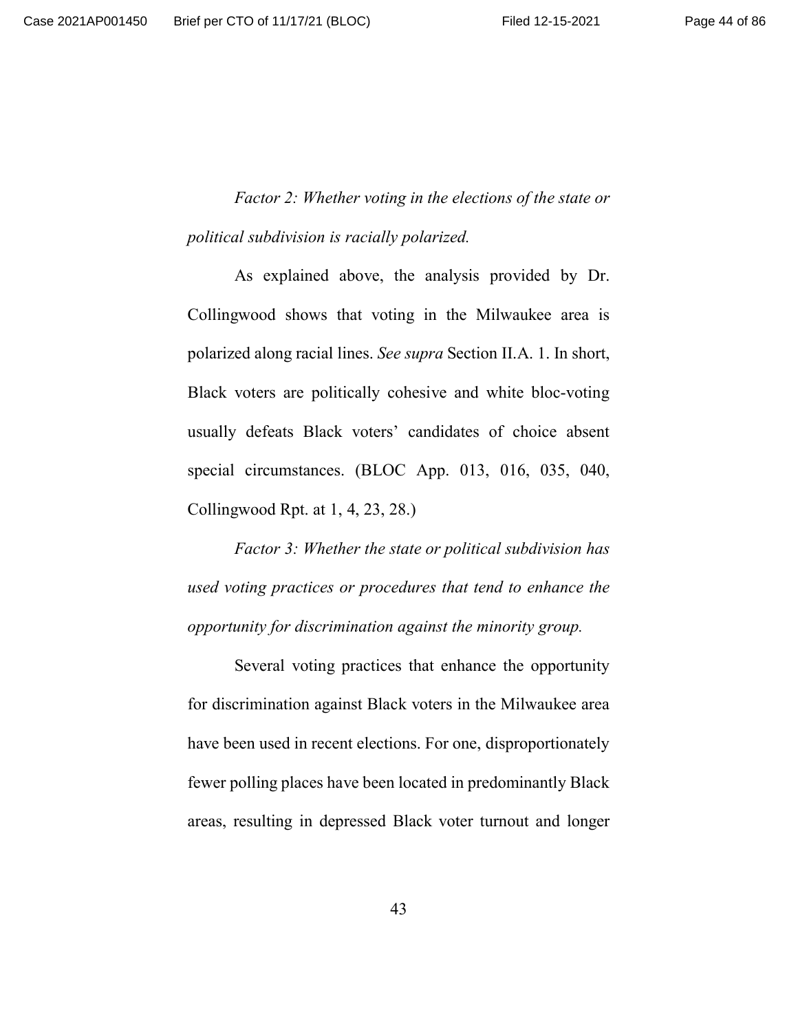*Factor 2: Whether voting in the elections of the state or political subdivision is racially polarized.*

As explained above, the analysis provided by Dr. Collingwood shows that voting in the Milwaukee area is polarized along racial lines. *See supra* Section II.A. 1. In short, Black voters are politically cohesive and white bloc-voting usually defeats Black voters' candidates of choice absent special circumstances. (BLOC App. 013, 016, 035, 040, Collingwood Rpt. at 1, 4, 23, 28.)

*Factor 3: Whether the state or political subdivision has used voting practices or procedures that tend to enhance the opportunity for discrimination against the minority group.*

Several voting practices that enhance the opportunity for discrimination against Black voters in the Milwaukee area have been used in recent elections. For one, disproportionately fewer polling places have been located in predominantly Black areas, resulting in depressed Black voter turnout and longer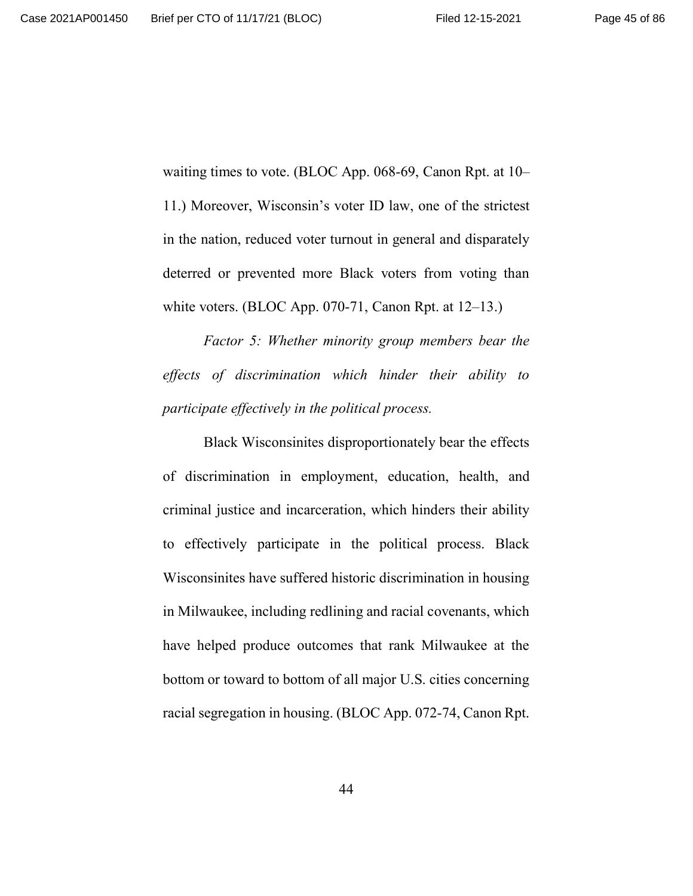waiting times to vote. (BLOC App. 068-69, Canon Rpt. at 10–11.) Moreover, Wisconsin's voter ID law, one of the strictest in the nation, reduced voter turnout in general and disparately deterred or prevented more Black voters from voting than white voters. (BLOC App. 070-71, Canon Rpt. at 12–13.)

*Factor 5: Whether minority group members bear the effects of discrimination which hinder their ability to participate effectively in the political process.*

Black Wisconsinites disproportionately bear the effects of discrimination in employment, education, health, and criminal justice and incarceration, which hinders their ability to effectively participate in the political process. Black Wisconsinites have suffered historic discrimination in housing in Milwaukee, including redlining and racial covenants, which have helped produce outcomes that rank Milwaukee at the bottom or toward to bottom of all major U.S. cities concerning racial segregation in housing. (BLOC App. 072-74, Canon Rpt.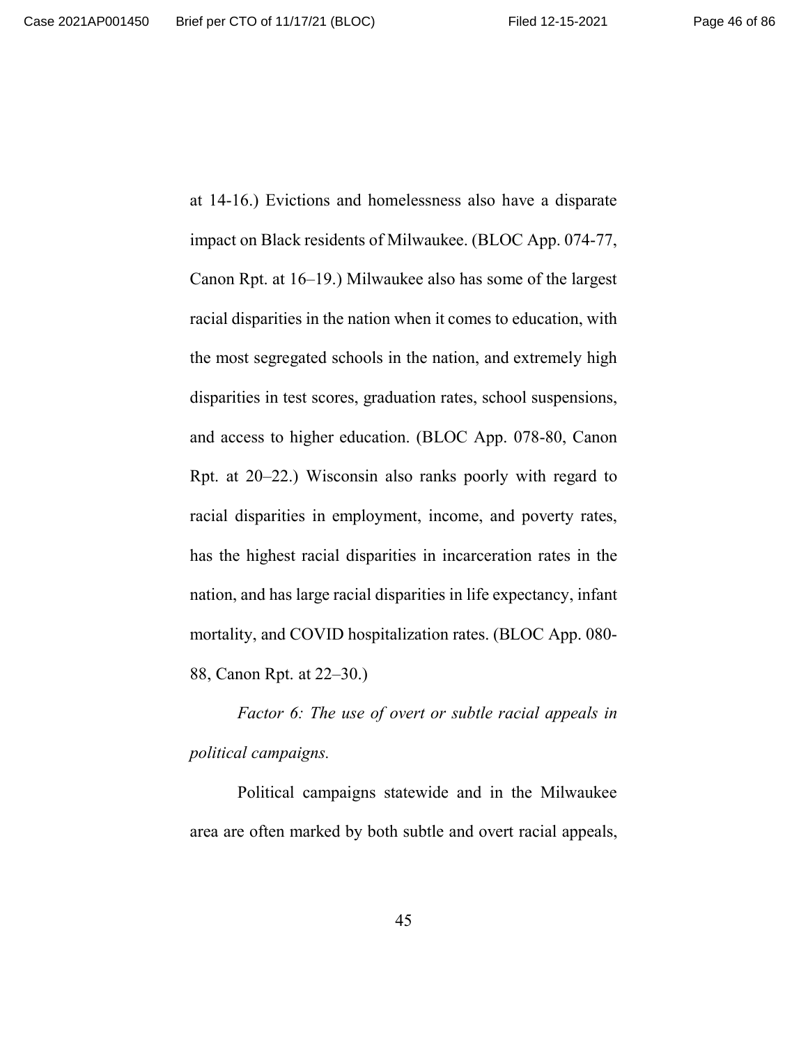at 14-16.) Evictions and homelessness also have a disparate impact on Black residents of Milwaukee. (BLOC App. 074-77, Canon Rpt. at 16–19.) Milwaukee also has some of the largest racial disparities in the nation when it comes to education, with the most segregated schools in the nation, and extremely high disparities in test scores, graduation rates, school suspensions, and access to higher education. (BLOC App. 078-80, Canon Rpt. at 20–22.) Wisconsin also ranks poorly with regard to racial disparities in employment, income, and poverty rates, has the highest racial disparities in incarceration rates in the nation, and has large racial disparities in life expectancy, infant mortality, and COVID hospitalization rates. (BLOC App. 080-88, Canon Rpt. at 22–30.)

*Factor 6: The use of overt or subtle racial appeals in political campaigns.*

Political campaigns statewide and in the Milwaukee area are often marked by both subtle and overt racial appeals,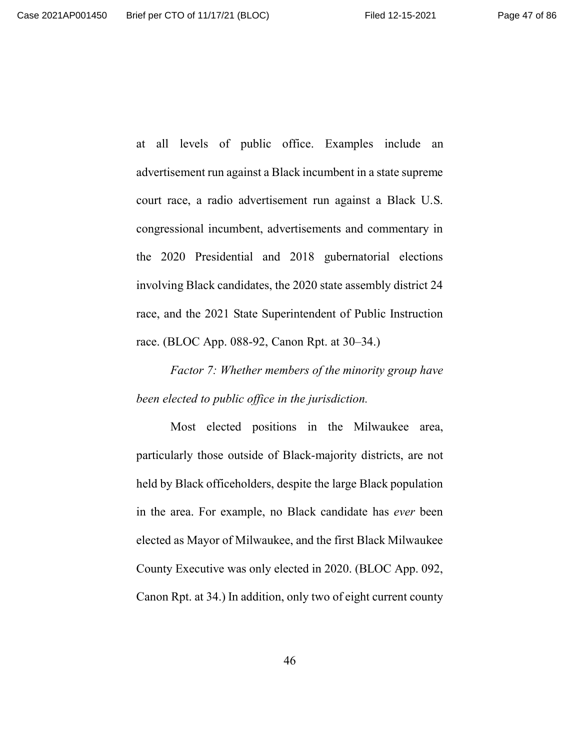at all levels of public office. Examples include an advertisement run against a Black incumbent in a state supreme court race, a radio advertisement run against a Black U.S. congressional incumbent, advertisements and commentary in the 2020 Presidential and 2018 gubernatorial elections involving Black candidates, the 2020 state assembly district 24 race, and the 2021 State Superintendent of Public Instruction race. (BLOC App. 088-92, Canon Rpt. at 30–34.)

*Factor 7: Whether members of the minority group have been elected to public office in the jurisdiction.*

Most elected positions in the Milwaukee area, particularly those outside of Black-majority districts, are not held by Black officeholders, despite the large Black population in the area. For example, no Black candidate has *ever* been elected as Mayor of Milwaukee, and the first Black Milwaukee County Executive was only elected in 2020. (BLOC App. 092, Canon Rpt. at 34.) In addition, only two of eight current county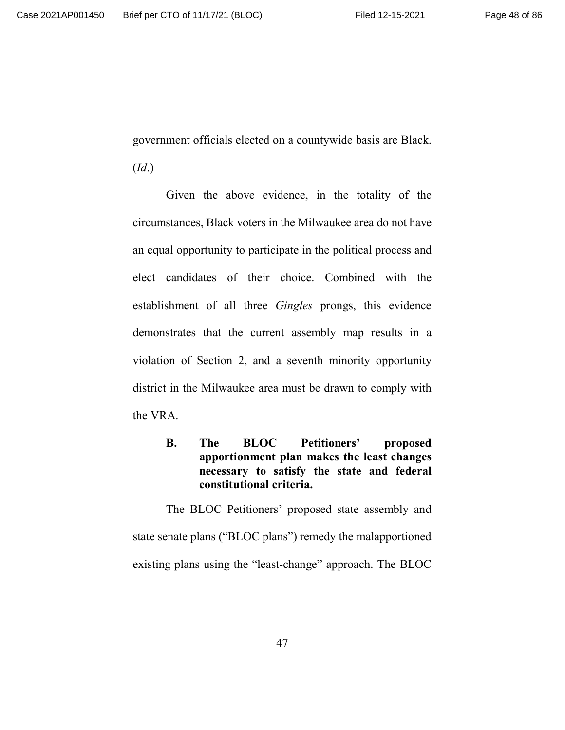government officials elected on a countywide basis are Black. (*Id*.)

Given the above evidence, in the totality of the circumstances, Black voters in the Milwaukee area do not have an equal opportunity to participate in the political process and elect candidates of their choice. Combined with the establishment of all three *Gingles* prongs, this evidence demonstrates that the current assembly map results in a violation of Section 2, and a seventh minority opportunity district in the Milwaukee area must be drawn to comply with the VRA.

### B. The BLOC Petitioners' proposed apportionment plan makes the least changes necessary to satisfy the state and federal constitutional criteria.

The BLOC Petitioners' proposed state assembly and state senate plans ("BLOC plans") remedy the malapportioned existing plans using the "least-change" approach. The BLOC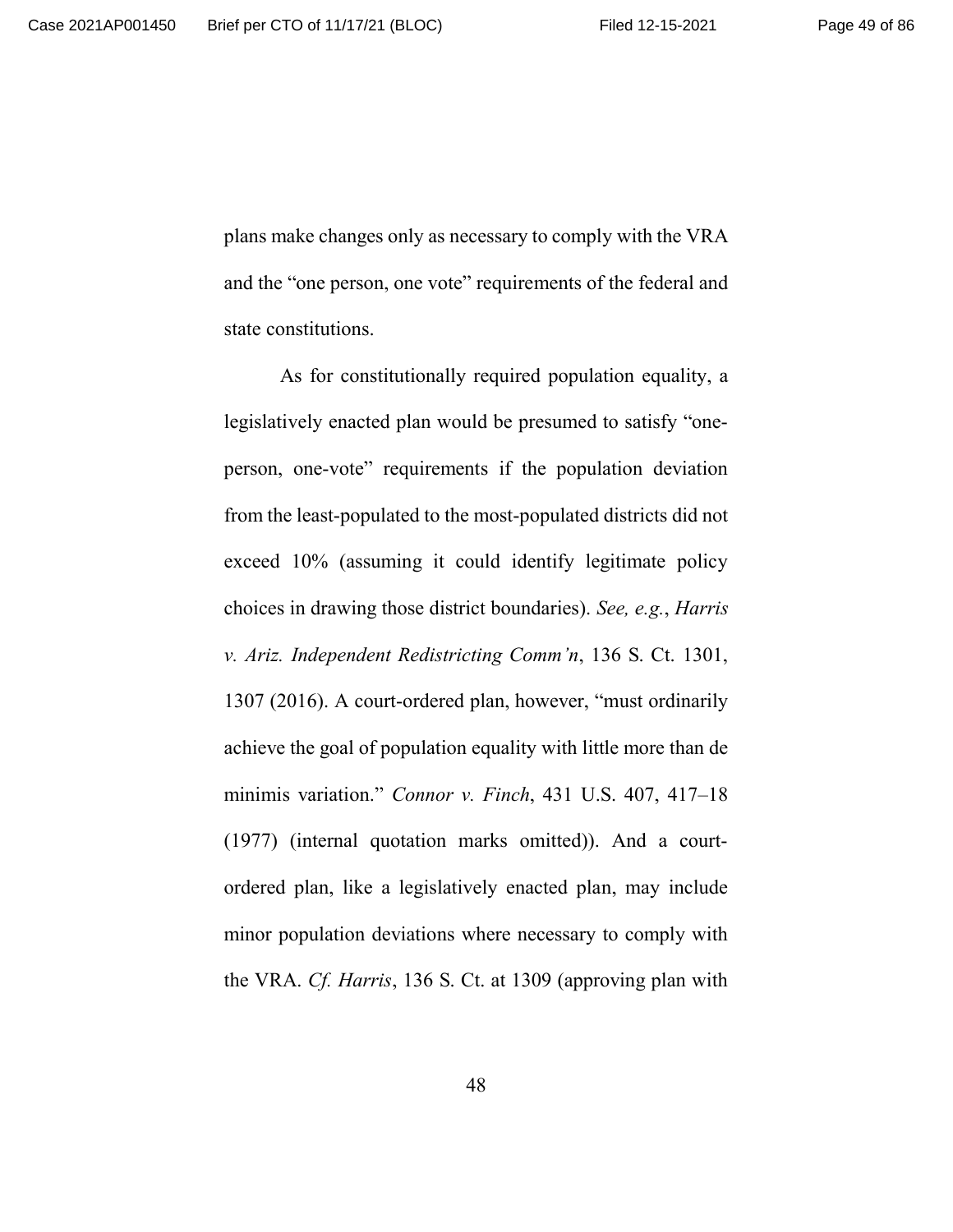plans make changes only as necessary to comply with the VRA and the "one person, one vote" requirements of the federal and state constitutions.

As for constitutionally required population equality, a legislatively enacted plan would be presumed to satisfy "one-person, one-vote" requirements if the population deviation from the least-populated to the most-populated districts did not exceed 10% (assuming it could identify legitimate policy choices in drawing those district boundaries). *See, e.g.*, *Harris v. Ariz. Independent Redistricting Comm'n*, 136 S. Ct. 1301, 1307 (2016). A court-ordered plan, however, "must ordinarily achieve the goal of population equality with little more than de minimis variation." *Connor v. Finch*, 431 U.S. 407, 417–18 (1977) (internal quotation marks omitted)). And a court-ordered plan, like a legislatively enacted plan, may include minor population deviations where necessary to comply with the VRA. *Cf. Harris*, 136 S. Ct. at 1309 (approving plan with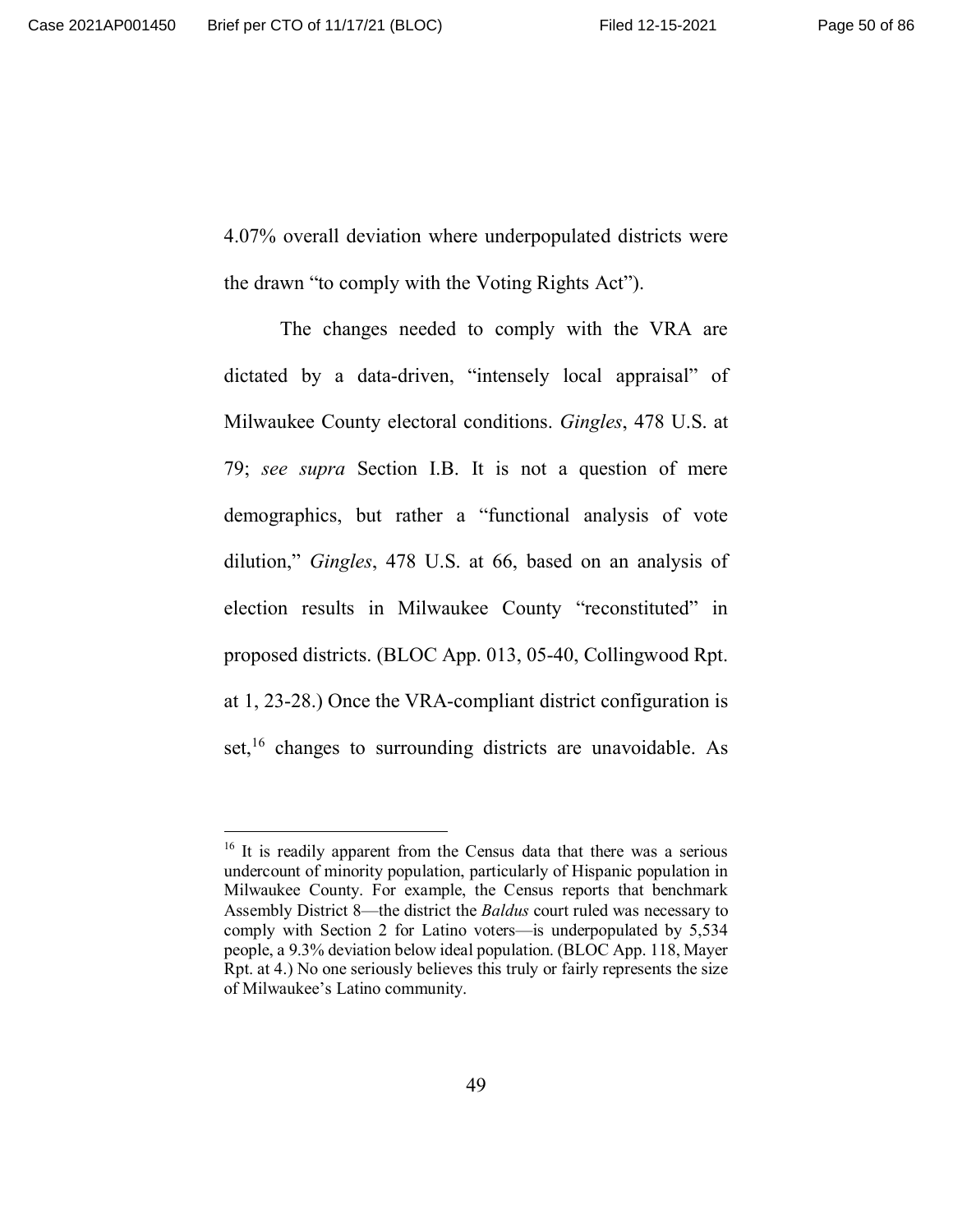4.07% overall deviation where underpopulated districts were the drawn "to comply with the Voting Rights Act").

The changes needed to comply with the VRA are dictated by a data-driven, "intensely local appraisal" of Milwaukee County electoral conditions. *Gingles*, 478 U.S. at 79; *see supra* Section I.B. It is not a question of mere demographics, but rather a "functional analysis of vote dilution," *Gingles*, 478 U.S. at 66, based on an analysis of election results in Milwaukee County "reconstituted" in proposed districts. (BLOC App. 013, 05-40, Collingwood Rpt. at 1, 23-28.) Once the VRA-compliant district configuration is set,[16] changes to surrounding districts are unavoidable. As

[16] It is readily apparent from the Census data that there was a serious undercount of minority population, particularly of Hispanic population in Milwaukee County. For example, the Census reports that benchmark Assembly District 8—the district the *Baldus* court ruled was necessary to comply with Section 2 for Latino voters—is underpopulated by 5,534 people, a 9.3% deviation below ideal population. (BLOC App. 118, Mayer Rpt. at 4.) No one seriously believes this truly or fairly represents the size of Milwaukee's Latino community.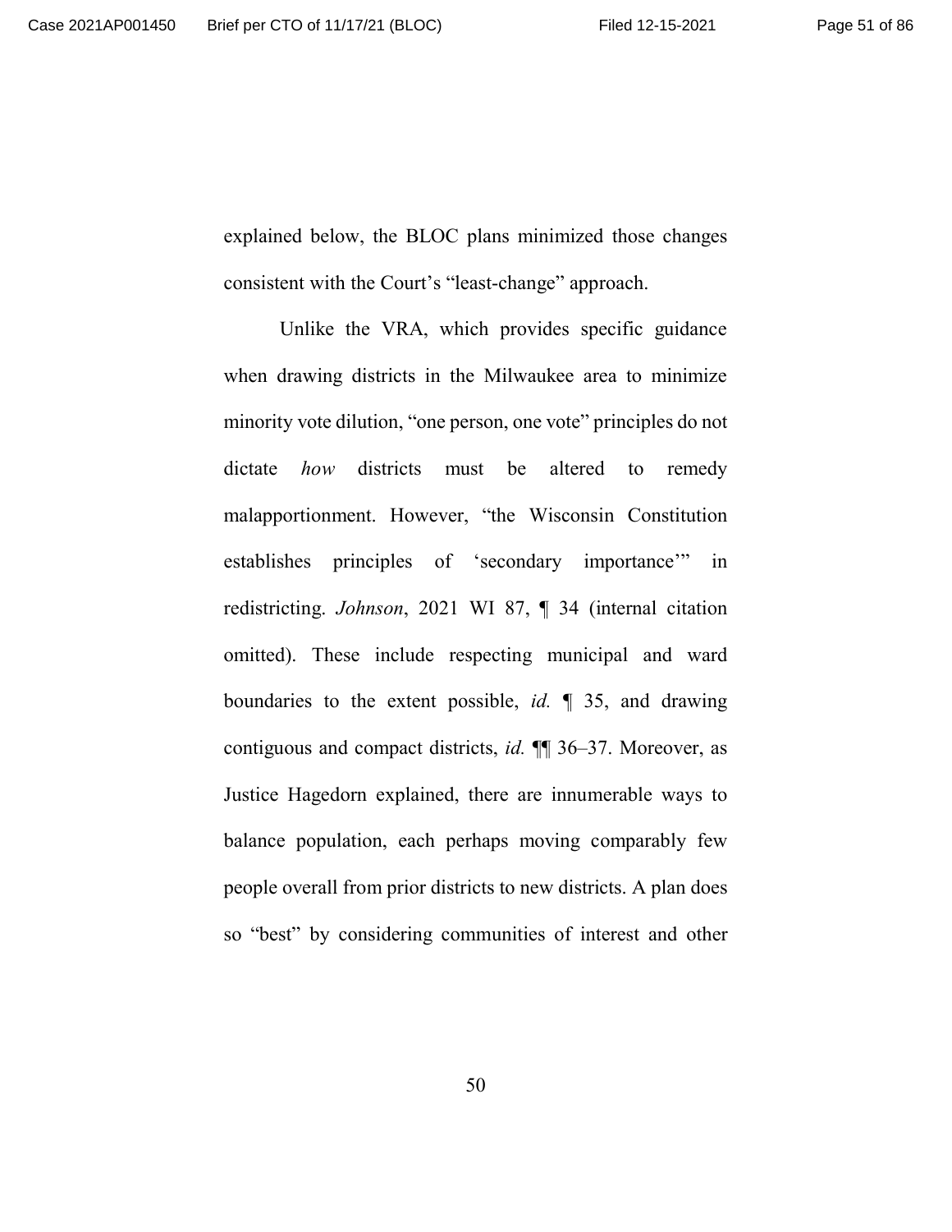explained below, the BLOC plans minimized those changes consistent with the Court's "least-change" approach.

Unlike the VRA, which provides specific guidance when drawing districts in the Milwaukee area to minimize minority vote dilution, "one person, one vote" principles do not dictate *how* districts must be altered to remedy malapportionment. However, "the Wisconsin Constitution establishes principles of 'secondary importance'" in redistricting. *Johnson*, 2021 WI 87, ¶ 34 (internal citation omitted). These include respecting municipal and ward boundaries to the extent possible, *id.* ¶ 35, and drawing contiguous and compact districts, *id.* ¶¶ 36–37. Moreover, as Justice Hagedorn explained, there are innumerable ways to balance population, each perhaps moving comparably few people overall from prior districts to new districts. A plan does so "best" by considering communities of interest and other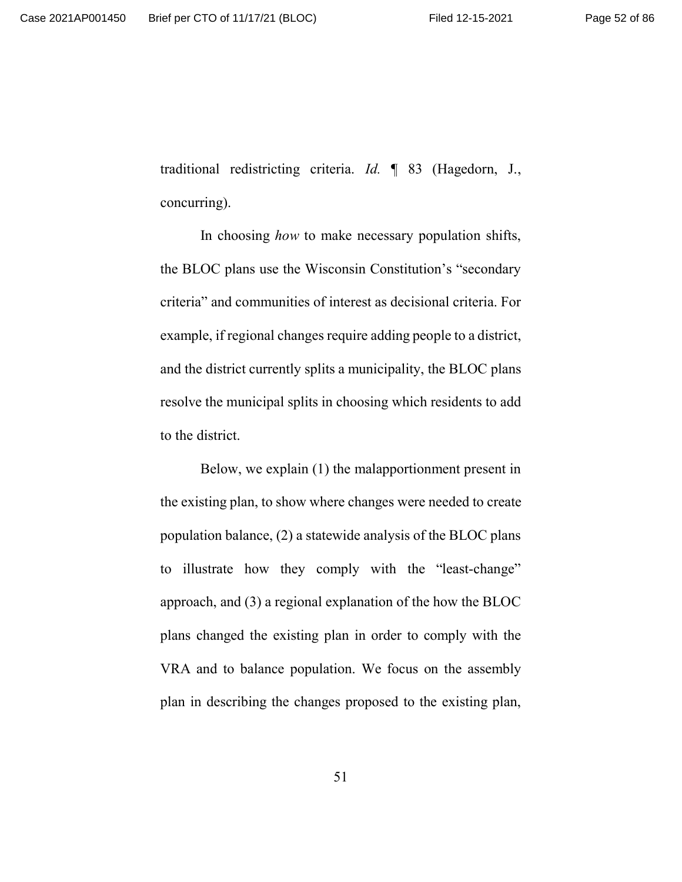traditional redistricting criteria. *Id.* ¶ 83 (Hagedorn, J., concurring).

In choosing *how* to make necessary population shifts, the BLOC plans use the Wisconsin Constitution's "secondary criteria" and communities of interest as decisional criteria. For example, if regional changes require adding people to a district, and the district currently splits a municipality, the BLOC plans resolve the municipal splits in choosing which residents to add to the district.

Below, we explain (1) the malapportionment present in the existing plan, to show where changes were needed to create population balance, (2) a statewide analysis of the BLOC plans to illustrate how they comply with the "least-change" approach, and (3) a regional explanation of the how the BLOC plans changed the existing plan in order to comply with the VRA and to balance population. We focus on the assembly plan in describing the changes proposed to the existing plan,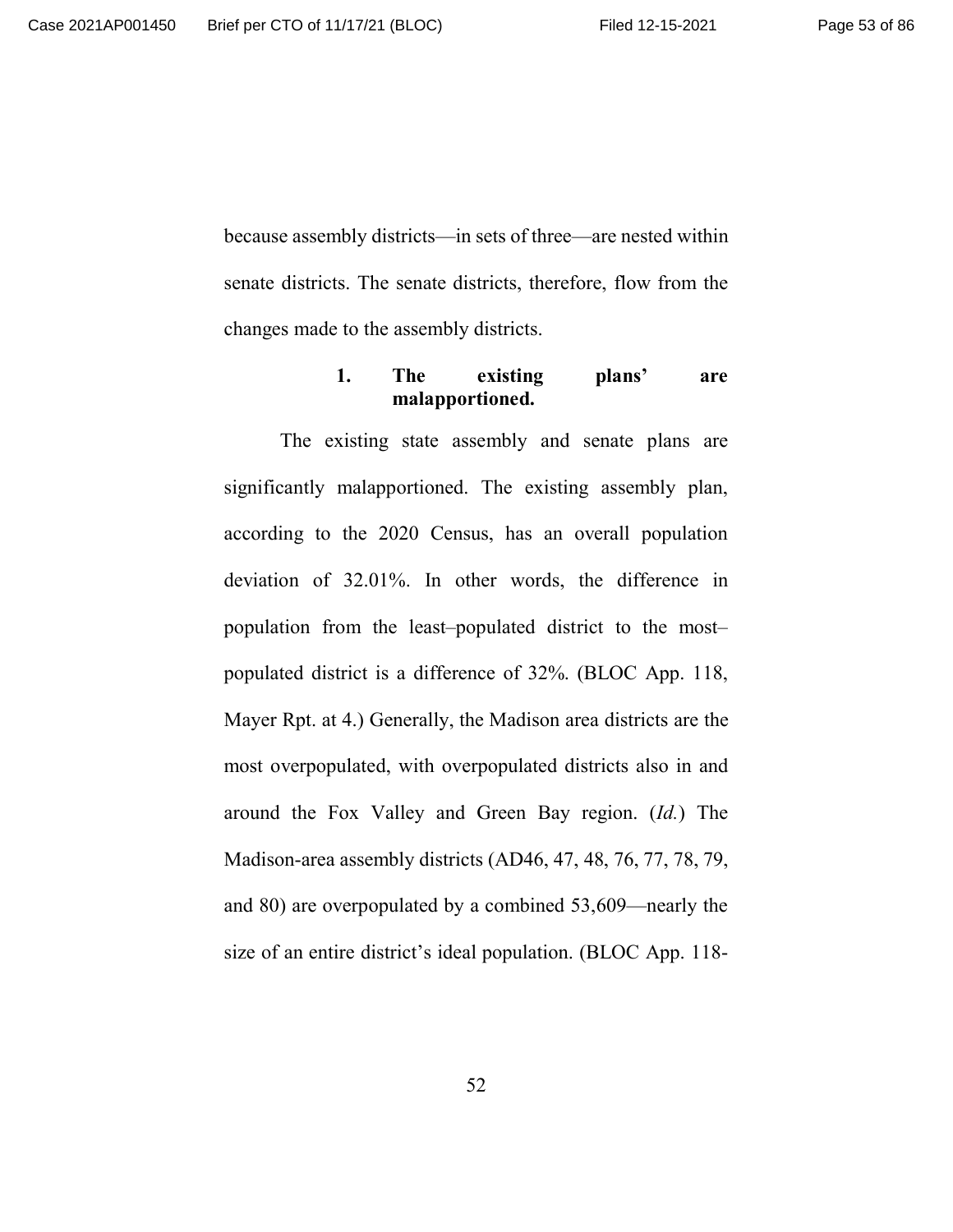because assembly districts—in sets of three—are nested within senate districts. The senate districts, therefore, flow from the changes made to the assembly districts.

#### 1. The existing plans' are malapportioned.

The existing state assembly and senate plans are significantly malapportioned. The existing assembly plan, according to the 2020 Census, has an overall population deviation of 32.01%. In other words, the difference in population from the least–populated district to the most–populated district is a difference of 32%. (BLOC App. 118, Mayer Rpt. at 4.) Generally, the Madison area districts are the most overpopulated, with overpopulated districts also in and around the Fox Valley and Green Bay region. (*Id.*) The Madison-area assembly districts (AD46, 47, 48, 76, 77, 78, 79, and 80) are overpopulated by a combined 53,609—nearly the size of an entire district's ideal population. (BLOC App. 118-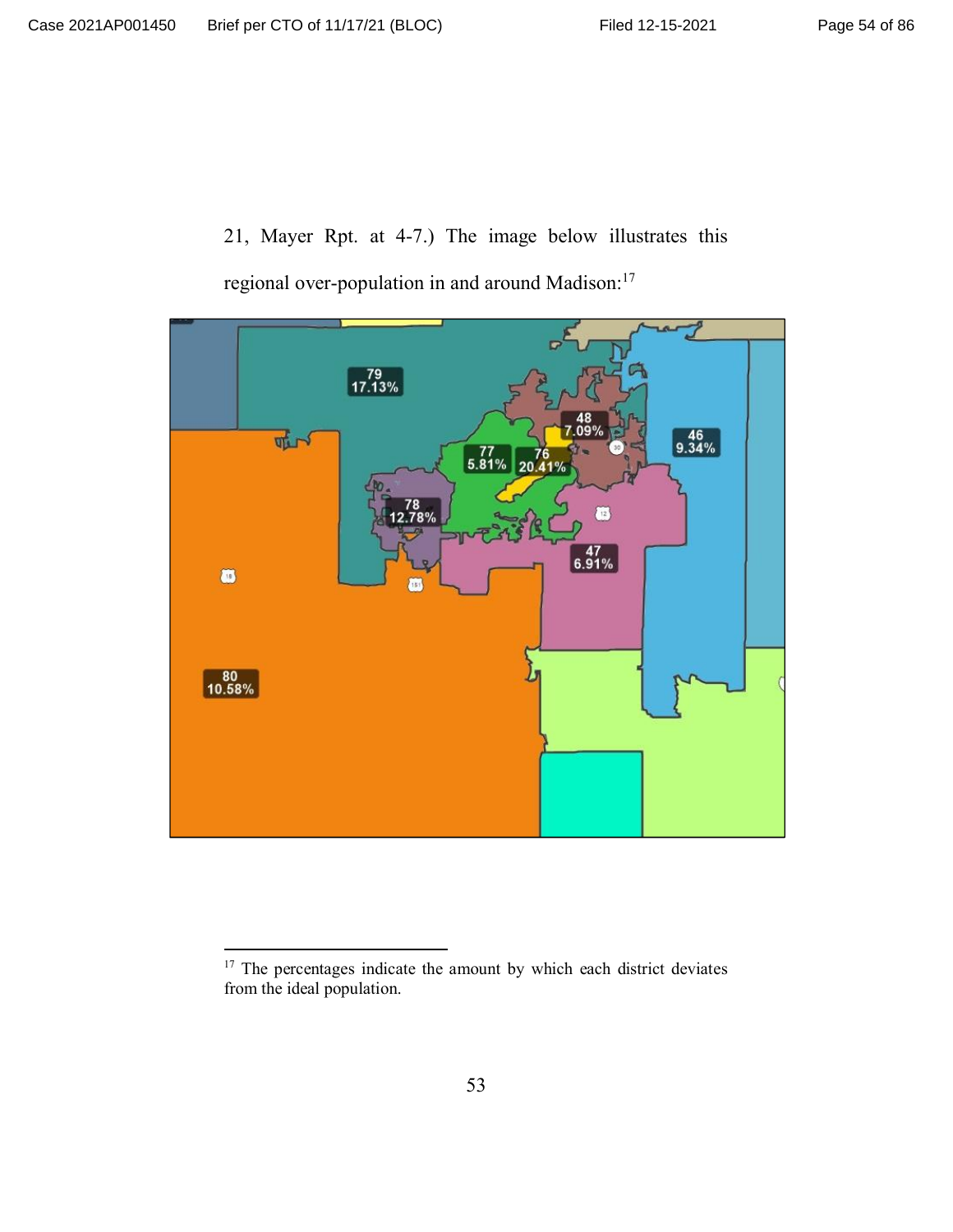21, Mayer Rpt. at 4-7.) The image below illustrates this regional over-population in and around Madison:[17]

79
17.13%

48
7.09%

77
5.81%

76
20.41%

46
9.34%

78
12.78%

47
6.91%

80
10.58%

---

[17] The percentages indicate the amount by which each district deviates from the ideal population.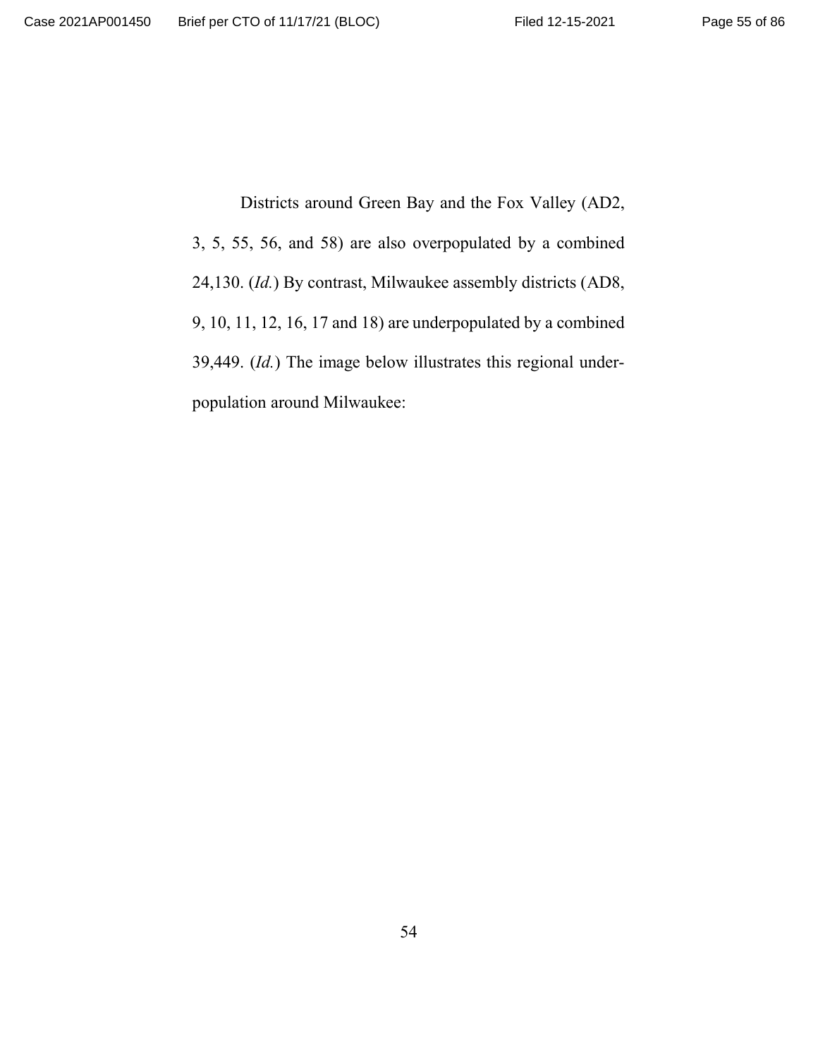Districts around Green Bay and the Fox Valley (AD2, 3, 5, 55, 56, and 58) are also overpopulated by a combined 24,130. (*Id.*) By contrast, Milwaukee assembly districts (AD8, 9, 10, 11, 12, 16, 17 and 18) are underpopulated by a combined 39,449. (*Id.*) The image below illustrates this regional under-population around Milwaukee: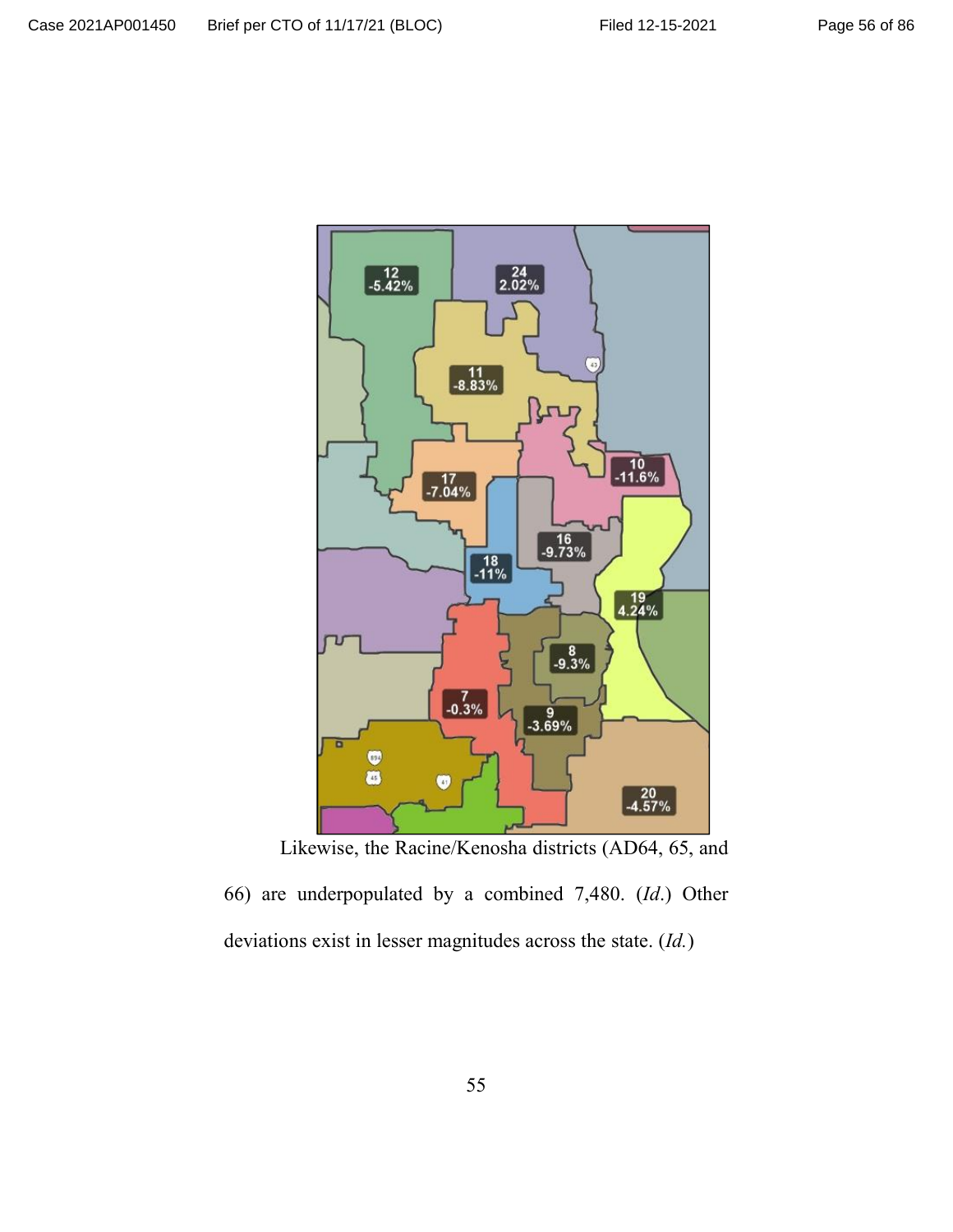Likewise, the Racine/Kenosha districts (AD64, 65, and 66) are underpopulated by a combined 7,480. (*Id.*) Other deviations exist in lesser magnitudes across the state. (*Id.*)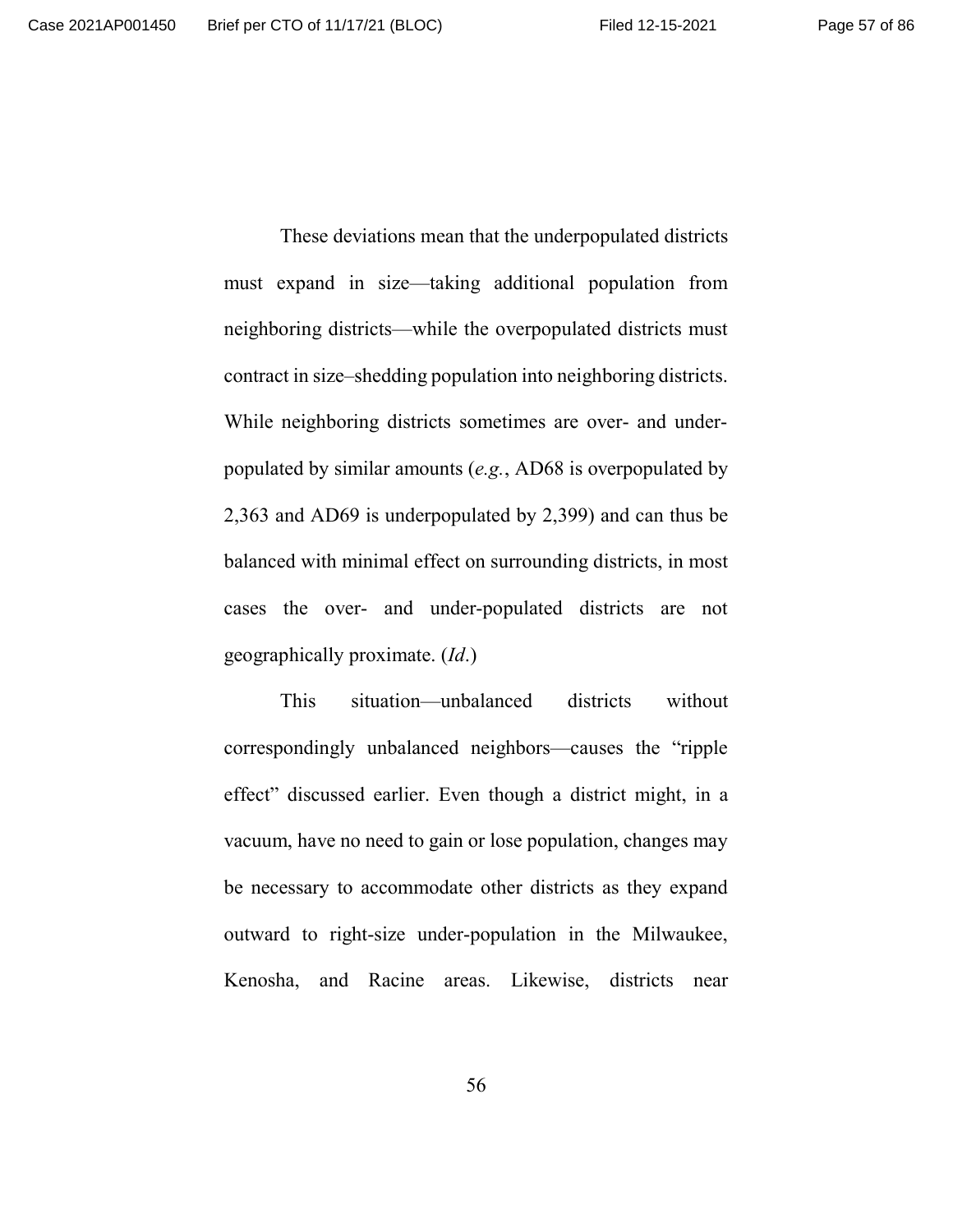These deviations mean that the underpopulated districts must expand in size—taking additional population from neighboring districts—while the overpopulated districts must contract in size–shedding population into neighboring districts. While neighboring districts sometimes are over- and under-populated by similar amounts (*e.g.*, AD68 is overpopulated by 2,363 and AD69 is underpopulated by 2,399) and can thus be balanced with minimal effect on surrounding districts, in most cases the over- and under-populated districts are not geographically proximate. (*Id*.)

This situation—unbalanced districts without correspondingly unbalanced neighbors—causes the "ripple effect" discussed earlier. Even though a district might, in a vacuum, have no need to gain or lose population, changes may be necessary to accommodate other districts as they expand outward to right-size under-population in the Milwaukee, Kenosha, and Racine areas. Likewise, districts near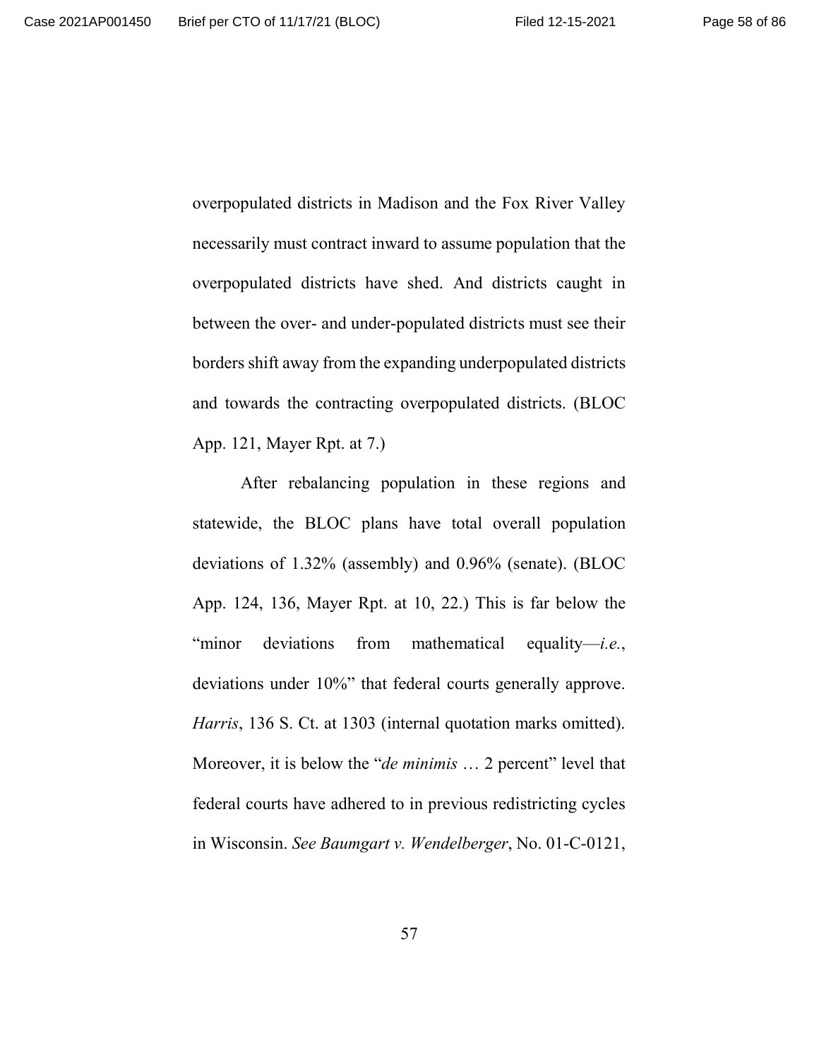overpopulated districts in Madison and the Fox River Valley necessarily must contract inward to assume population that the overpopulated districts have shed. And districts caught in between the over- and under-populated districts must see their borders shift away from the expanding underpopulated districts and towards the contracting overpopulated districts. (BLOC App. 121, Mayer Rpt. at 7.)

After rebalancing population in these regions and statewide, the BLOC plans have total overall population deviations of 1.32% (assembly) and 0.96% (senate). (BLOC App. 124, 136, Mayer Rpt. at 10, 22.) This is far below the "minor deviations from mathematical equality—*i.e.*, deviations under 10%" that federal courts generally approve. *Harris*, 136 S. Ct. at 1303 (internal quotation marks omitted). Moreover, it is below the "*de minimis* … 2 percent" level that federal courts have adhered to in previous redistricting cycles in Wisconsin. *See Baumgart v. Wendelberger*, No. 01-C-0121,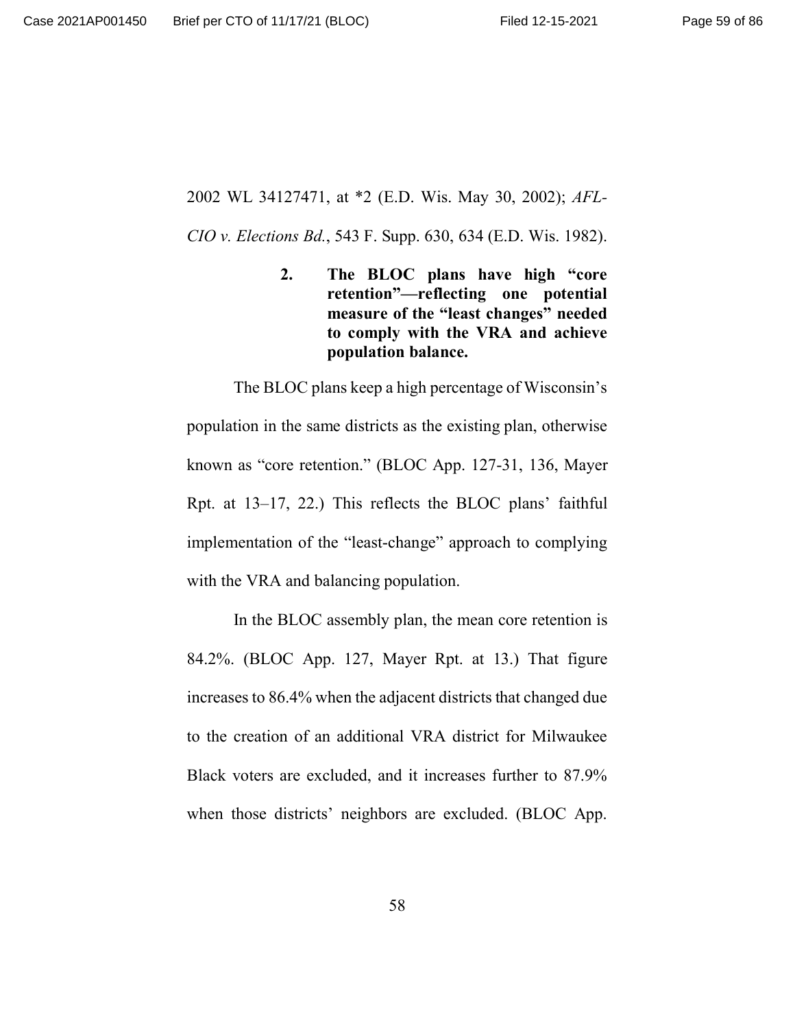2002 WL 34127471, at *2 (E.D. Wis. May 30, 2002); *AFL-CIO v. Elections Bd.*, 543 F. Supp. 630, 634 (E.D. Wis. 1982).

### 2. The BLOC plans have high "core retention"—reflecting one potential measure of the "least changes" needed to comply with the VRA and achieve population balance.

The BLOC plans keep a high percentage of Wisconsin's population in the same districts as the existing plan, otherwise known as "core retention." (BLOC App. 127-31, 136, Mayer Rpt. at 13–17, 22.) This reflects the BLOC plans' faithful implementation of the "least-change" approach to complying with the VRA and balancing population.

In the BLOC assembly plan, the mean core retention is 84.2%. (BLOC App. 127, Mayer Rpt. at 13.) That figure increases to 86.4% when the adjacent districts that changed due to the creation of an additional VRA district for Milwaukee Black voters are excluded, and it increases further to 87.9% when those districts' neighbors are excluded. (BLOC App.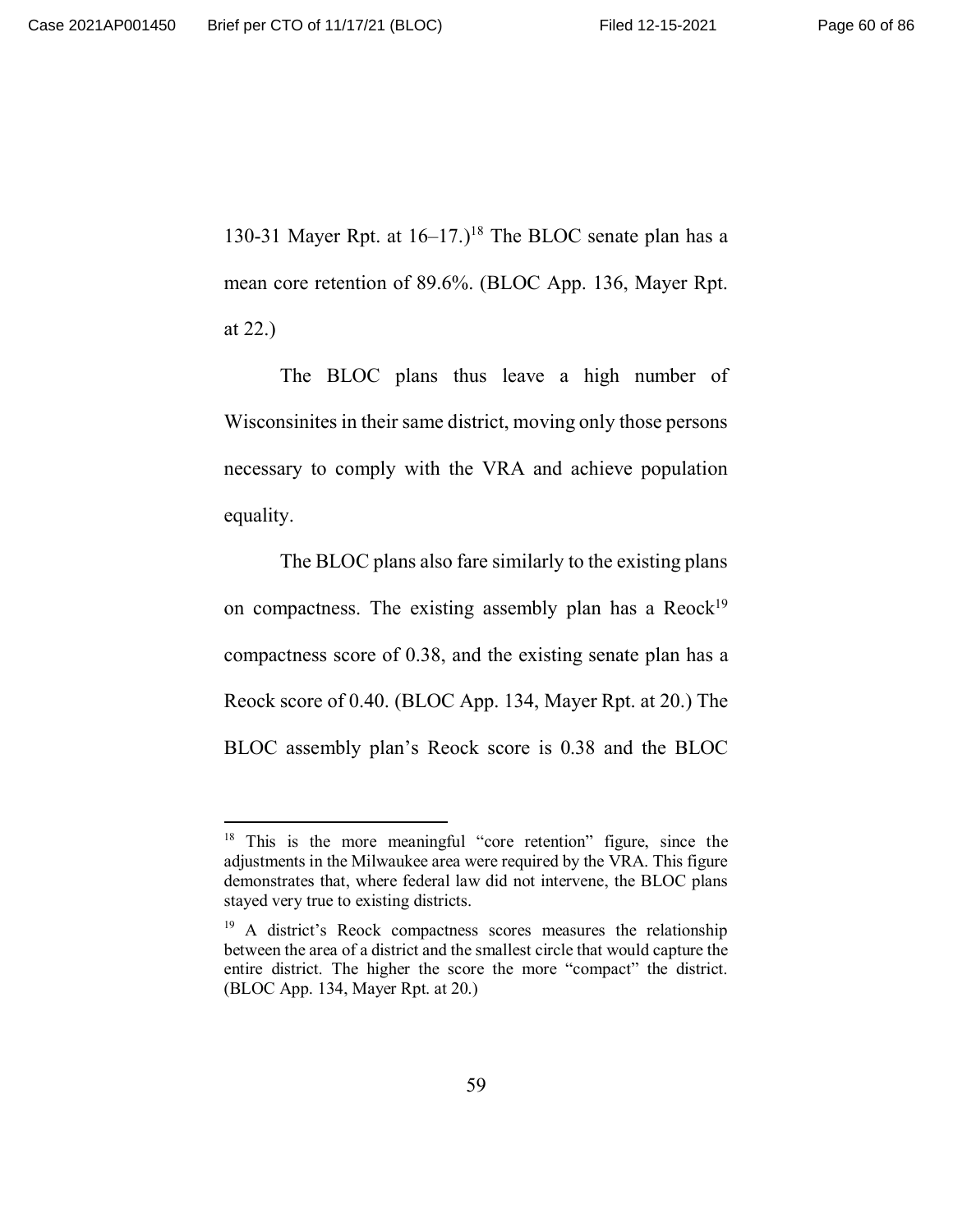130-31 Mayer Rpt. at 16–17.)[18] The BLOC senate plan has a mean core retention of 89.6%. (BLOC App. 136, Mayer Rpt. at 22.)

The BLOC plans thus leave a high number of Wisconsinites in their same district, moving only those persons necessary to comply with the VRA and achieve population equality.

The BLOC plans also fare similarly to the existing plans on compactness. The existing assembly plan has a Reock[19] compactness score of 0.38, and the existing senate plan has a Reock score of 0.40. (BLOC App. 134, Mayer Rpt. at 20.) The BLOC assembly plan's Reock score is 0.38 and the BLOC

---

[18] This is the more meaningful "core retention" figure, since the adjustments in the Milwaukee area were required by the VRA. This figure demonstrates that, where federal law did not intervene, the BLOC plans stayed very true to existing districts.

[19] A district's Reock compactness scores measures the relationship between the area of a district and the smallest circle that would capture the entire district. The higher the score the more "compact" the district. (BLOC App. 134, Mayer Rpt. at 20.)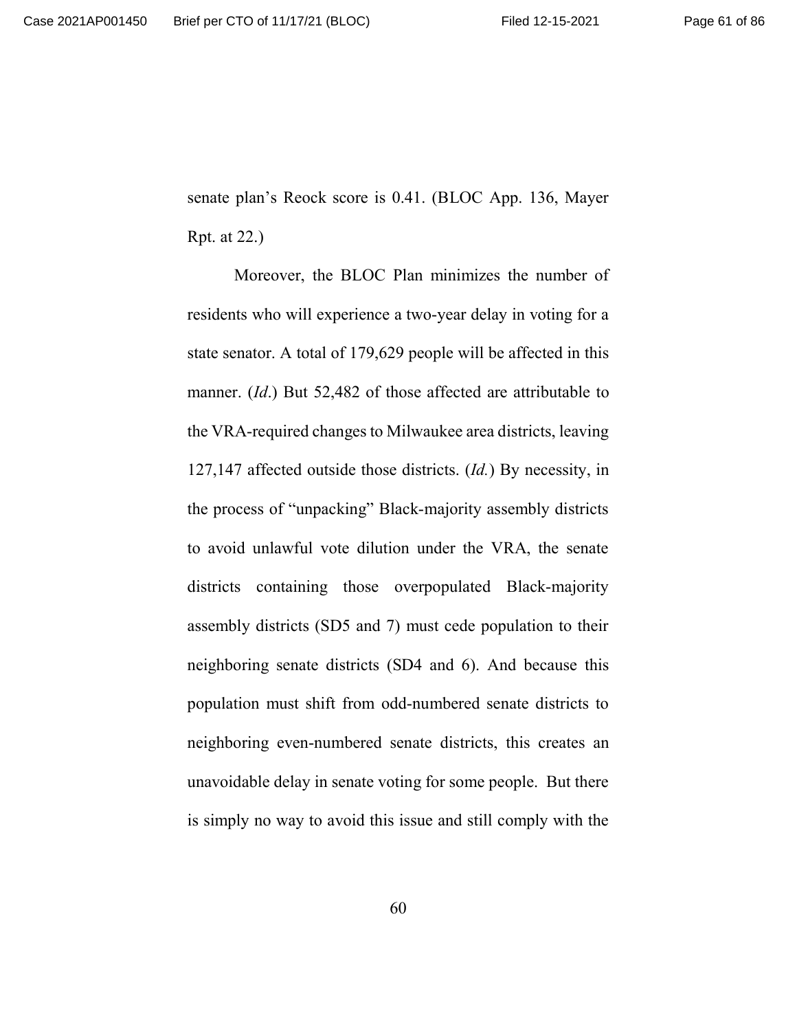senate plan's Reock score is 0.41. (BLOC App. 136, Mayer Rpt. at 22.)

Moreover, the BLOC Plan minimizes the number of residents who will experience a two-year delay in voting for a state senator. A total of 179,629 people will be affected in this manner. (*Id*.) But 52,482 of those affected are attributable to the VRA-required changes to Milwaukee area districts, leaving 127,147 affected outside those districts. (*Id.*) By necessity, in the process of "unpacking" Black-majority assembly districts to avoid unlawful vote dilution under the VRA, the senate districts containing those overpopulated Black-majority assembly districts (SD5 and 7) must cede population to their neighboring senate districts (SD4 and 6). And because this population must shift from odd-numbered senate districts to neighboring even-numbered senate districts, this creates an unavoidable delay in senate voting for some people. But there is simply no way to avoid this issue and still comply with the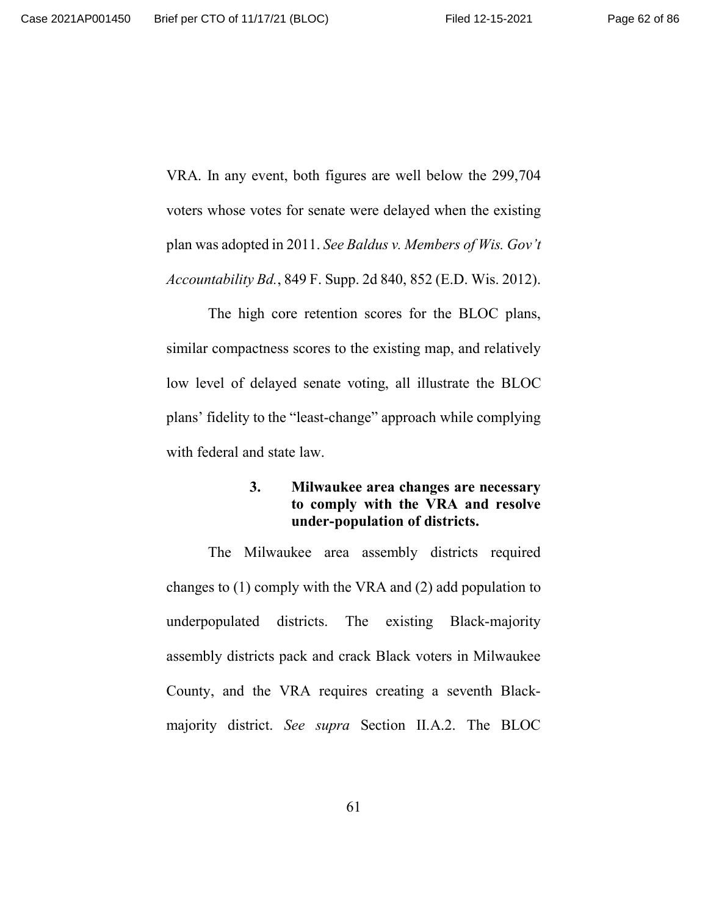VRA. In any event, both figures are well below the 299,704 voters whose votes for senate were delayed when the existing plan was adopted in 2011. *See Baldus v. Members of Wis. Gov't Accountability Bd.*, 849 F. Supp. 2d 840, 852 (E.D. Wis. 2012).

The high core retention scores for the BLOC plans, similar compactness scores to the existing map, and relatively low level of delayed senate voting, all illustrate the BLOC plans' fidelity to the "least-change" approach while complying with federal and state law.

#### 3. Milwaukee area changes are necessary to comply with the VRA and resolve under-population of districts.

The Milwaukee area assembly districts required changes to (1) comply with the VRA and (2) add population to underpopulated districts. The existing Black-majority assembly districts pack and crack Black voters in Milwaukee County, and the VRA requires creating a seventh Black-majority district. *See supra* Section II.A.2. The BLOC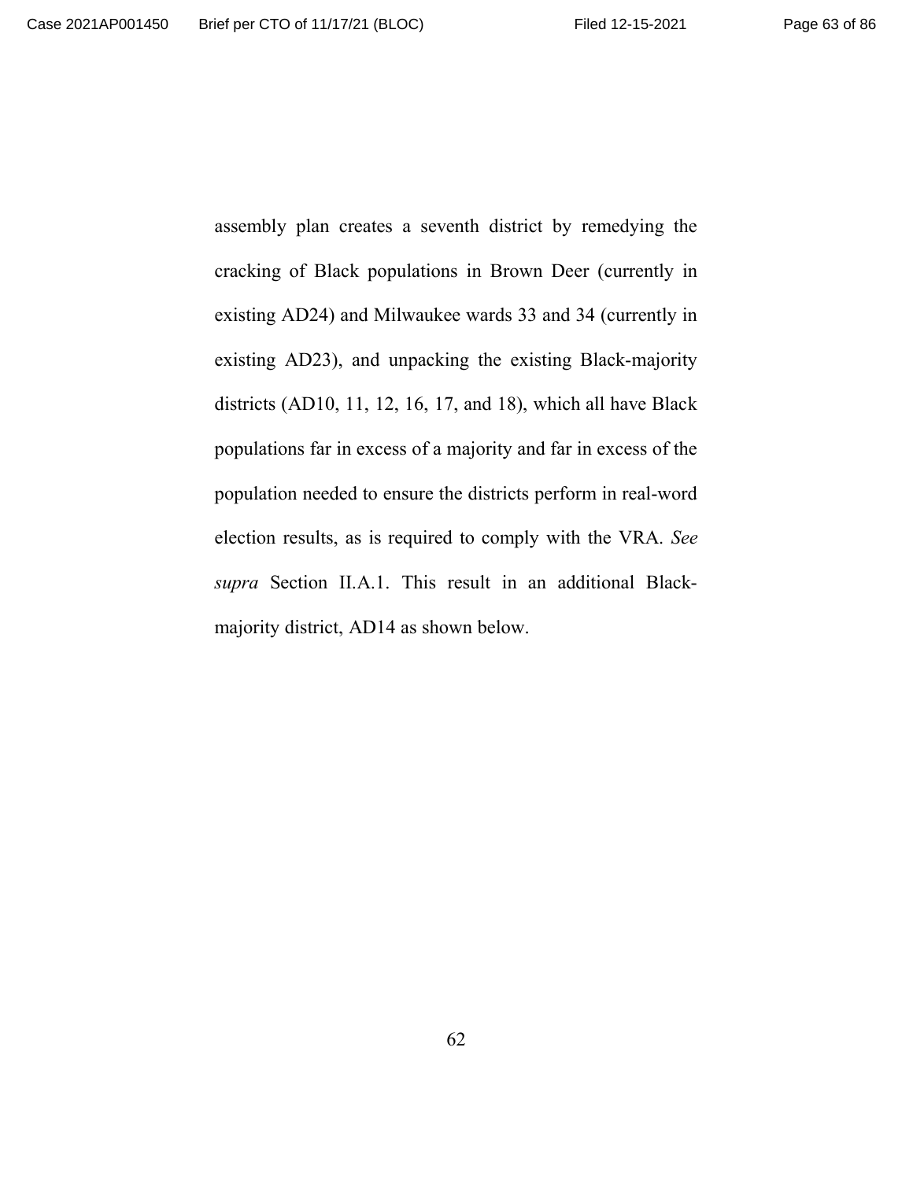assembly plan creates a seventh district by remedying the cracking of Black populations in Brown Deer (currently in existing AD24) and Milwaukee wards 33 and 34 (currently in existing AD23), and unpacking the existing Black-majority districts (AD10, 11, 12, 16, 17, and 18), which all have Black populations far in excess of a majority and far in excess of the population needed to ensure the districts perform in real-word election results, as is required to comply with the VRA. *See supra* Section II.A.1. This result in an additional Black-majority district, AD14 as shown below.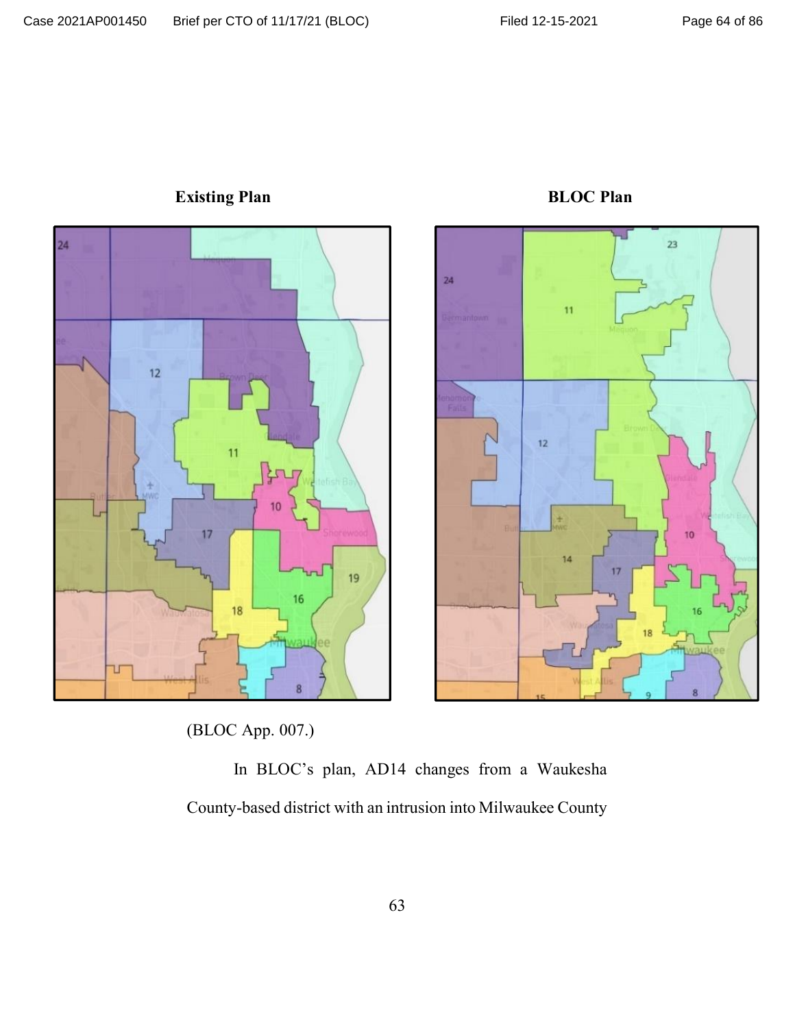**Existing Plan** **BLOC Plan**

(BLOC App. 007.)

In BLOC's plan, AD14 changes from a Waukesha County-based district with an intrusion into Milwaukee County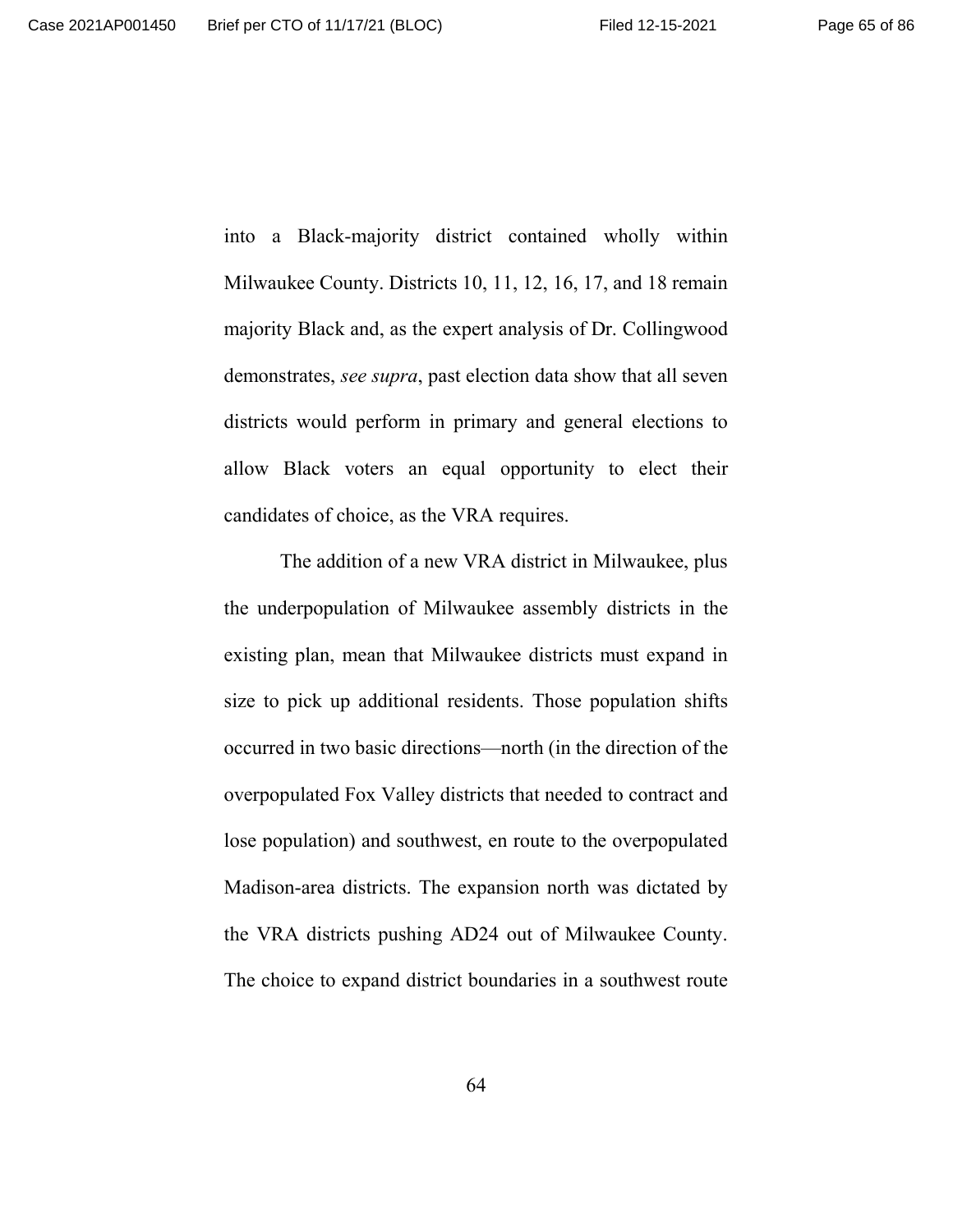into a Black-majority district contained wholly within Milwaukee County. Districts 10, 11, 12, 16, 17, and 18 remain majority Black and, as the expert analysis of Dr. Collingwood demonstrates, *see supra*, past election data show that all seven districts would perform in primary and general elections to allow Black voters an equal opportunity to elect their candidates of choice, as the VRA requires.

The addition of a new VRA district in Milwaukee, plus the underpopulation of Milwaukee assembly districts in the existing plan, mean that Milwaukee districts must expand in size to pick up additional residents. Those population shifts occurred in two basic directions—north (in the direction of the overpopulated Fox Valley districts that needed to contract and lose population) and southwest, en route to the overpopulated Madison-area districts. The expansion north was dictated by the VRA districts pushing AD24 out of Milwaukee County. The choice to expand district boundaries in a southwest route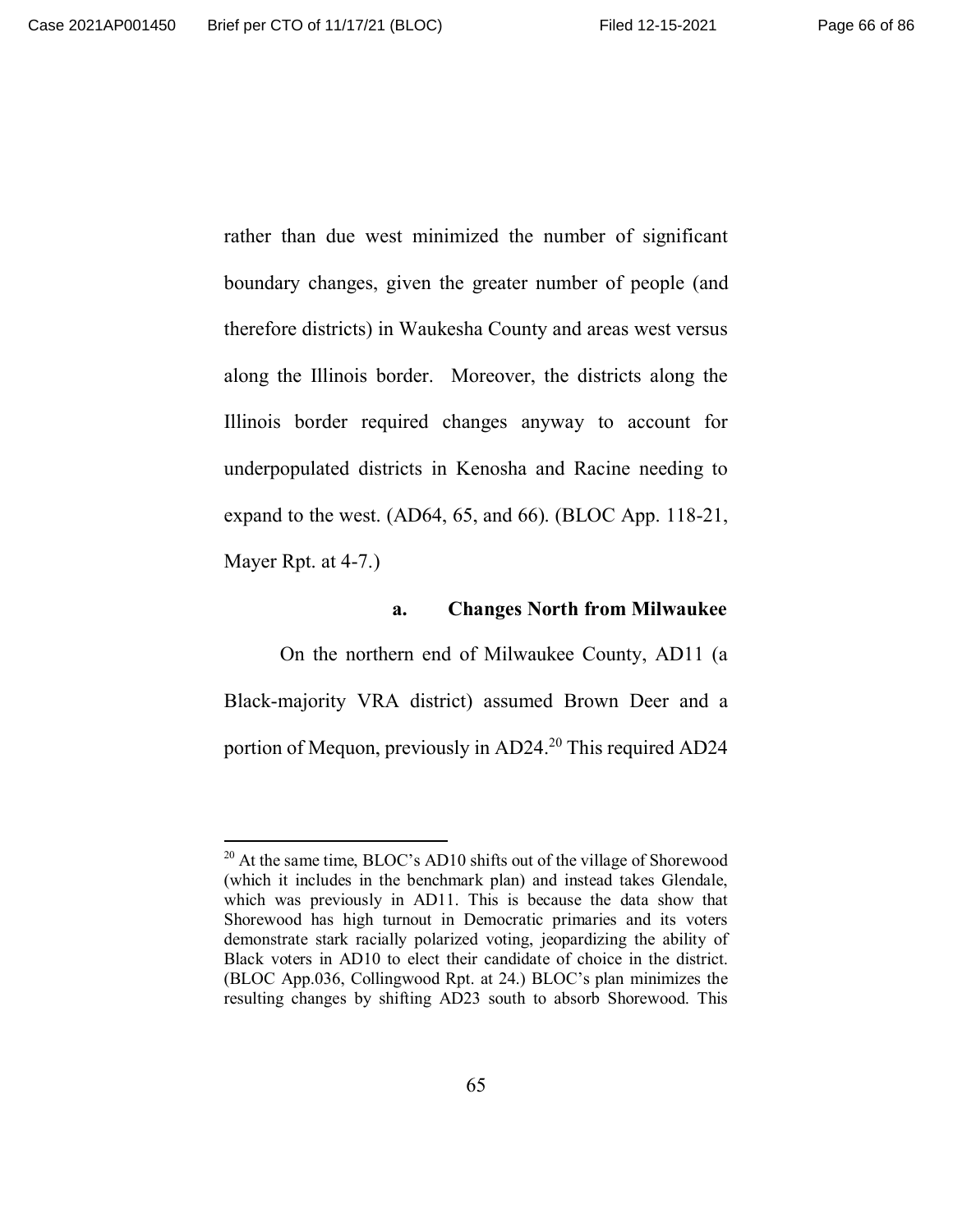rather than due west minimized the number of significant boundary changes, given the greater number of people (and therefore districts) in Waukesha County and areas west versus along the Illinois border. Moreover, the districts along the Illinois border required changes anyway to account for underpopulated districts in Kenosha and Racine needing to expand to the west. (AD64, 65, and 66). (BLOC App. 118-21, Mayer Rpt. at 4-7.)

#### a. Changes North from Milwaukee

On the northern end of Milwaukee County, AD11 (a Black-majority VRA district) assumed Brown Deer and a portion of Mequon, previously in AD24.[20] This required AD24

---

[20] At the same time, BLOC's AD10 shifts out of the village of Shorewood (which it includes in the benchmark plan) and instead takes Glendale, which was previously in AD11. This is because the data show that Shorewood has high turnout in Democratic primaries and its voters demonstrate stark racially polarized voting, jeopardizing the ability of Black voters in AD10 to elect their candidate of choice in the district. (BLOC App.036, Collingwood Rpt. at 24.) BLOC's plan minimizes the resulting changes by shifting AD23 south to absorb Shorewood. This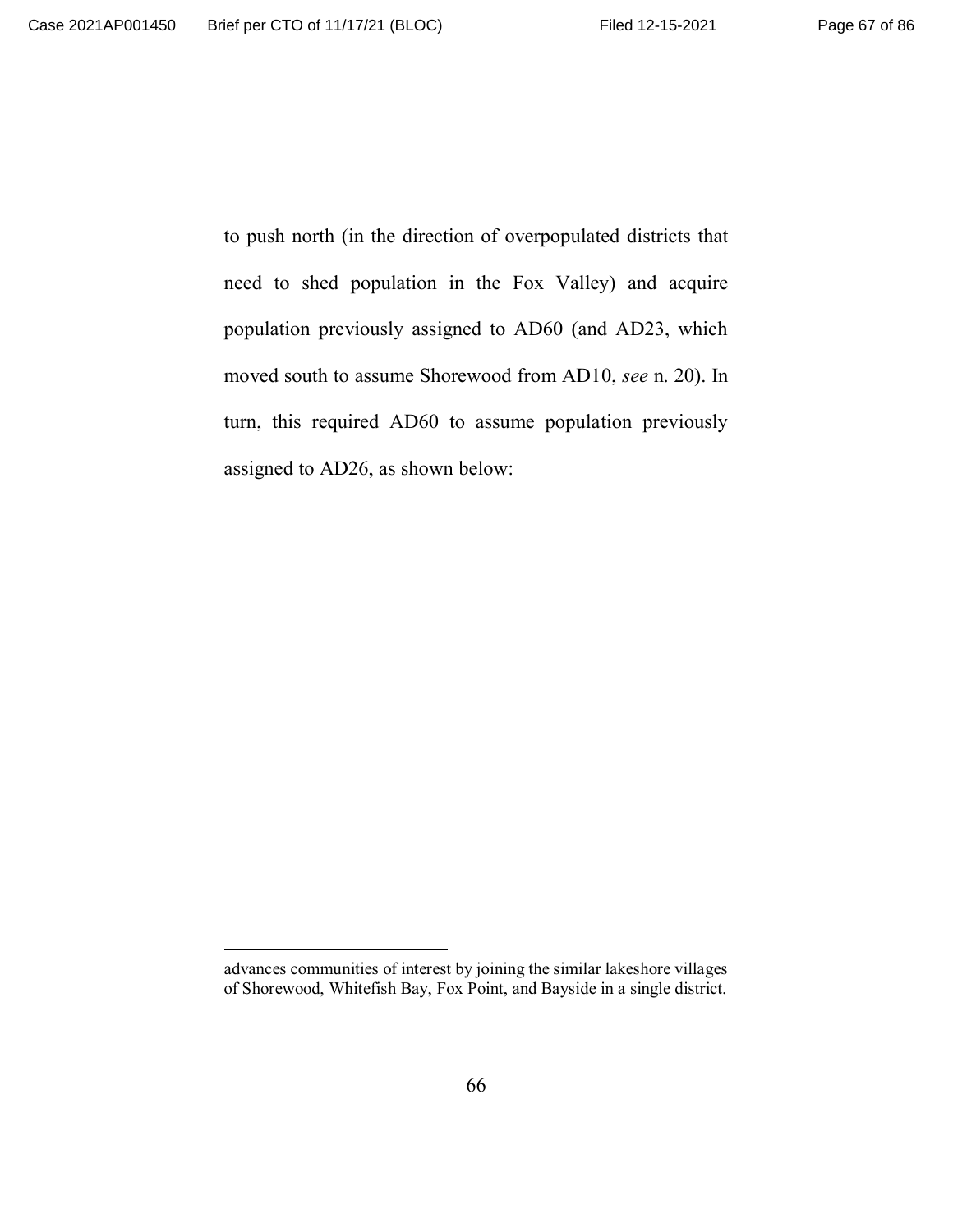to push north (in the direction of overpopulated districts that need to shed population in the Fox Valley) and acquire population previously assigned to AD60 (and AD23, which moved south to assume Shorewood from AD10, *see* n. 20). In turn, this required AD60 to assume population previously assigned to AD26, as shown below:

---

advances communities of interest by joining the similar lakeshore villages of Shorewood, Whitefish Bay, Fox Point, and Bayside in a single district.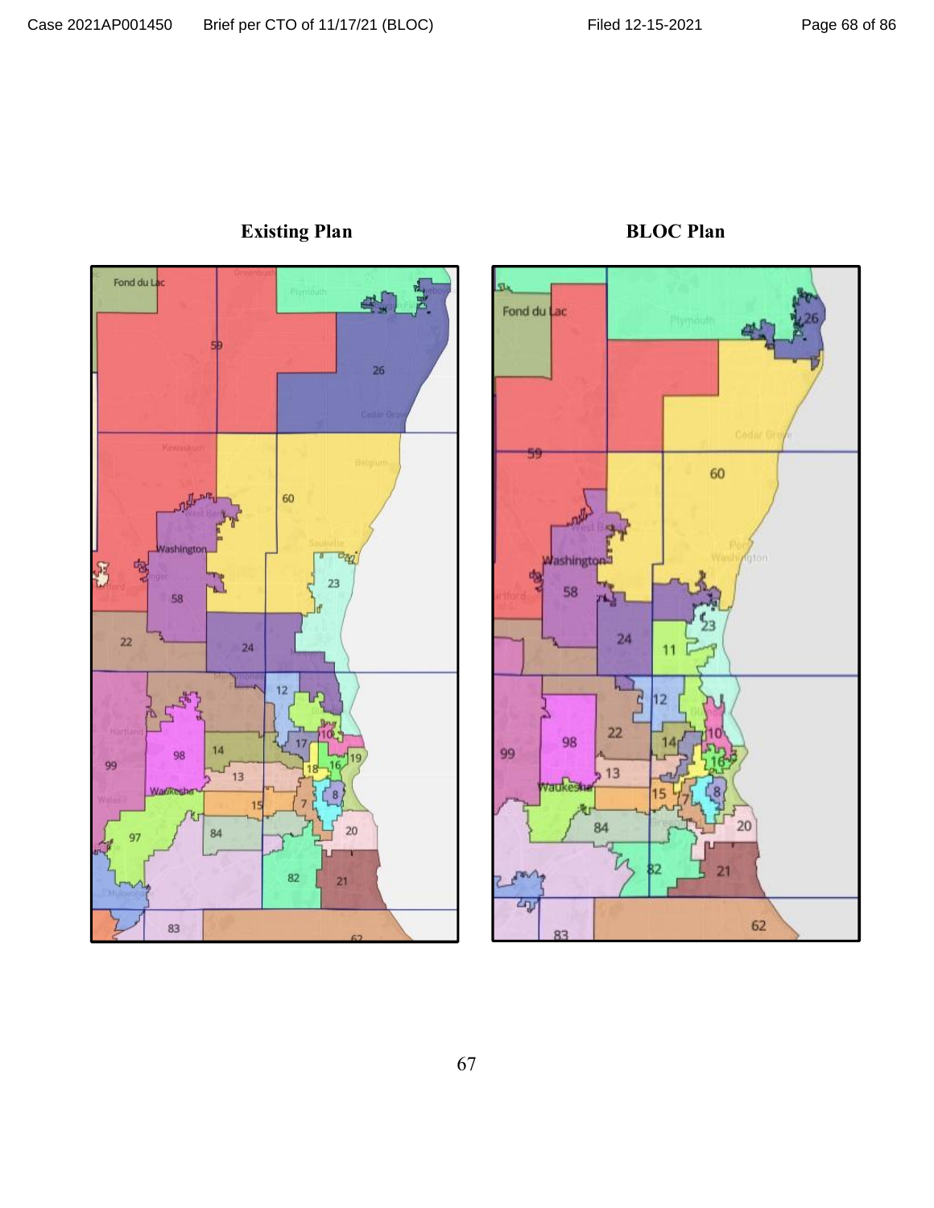**Existing Plan**

**BLOC Plan**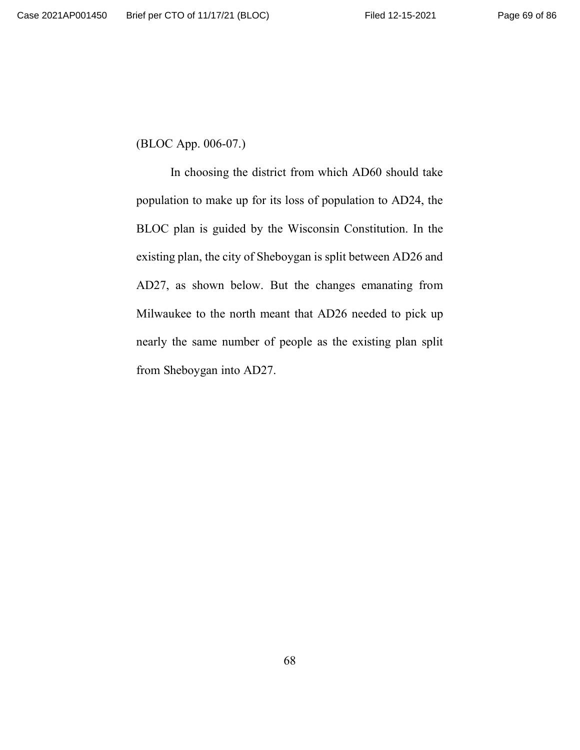(BLOC App. 006-07.)

In choosing the district from which AD60 should take population to make up for its loss of population to AD24, the BLOC plan is guided by the Wisconsin Constitution. In the existing plan, the city of Sheboygan is split between AD26 and AD27, as shown below. But the changes emanating from Milwaukee to the north meant that AD26 needed to pick up nearly the same number of people as the existing plan split from Sheboygan into AD27.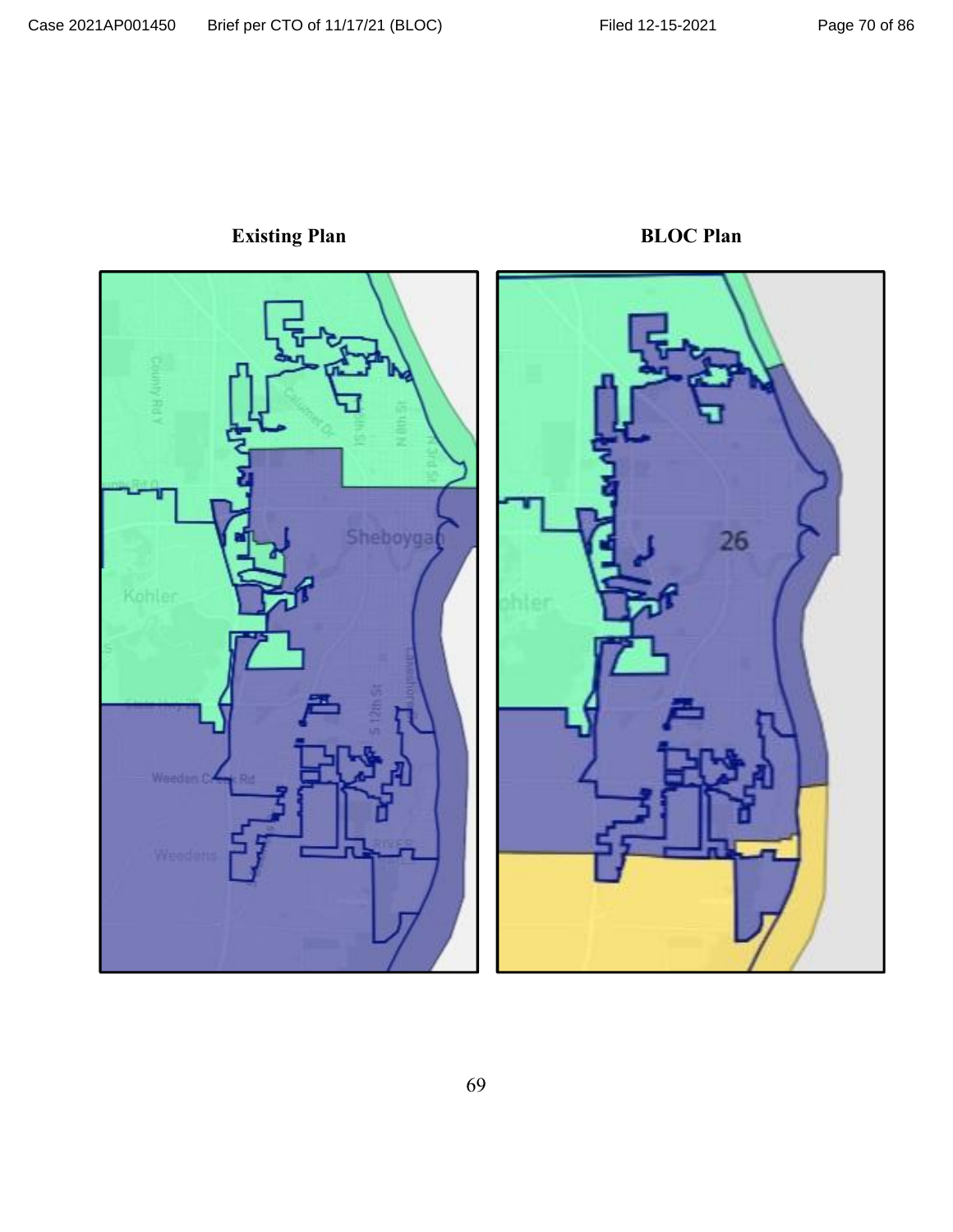**Existing Plan**

**BLOC Plan**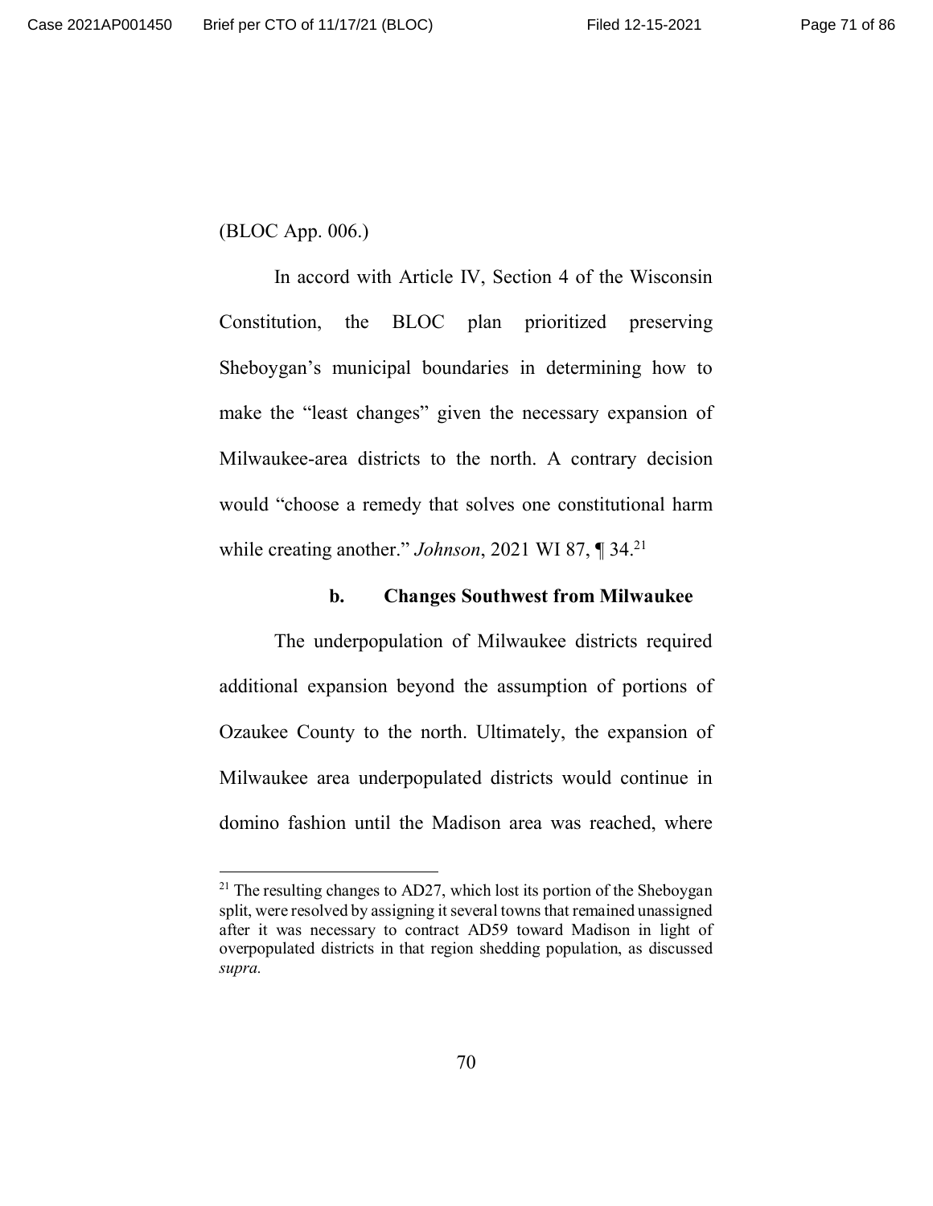(BLOC App. 006.)

In accord with Article IV, Section 4 of the Wisconsin Constitution, the BLOC plan prioritized preserving Sheboygan's municipal boundaries in determining how to make the "least changes" given the necessary expansion of Milwaukee-area districts to the north. A contrary decision would "choose a remedy that solves one constitutional harm while creating another." *Johnson*, 2021 WI 87, ¶ 34.[21]

#### b. Changes Southwest from Milwaukee

The underpopulation of Milwaukee districts required additional expansion beyond the assumption of portions of Ozaukee County to the north. Ultimately, the expansion of Milwaukee area underpopulated districts would continue in domino fashion until the Madison area was reached, where

---

[21] The resulting changes to AD27, which lost its portion of the Sheboygan split, were resolved by assigning it several towns that remained unassigned after it was necessary to contract AD59 toward Madison in light of overpopulated districts in that region shedding population, as discussed *supra.*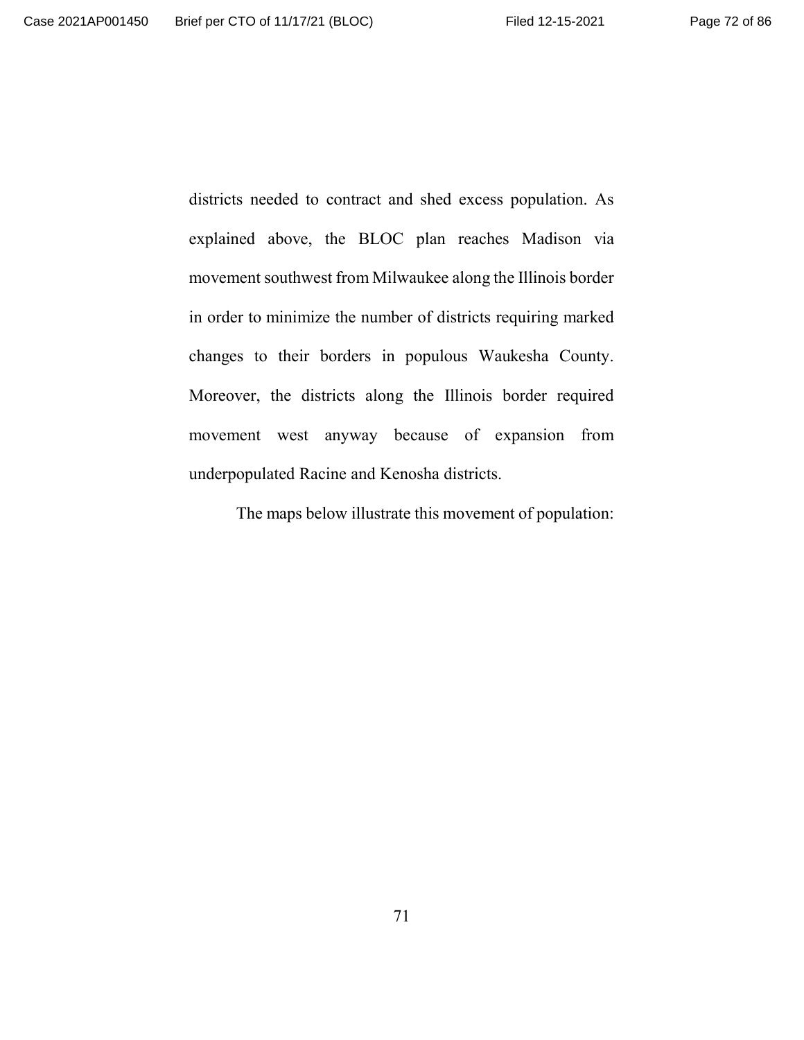districts needed to contract and shed excess population. As explained above, the BLOC plan reaches Madison via movement southwest from Milwaukee along the Illinois border in order to minimize the number of districts requiring marked changes to their borders in populous Waukesha County. Moreover, the districts along the Illinois border required movement west anyway because of expansion from underpopulated Racine and Kenosha districts.

The maps below illustrate this movement of population: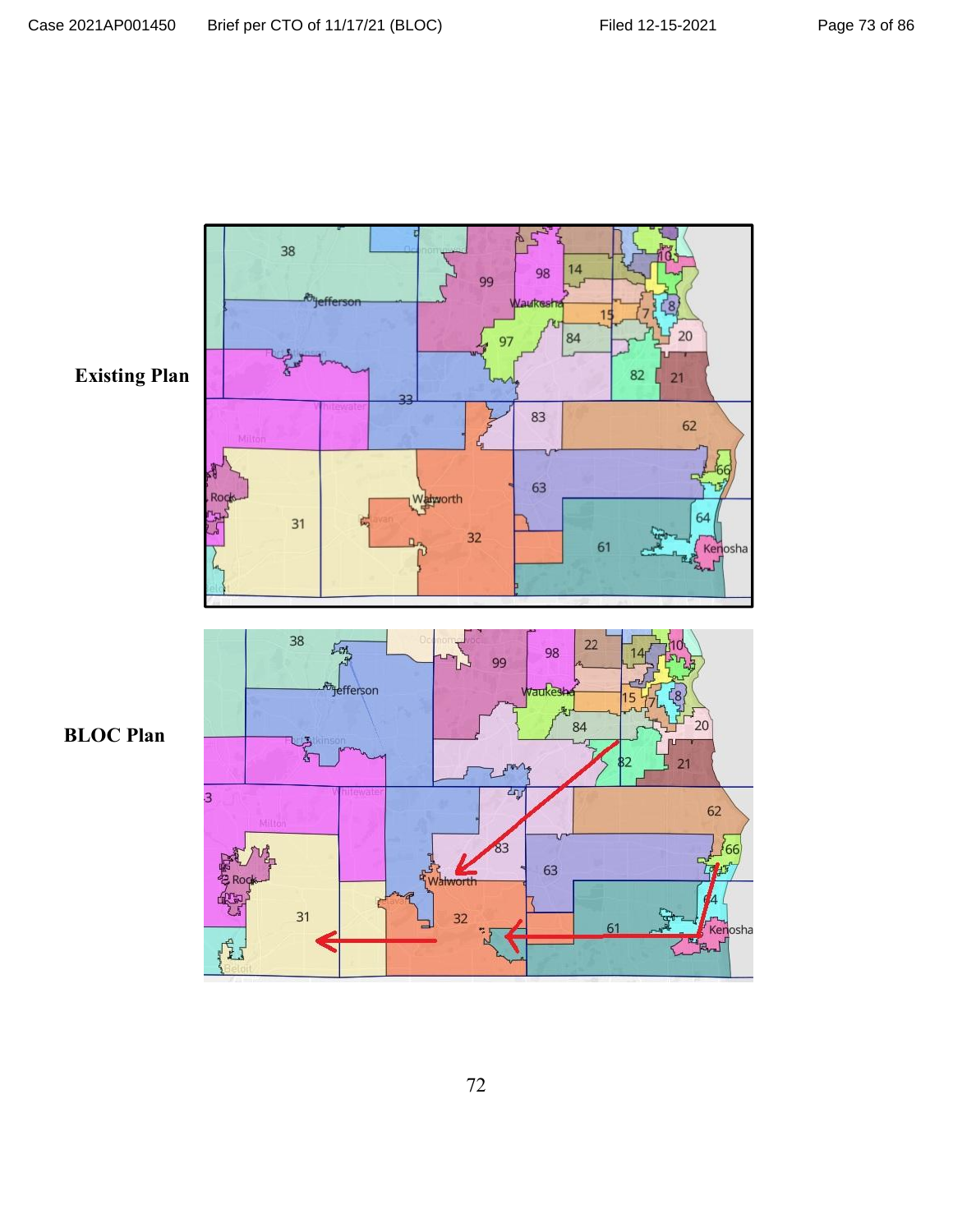**Existing Plan**

**BLOC Plan**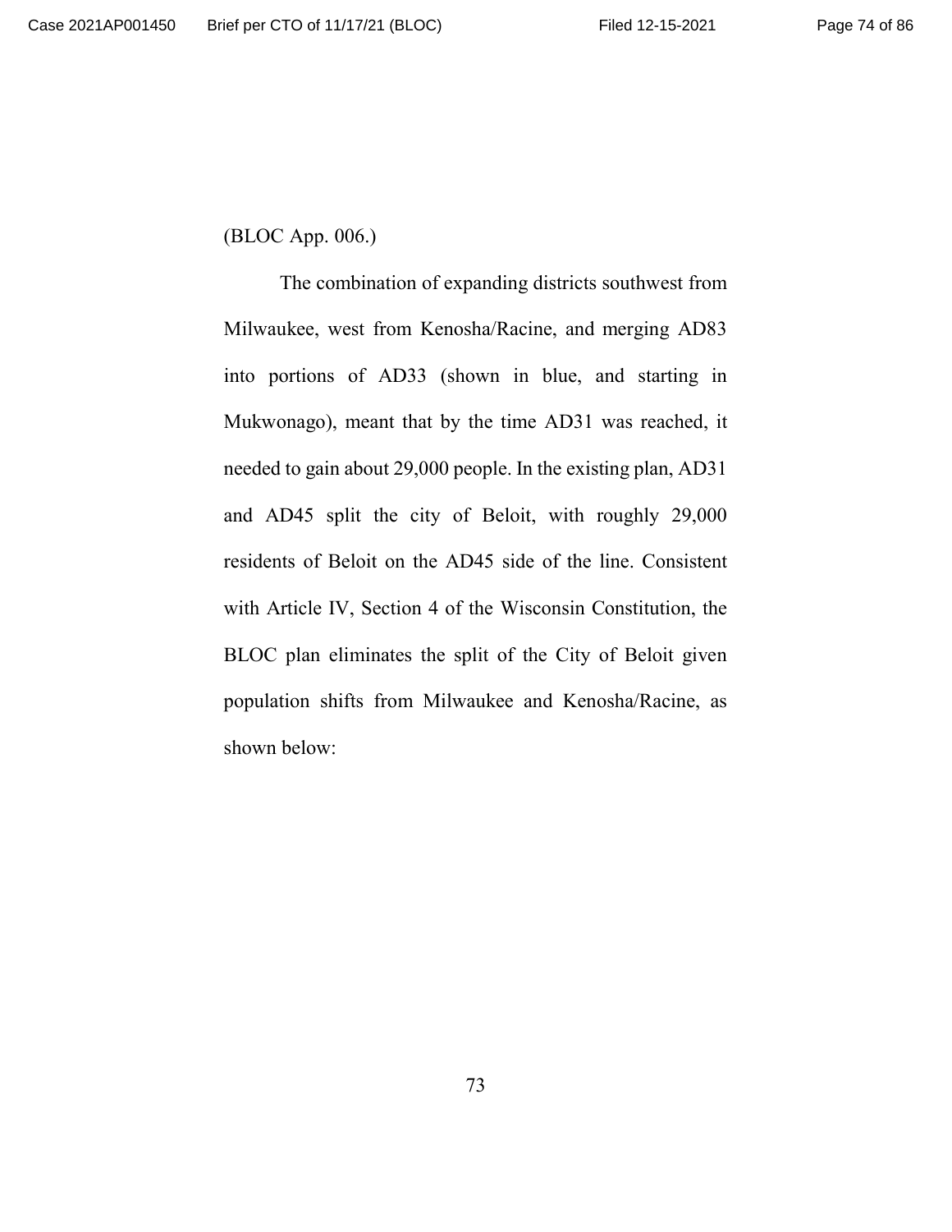(BLOC App. 006.)

The combination of expanding districts southwest from Milwaukee, west from Kenosha/Racine, and merging AD83 into portions of AD33 (shown in blue, and starting in Mukwonago), meant that by the time AD31 was reached, it needed to gain about 29,000 people. In the existing plan, AD31 and AD45 split the city of Beloit, with roughly 29,000 residents of Beloit on the AD45 side of the line. Consistent with Article IV, Section 4 of the Wisconsin Constitution, the BLOC plan eliminates the split of the City of Beloit given population shifts from Milwaukee and Kenosha/Racine, as shown below: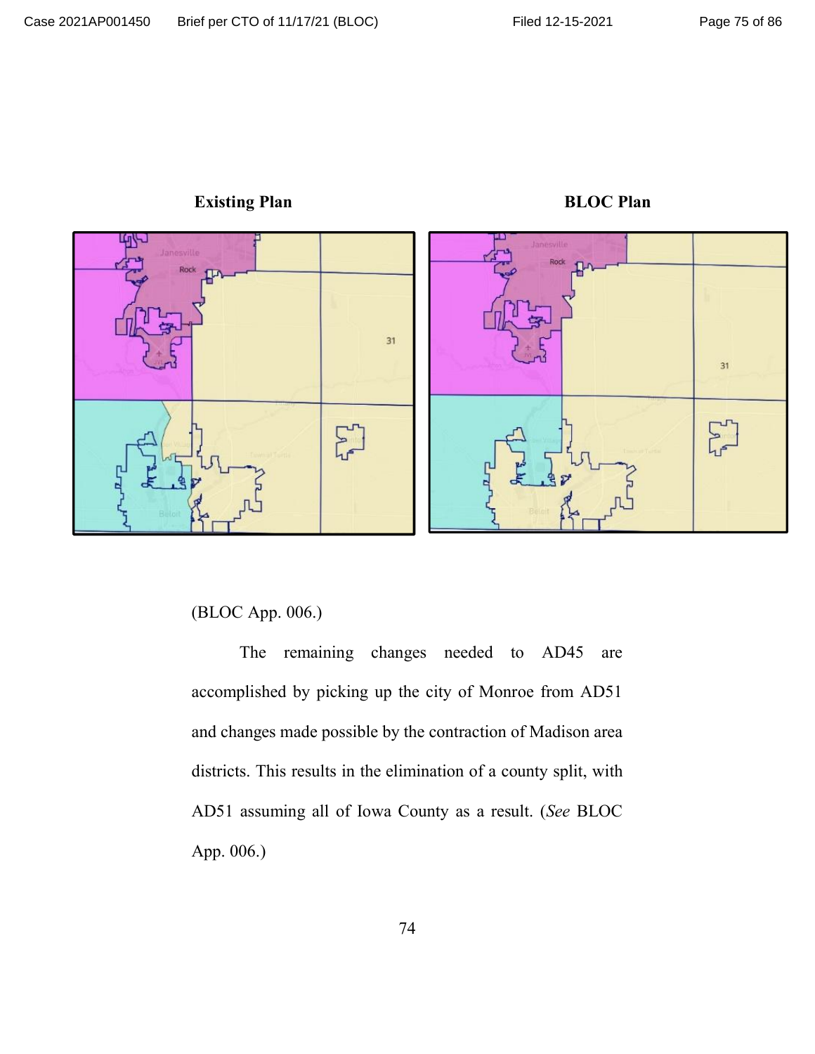**Existing Plan** **BLOC Plan**

(BLOC App. 006.)

The remaining changes needed to AD45 are accomplished by picking up the city of Monroe from AD51 and changes made possible by the contraction of Madison area districts. This results in the elimination of a county split, with AD51 assuming all of Iowa County as a result. (*See* BLOC App. 006.)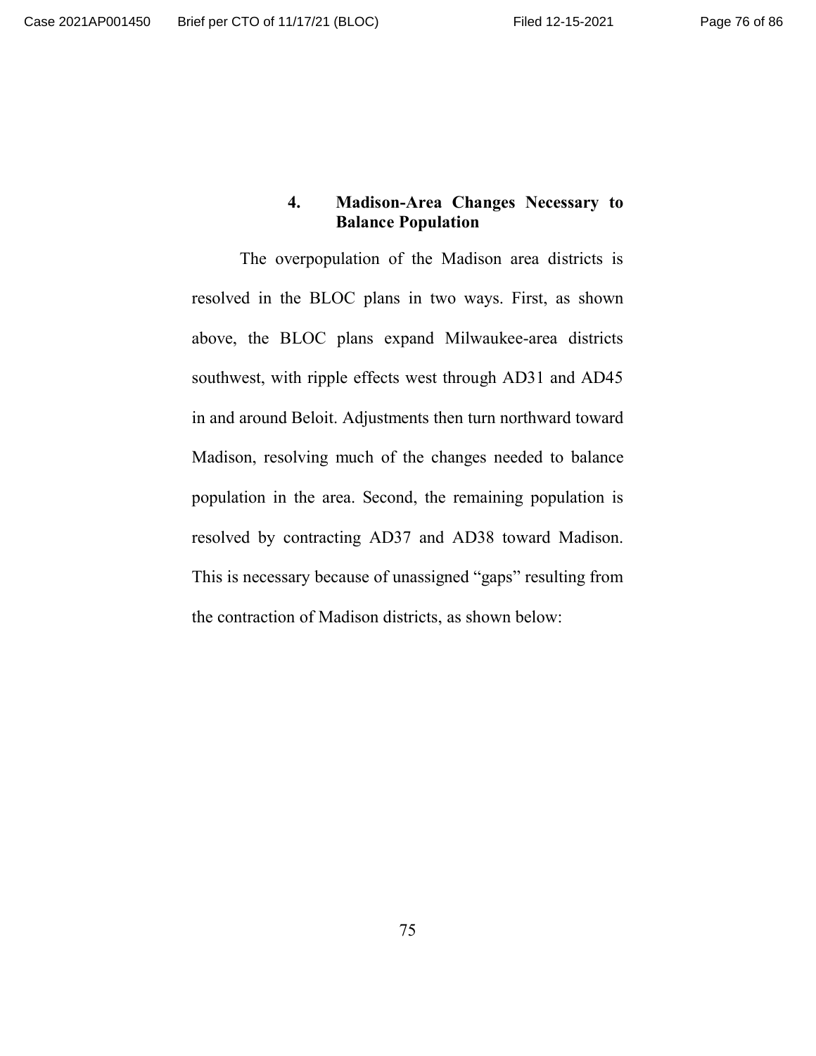#### 4. Madison-Area Changes Necessary to Balance Population

The overpopulation of the Madison area districts is resolved in the BLOC plans in two ways. First, as shown above, the BLOC plans expand Milwaukee-area districts southwest, with ripple effects west through AD31 and AD45 in and around Beloit. Adjustments then turn northward toward Madison, resolving much of the changes needed to balance population in the area. Second, the remaining population is resolved by contracting AD37 and AD38 toward Madison. This is necessary because of unassigned "gaps" resulting from the contraction of Madison districts, as shown below: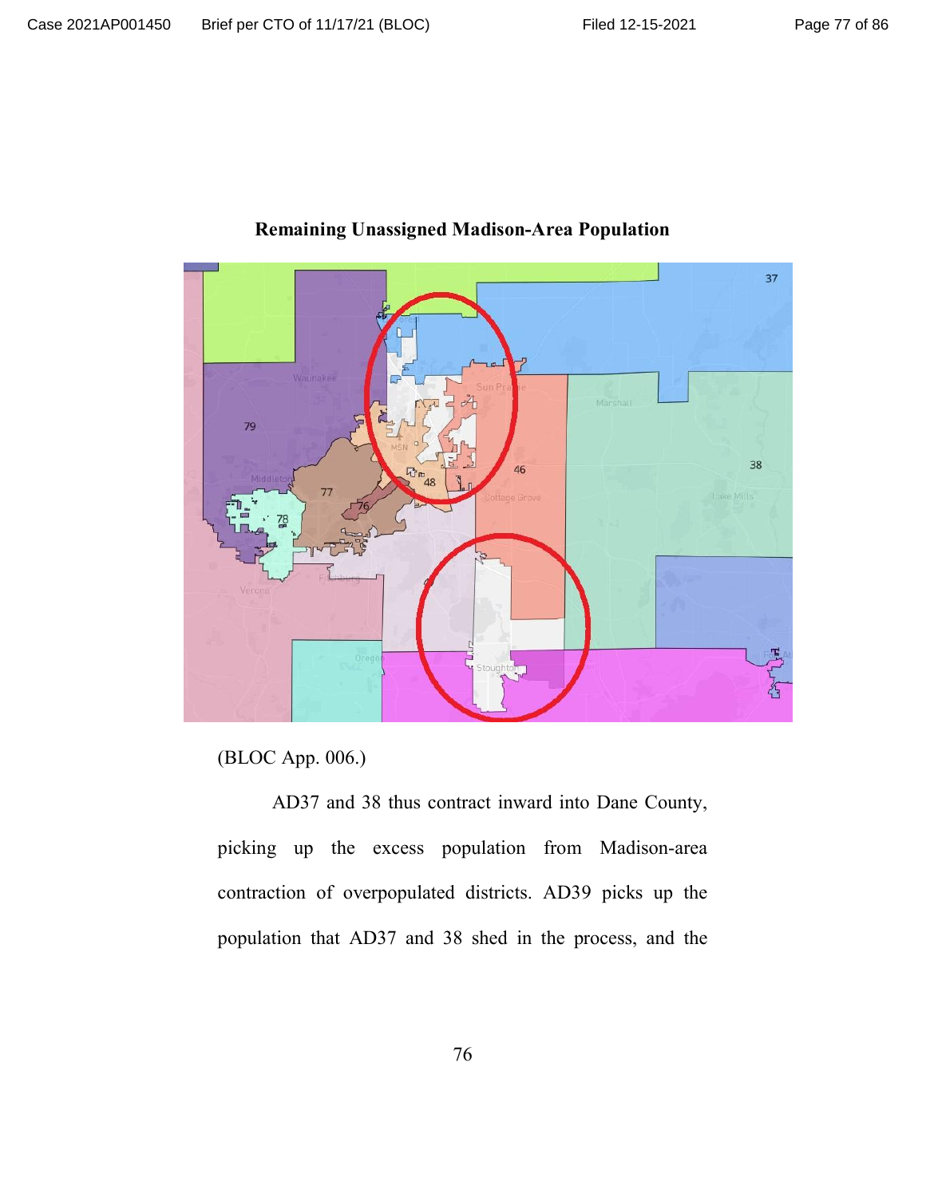**Remaining Unassigned Madison-Area Population**

(BLOC App. 006.)

AD37 and 38 thus contract inward into Dane County, picking up the excess population from Madison-area contraction of overpopulated districts. AD39 picks up the population that AD37 and 38 shed in the process, and the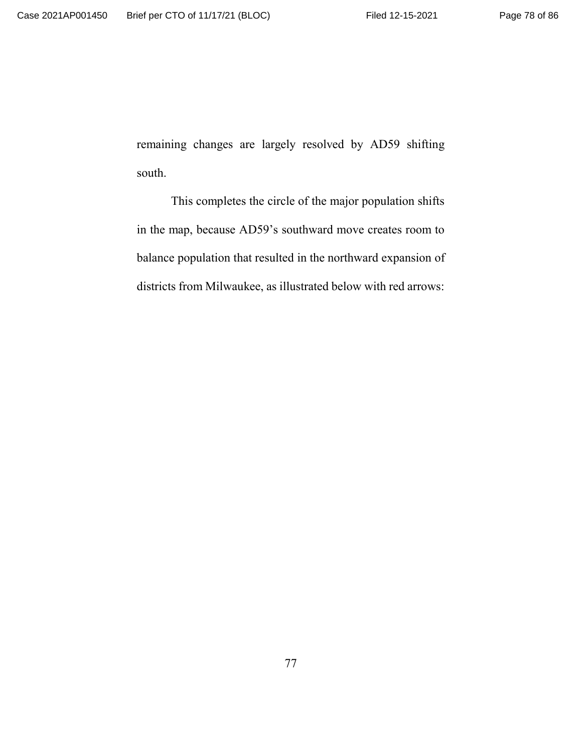remaining changes are largely resolved by AD59 shifting south.

This completes the circle of the major population shifts in the map, because AD59's southward move creates room to balance population that resulted in the northward expansion of districts from Milwaukee, as illustrated below with red arrows: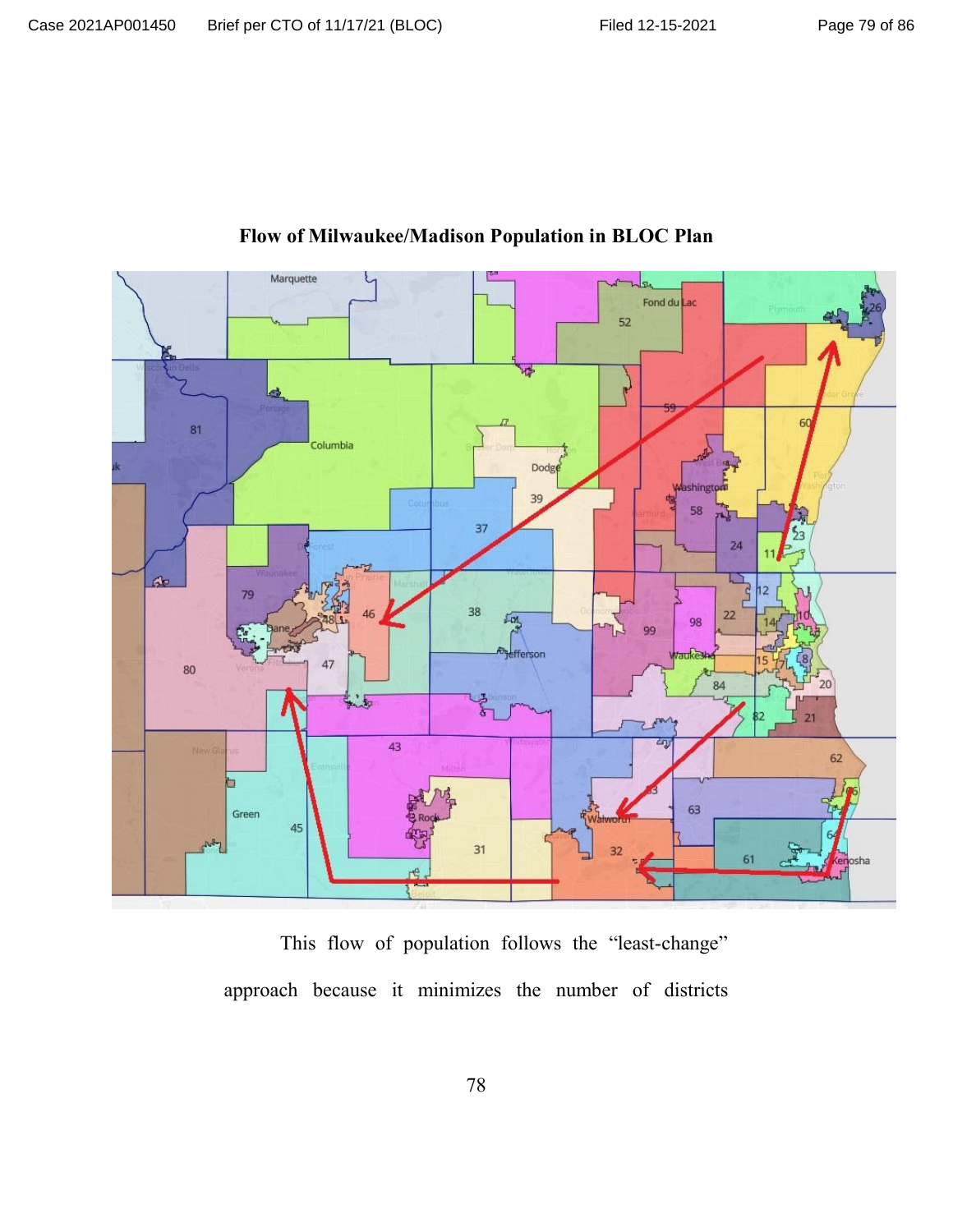**Flow of Milwaukee/Madison Population in BLOC Plan**

This flow of population follows the "least-change" approach because it minimizes the number of districts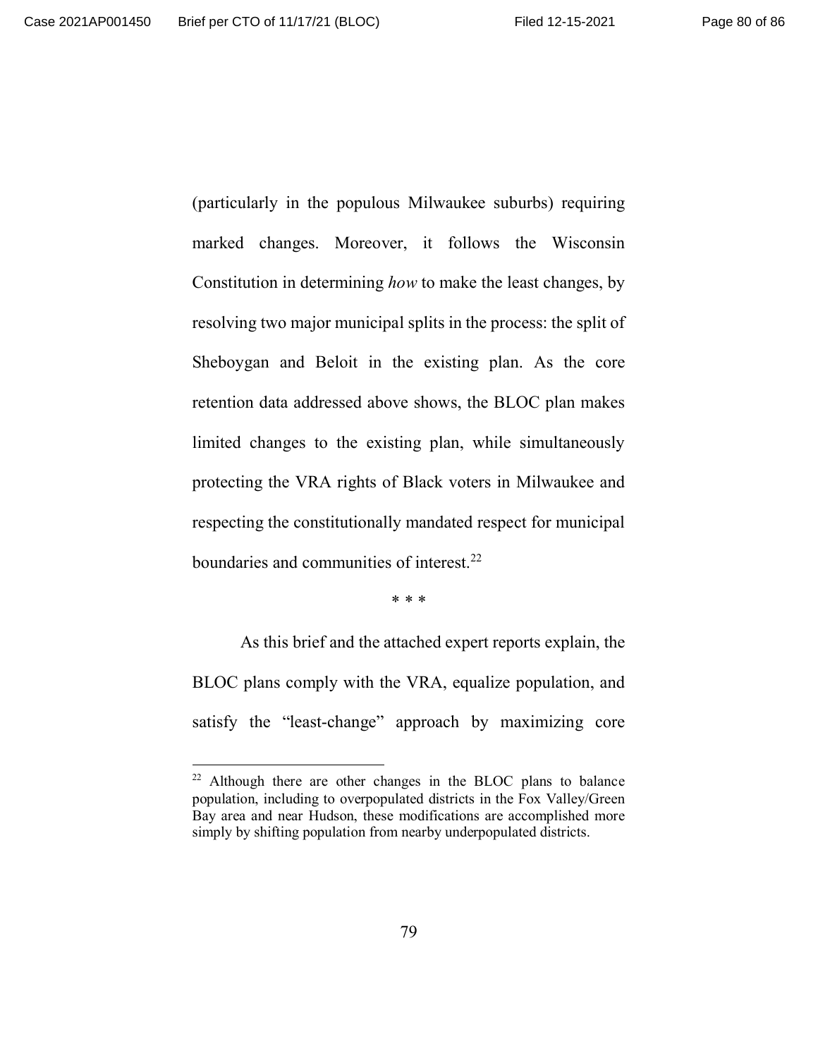(particularly in the populous Milwaukee suburbs) requiring marked changes. Moreover, it follows the Wisconsin Constitution in determining *how* to make the least changes, by resolving two major municipal splits in the process: the split of Sheboygan and Beloit in the existing plan. As the core retention data addressed above shows, the BLOC plan makes limited changes to the existing plan, while simultaneously protecting the VRA rights of Black voters in Milwaukee and respecting the constitutionally mandated respect for municipal boundaries and communities of interest.[22]

\* \* \*

As this brief and the attached expert reports explain, the BLOC plans comply with the VRA, equalize population, and satisfy the "least-change" approach by maximizing core

---

[22] Although there are other changes in the BLOC plans to balance population, including to overpopulated districts in the Fox Valley/Green Bay area and near Hudson, these modifications are accomplished more simply by shifting population from nearby underpopulated districts.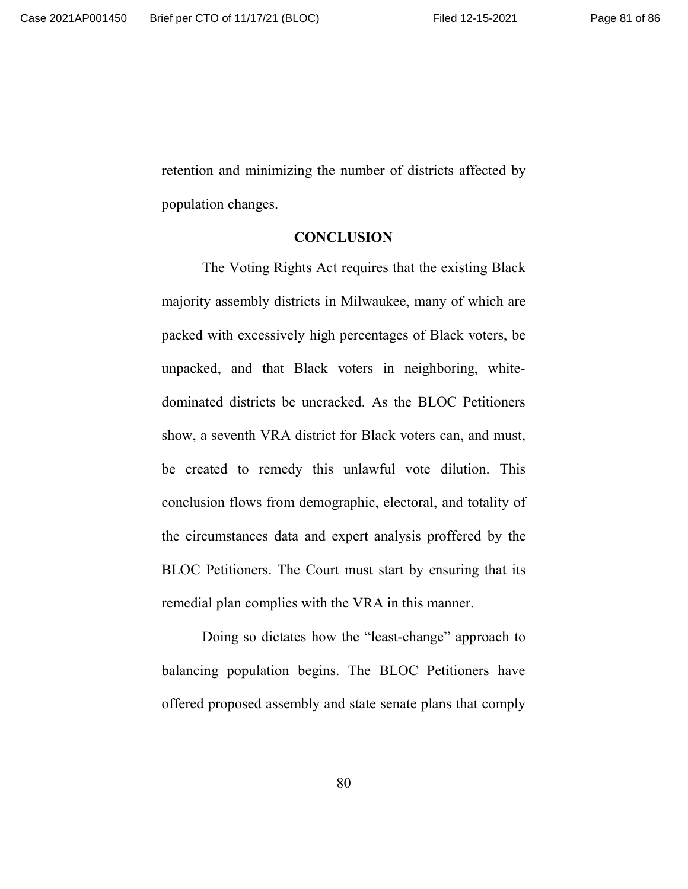retention and minimizing the number of districts affected by population changes.

## CONCLUSION

The Voting Rights Act requires that the existing Black majority assembly districts in Milwaukee, many of which are packed with excessively high percentages of Black voters, be unpacked, and that Black voters in neighboring, white-dominated districts be uncracked. As the BLOC Petitioners show, a seventh VRA district for Black voters can, and must, be created to remedy this unlawful vote dilution. This conclusion flows from demographic, electoral, and totality of the circumstances data and expert analysis proffered by the BLOC Petitioners. The Court must start by ensuring that its remedial plan complies with the VRA in this manner.

Doing so dictates how the "least-change" approach to balancing population begins. The BLOC Petitioners have offered proposed assembly and state senate plans that comply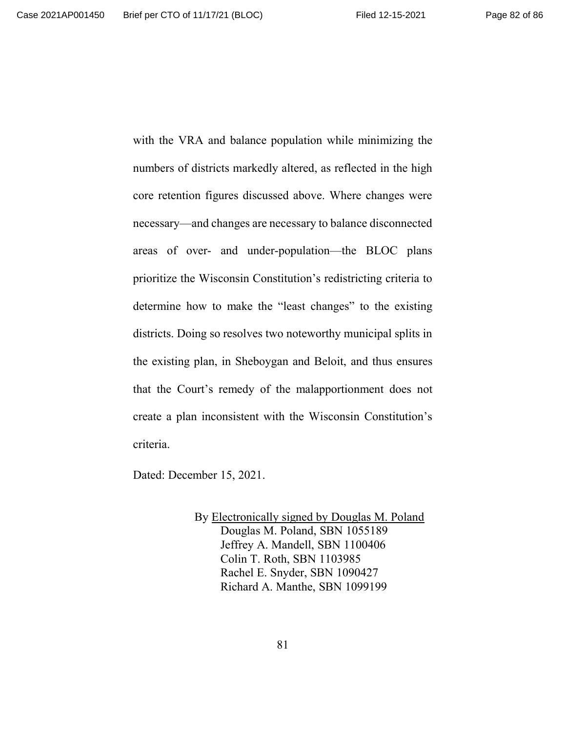with the VRA and balance population while minimizing the numbers of districts markedly altered, as reflected in the high core retention figures discussed above. Where changes were necessary—and changes are necessary to balance disconnected areas of over- and under-population—the BLOC plans prioritize the Wisconsin Constitution's redistricting criteria to determine how to make the "least changes" to the existing districts. Doing so resolves two noteworthy municipal splits in the existing plan, in Sheboygan and Beloit, and thus ensures that the Court's remedy of the malapportionment does not create a plan inconsistent with the Wisconsin Constitution's criteria.

Dated: December 15, 2021.

By Electronically signed by Douglas M. Poland
Douglas M. Poland, SBN 1055189
Jeffrey A. Mandell, SBN 1100406
Colin T. Roth, SBN 1103985
Rachel E. Snyder, SBN 1090427
Richard A. Manthe, SBN 1099199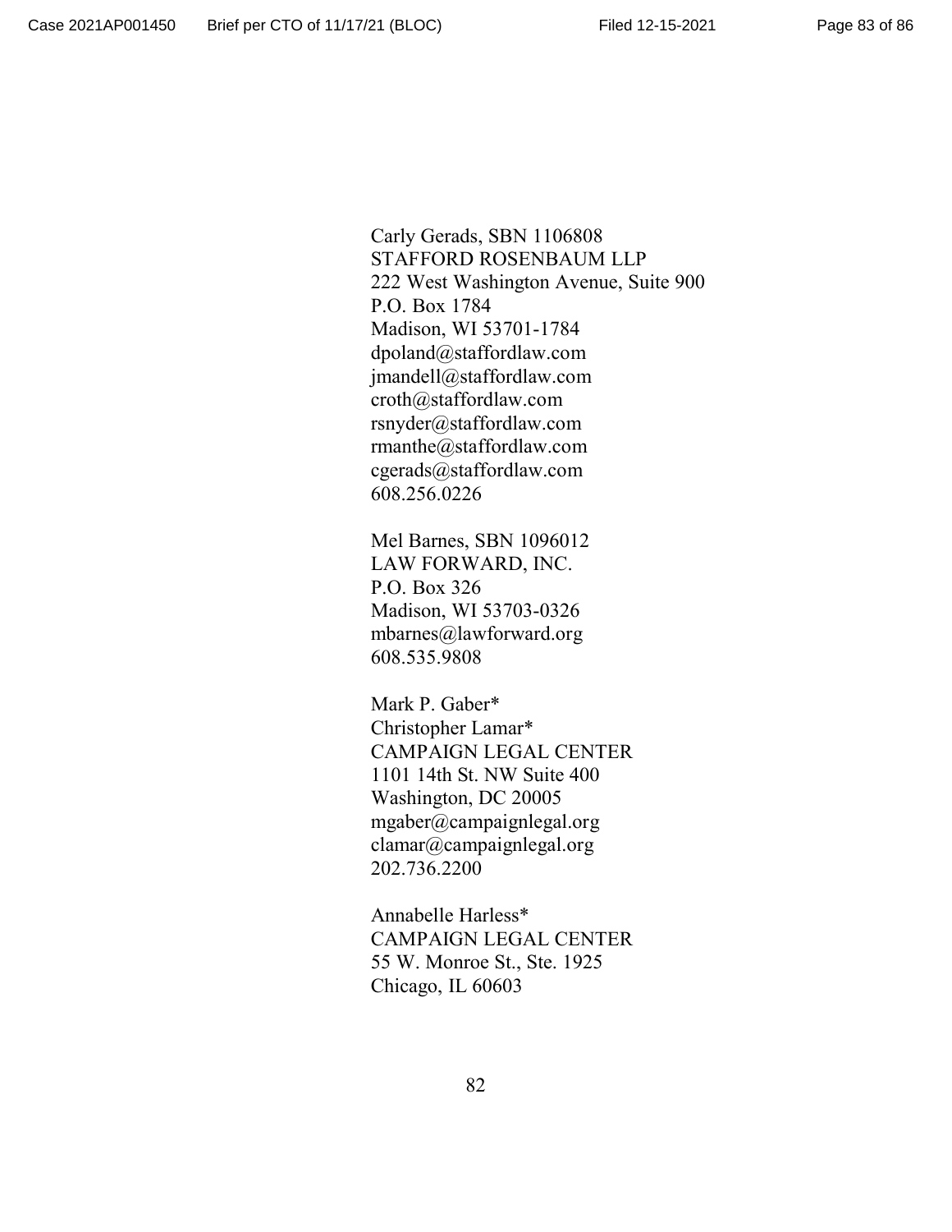Carly Gerads, SBN 1106808
STAFFORD ROSENBAUM LLP
222 West Washington Avenue, Suite 900
P.O. Box 1784
Madison, WI 53701-1784
dpoland@staffordlaw.com
jmandell@staffordlaw.com
croth@staffordlaw.com
rsnyder@staffordlaw.com
rmanthe@staffordlaw.com
cgerads@staffordlaw.com
608.256.0226

Mel Barnes, SBN 1096012
LAW FORWARD, INC.
P.O. Box 326
Madison, WI 53703-0326
mbarnes@lawforward.org
608.535.9808

Mark P. Gaber*
Christopher Lamar*
CAMPAIGN LEGAL CENTER
1101 14th St. NW Suite 400
Washington, DC 20005
mgaber@campaignlegal.org
clamar@campaignlegal.org
202.736.2200

Annabelle Harless*
CAMPAIGN LEGAL CENTER
55 W. Monroe St., Ste. 1925
Chicago, IL 60603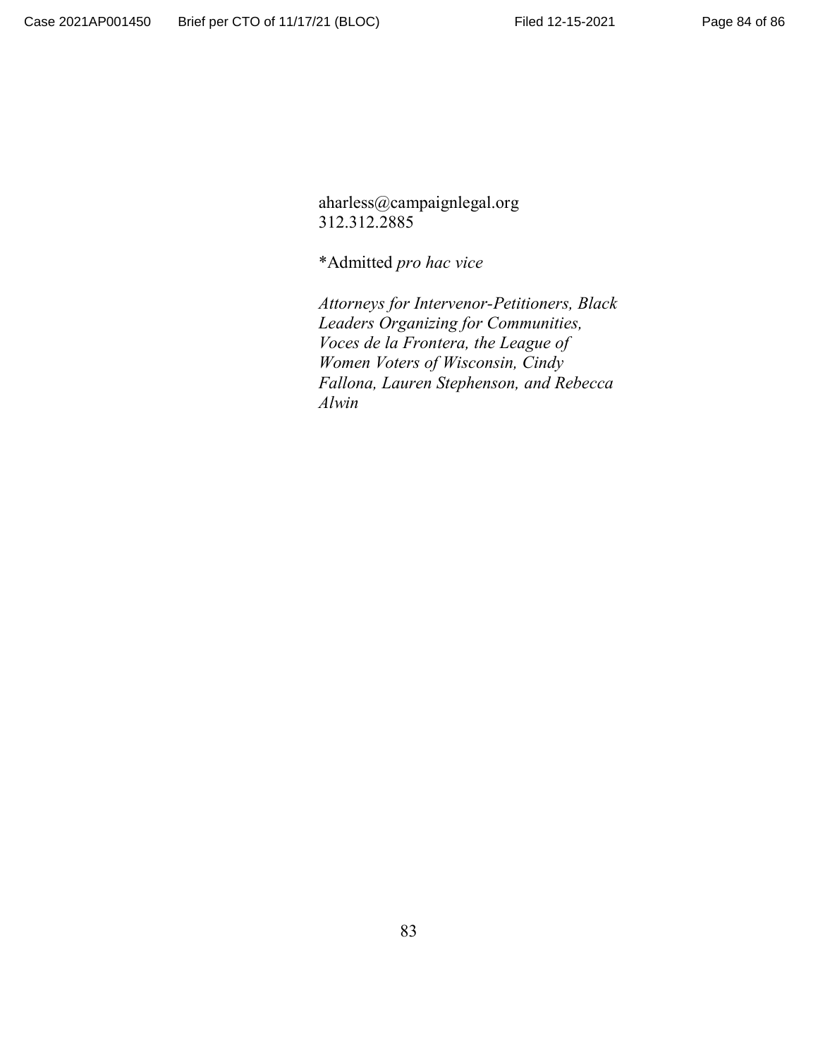aharless@campaignlegal.org
312.312.2885

*Admitted *pro hac vice*

*Attorneys for Intervenor-Petitioners, Black Leaders Organizing for Communities, Voces de la Frontera, the League of Women Voters of Wisconsin, Cindy Fallona, Lauren Stephenson, and Rebecca Alwin*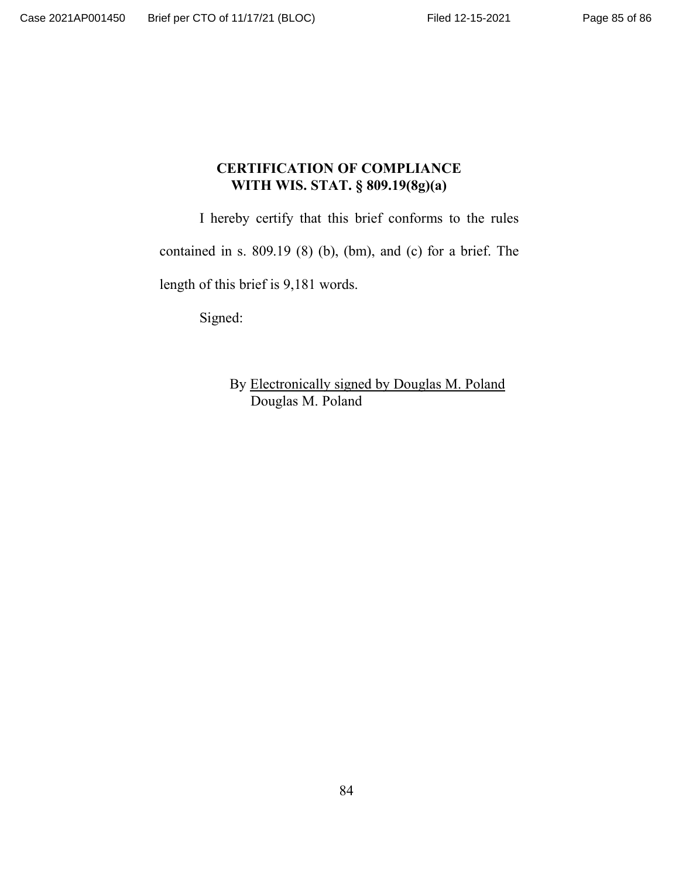# CERTIFICATION OF COMPLIANCE WITH WIS. STAT. § 809.19(8g)(a)

I hereby certify that this brief conforms to the rules contained in s. 809.19 (8) (b), (bm), and (c) for a brief. The length of this brief is 9,181 words.

Signed:

By Electronically signed by Douglas M. Poland
Douglas M. Poland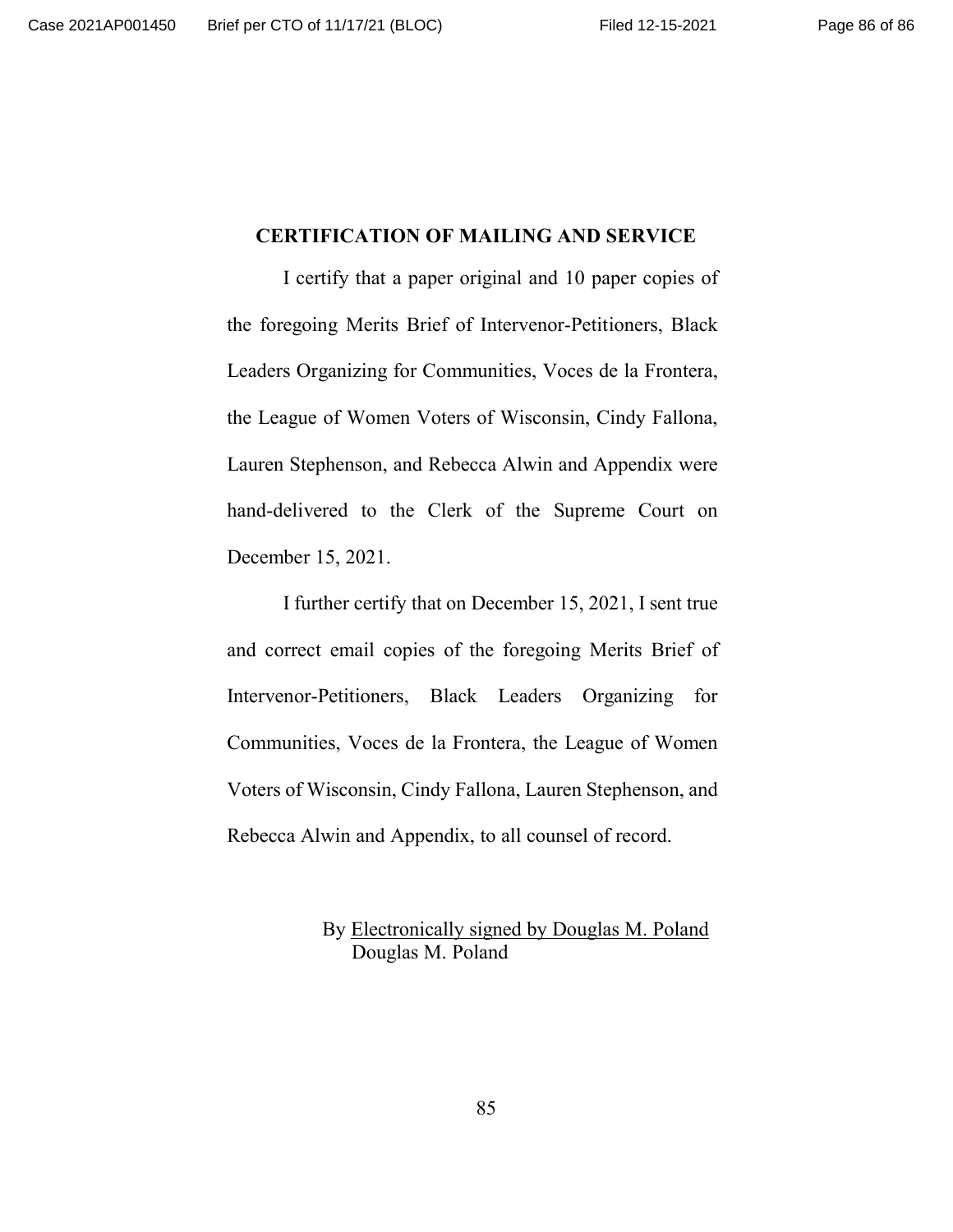## CERTIFICATION OF MAILING AND SERVICE

I certify that a paper original and 10 paper copies of the foregoing Merits Brief of Intervenor-Petitioners, Black Leaders Organizing for Communities, Voces de la Frontera, the League of Women Voters of Wisconsin, Cindy Fallona, Lauren Stephenson, and Rebecca Alwin and Appendix were hand-delivered to the Clerk of the Supreme Court on December 15, 2021.

I further certify that on December 15, 2021, I sent true and correct email copies of the foregoing Merits Brief of Intervenor-Petitioners, Black Leaders Organizing for Communities, Voces de la Frontera, the League of Women Voters of Wisconsin, Cindy Fallona, Lauren Stephenson, and Rebecca Alwin and Appendix, to all counsel of record.

By Electronically signed by Douglas M. Poland
Douglas M. Poland